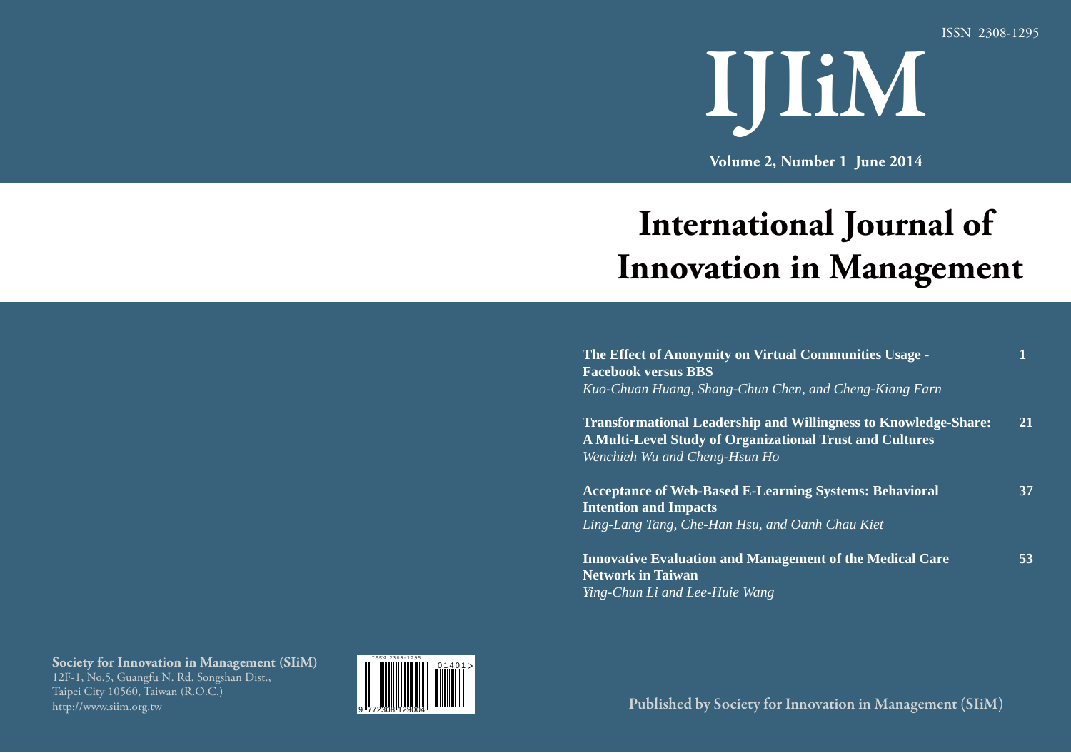ISSN 2308-1295

# IJIiM

**Volume 2, Number 1 June 2014**

# International Journal of Innovation in Management

| | |
|---|---|
| **The Effect of Anonymity on Virtual Communities Usage - Facebook versus BBS**<br>*Kuo-Chuan Huang, Shang-Chun Chen, and Cheng-Kiang Farn* | **1** |
| **Transformational Leadership and Willingness to Knowledge-Share: A Multi-Level Study of Organizational Trust and Cultures**<br>*Wenchieh Wu and Cheng-Hsun Ho* | **21** |
| **Acceptance of Web-Based E-Learning Systems: Behavioral Intention and Impacts**<br>*Ling-Lang Tang, Che-Han Hsu, and Oanh Chau Kiet* | **37** |
| **Innovative Evaluation and Management of the Medical Care Network in Taiwan**<br>*Ying-Chun Li and Lee-Huie Wang* | **53** |

**Society for Innovation in Management (SIiM)**
12F-1, No.5, Guangfu N. Rd. Songshan Dist.,
Taipei City 10560, Taiwan (R.O.C.)
http://www.siim.org.tw

ISSN 2308-1295
9 772308 129004 01401>

**Published by Society for Innovation in Management (SIiM)**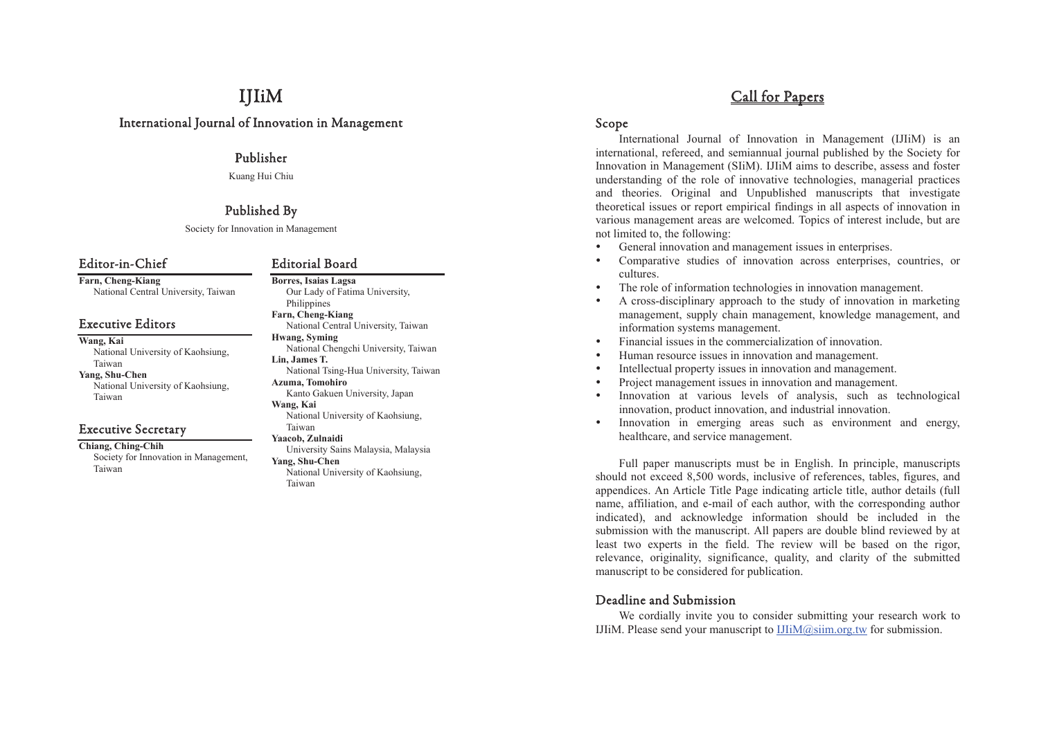# IJIiM

## International Journal of Innovation in Management

### Publisher

Kuang Hui Chiu

### Published By

Society for Innovation in Management

### Editor-in-Chief

**Farn, Cheng-Kiang**
National Central University, Taiwan

### Executive Editors

**Wang, Kai**
National University of Kaohsiung, Taiwan

**Yang, Shu-Chen**
National University of Kaohsiung, Taiwan

### Executive Secretary

**Chiang, Ching-Chih**
Society for Innovation in Management, Taiwan

### Editorial Board

**Borres, Isaias Lagsa**
Our Lady of Fatima University, Philippines

**Farn, Cheng-Kiang**
National Central University, Taiwan

**Hwang, Syming**
National Chengchi University, Taiwan

**Lin, James T.**
National Tsing-Hua University, Taiwan

**Azuma, Tomohiro**
Kanto Gakuen University, Japan

**Wang, Kai**
National University of Kaohsiung, Taiwan

**Yaacob, Zulnaidi**
University Sains Malaysia, Malaysia

**Yang, Shu-Chen**
National University of Kaohsiung, Taiwan

# Call for Papers

### Scope

International Journal of Innovation in Management (IJIiM) is an international, refereed, and semiannual journal published by the Society for Innovation in Management (SIiM). IJIiM aims to describe, assess and foster understanding of the role of innovative technologies, managerial practices and theories. Original and Unpublished manuscripts that investigate theoretical issues or report empirical findings in all aspects of innovation in various management areas are welcomed. Topics of interest include, but are not limited to, the following:

- General innovation and management issues in enterprises.
- Comparative studies of innovation across enterprises, countries, or cultures.
- The role of information technologies in innovation management.
- A cross-disciplinary approach to the study of innovation in marketing management, supply chain management, knowledge management, and information systems management.
- Financial issues in the commercialization of innovation.
- Human resource issues in innovation and management.
- Intellectual property issues in innovation and management.
- Project management issues in innovation and management.
- Innovation at various levels of analysis, such as technological innovation, product innovation, and industrial innovation.
- Innovation in emerging areas such as environment and energy, healthcare, and service management.

Full paper manuscripts must be in English. In principle, manuscripts should not exceed 8,500 words, inclusive of references, tables, figures, and appendices. An Article Title Page indicating article title, author details (full name, affiliation, and e-mail of each author, with the corresponding author indicated), and acknowledge information should be included in the submission with the manuscript. All papers are double blind reviewed by at least two experts in the field. The review will be based on the rigor, relevance, originality, significance, quality, and clarity of the submitted manuscript to be considered for publication.

### Deadline and Submission

We cordially invite you to consider submitting your research work to IJIiM. Please send your manuscript to IJIiM@siim.org.tw for submission.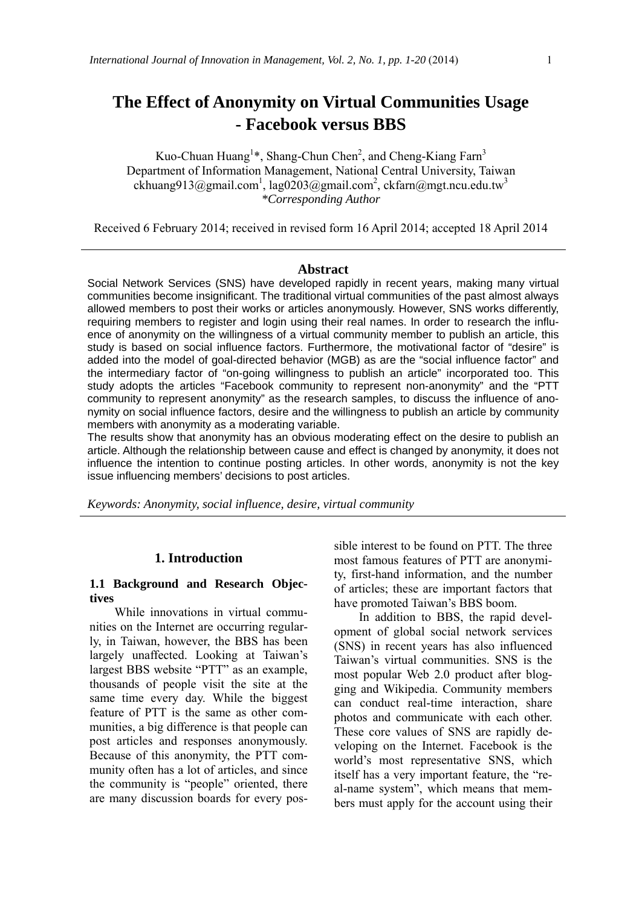# The Effect of Anonymity on Virtual Communities Usage - Facebook versus BBS

Kuo-Chuan Huang[1]*, Shang-Chun Chen[2], and Cheng-Kiang Farn[3]
Department of Information Management, National Central University, Taiwan
ckhuang913@gmail.com[1], lag0203@gmail.com[2], ckfarn@mgt.ncu.edu.tw[3]
*\*Corresponding Author*

Received 6 February 2014; received in revised form 16 April 2014; accepted 18 April 2014

## Abstract

Social Network Services (SNS) have developed rapidly in recent years, making many virtual communities become insignificant. The traditional virtual communities of the past almost always allowed members to post their works or articles anonymously. However, SNS works differently, requiring members to register and login using their real names. In order to research the influence of anonymity on the willingness of a virtual community member to publish an article, this study is based on social influence factors. Furthermore, the motivational factor of "desire" is added into the model of goal-directed behavior (MGB) as are the "social influence factor" and the intermediary factor of "on-going willingness to publish an article" incorporated too. This study adopts the articles "Facebook community to represent non-anonymity" and the "PTT community to represent anonymity" as the research samples, to discuss the influence of anonymity on social influence factors, desire and the willingness to publish an article by community members with anonymity as a moderating variable.

The results show that anonymity has an obvious moderating effect on the desire to publish an article. Although the relationship between cause and effect is changed by anonymity, it does not influence the intention to continue posting articles. In other words, anonymity is not the key issue influencing members' decisions to post articles.

*Keywords: Anonymity, social influence, desire, virtual community*

## 1. Introduction

### 1.1 Background and Research Objectives

While innovations in virtual communities on the Internet are occurring regularly, in Taiwan, however, the BBS has been largely unaffected. Looking at Taiwan's largest BBS website "PTT" as an example, thousands of people visit the site at the same time every day. While the biggest feature of PTT is the same as other communities, a big difference is that people can post articles and responses anonymously. Because of this anonymity, the PTT community often has a lot of articles, and since the community is "people" oriented, there are many discussion boards for every possible interest to be found on PTT. The three most famous features of PTT are anonymity, first-hand information, and the number of articles; these are important factors that have promoted Taiwan's BBS boom.

In addition to BBS, the rapid development of global social network services (SNS) in recent years has also influenced Taiwan's virtual communities. SNS is the most popular Web 2.0 product after blogging and Wikipedia. Community members can conduct real-time interaction, share photos and communicate with each other. These core values of SNS are rapidly developing on the Internet. Facebook is the world's most representative SNS, which itself has a very important feature, the "real-name system", which means that members must apply for the account using their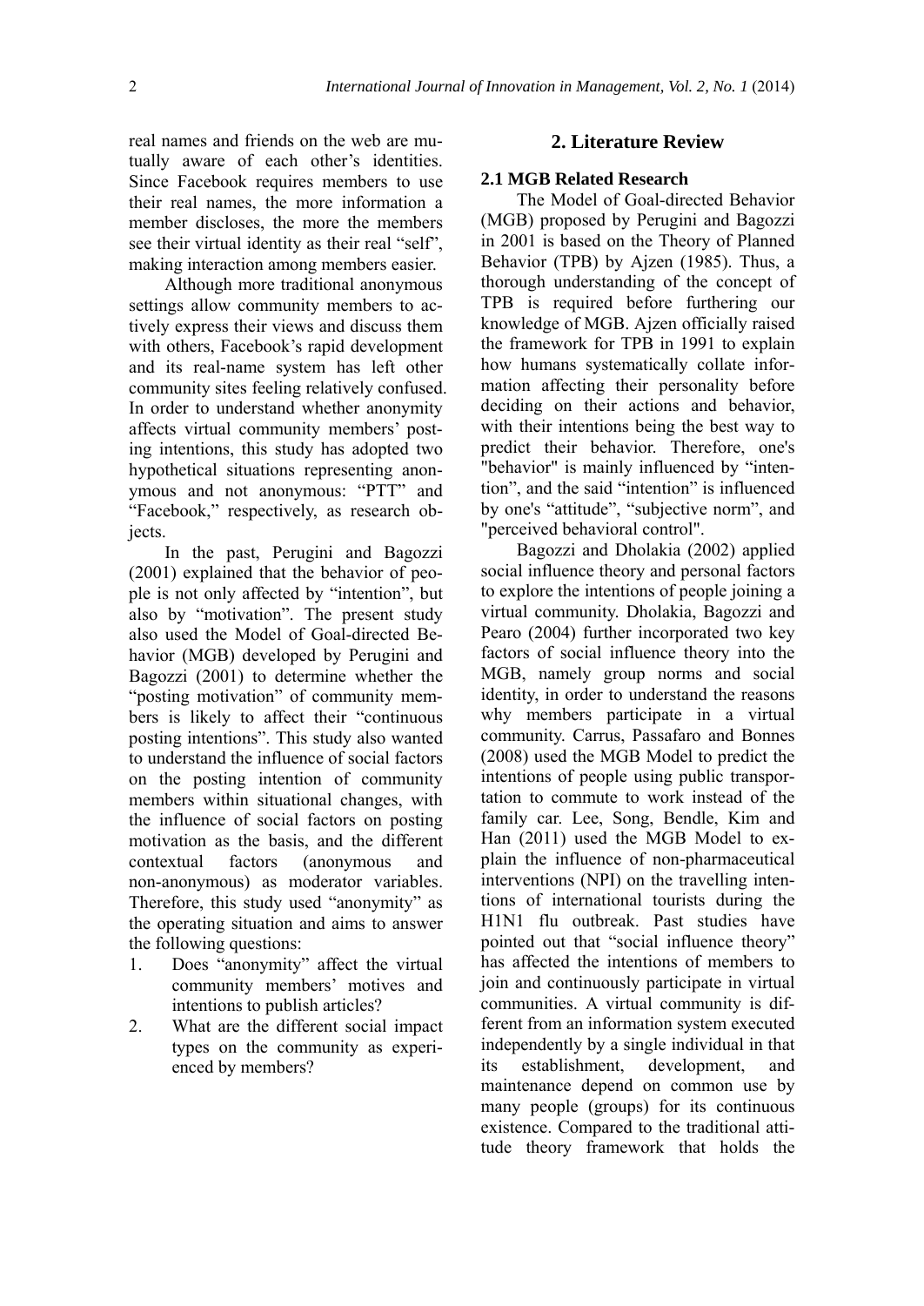real names and friends on the web are mutually aware of each other's identities. Since Facebook requires members to use their real names, the more information a member discloses, the more the members see their virtual identity as their real "self", making interaction among members easier.

Although more traditional anonymous settings allow community members to actively express their views and discuss them with others, Facebook's rapid development and its real-name system has left other community sites feeling relatively confused. In order to understand whether anonymity affects virtual community members' posting intentions, this study has adopted two hypothetical situations representing anonymous and not anonymous: "PTT" and "Facebook," respectively, as research objects.

In the past, Perugini and Bagozzi (2001) explained that the behavior of people is not only affected by "intention", but also by "motivation". The present study also used the Model of Goal-directed Behavior (MGB) developed by Perugini and Bagozzi (2001) to determine whether the "posting motivation" of community members is likely to affect their "continuous posting intentions". This study also wanted to understand the influence of social factors on the posting intention of community members within situational changes, with the influence of social factors on posting motivation as the basis, and the different contextual factors (anonymous and non-anonymous) as moderator variables. Therefore, this study used "anonymity" as the operating situation and aims to answer the following questions:

1. Does "anonymity" affect the virtual community members' motives and intentions to publish articles?
2. What are the different social impact types on the community as experienced by members?

## 2. Literature Review

### 2.1 MGB Related Research

The Model of Goal-directed Behavior (MGB) proposed by Perugini and Bagozzi in 2001 is based on the Theory of Planned Behavior (TPB) by Ajzen (1985). Thus, a thorough understanding of the concept of TPB is required before furthering our knowledge of MGB. Ajzen officially raised the framework for TPB in 1991 to explain how humans systematically collate information affecting their personality before deciding on their actions and behavior, with their intentions being the best way to predict their behavior. Therefore, one's "behavior" is mainly influenced by "intention", and the said "intention" is influenced by one's "attitude", "subjective norm", and "perceived behavioral control".

Bagozzi and Dholakia (2002) applied social influence theory and personal factors to explore the intentions of people joining a virtual community. Dholakia, Bagozzi and Pearo (2004) further incorporated two key factors of social influence theory into the MGB, namely group norms and social identity, in order to understand the reasons why members participate in a virtual community. Carrus, Passafaro and Bonnes (2008) used the MGB Model to predict the intentions of people using public transportation to commute to work instead of the family car. Lee, Song, Bendle, Kim and Han (2011) used the MGB Model to explain the influence of non-pharmaceutical interventions (NPI) on the travelling intentions of international tourists during the H1N1 flu outbreak. Past studies have pointed out that "social influence theory" has affected the intentions of members to join and continuously participate in virtual communities. A virtual community is different from an information system executed independently by a single individual in that its establishment, development, and maintenance depend on common use by many people (groups) for its continuous existence. Compared to the traditional attitude theory framework that holds the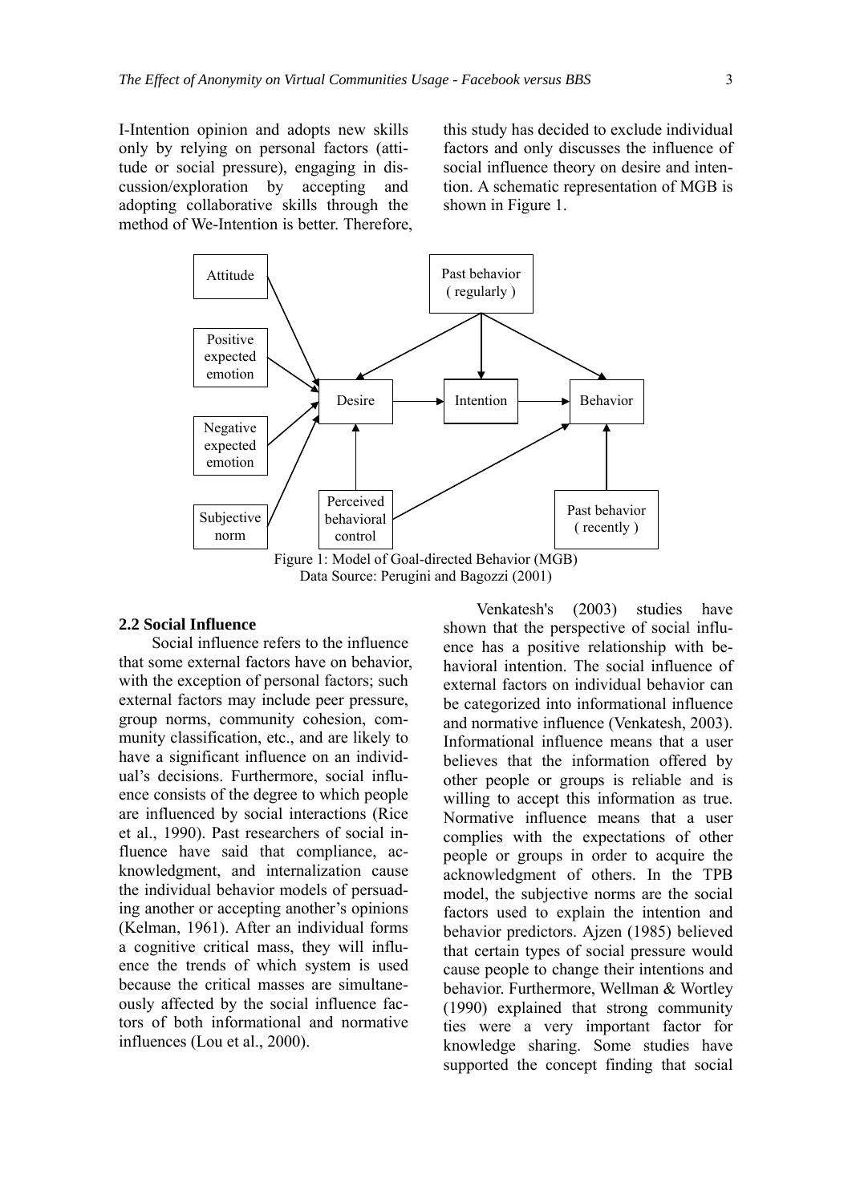I-Intention opinion and adopts new skills only by relying on personal factors (attitude or social pressure), engaging in discussion/exploration by accepting and adopting collaborative skills through the method of We-Intention is better. Therefore, this study has decided to exclude individual factors and only discusses the influence of social influence theory on desire and intention. A schematic representation of MGB is shown in Figure 1.

Figure 1: Model of Goal-directed Behavior (MGB)
Data Source: Perugini and Bagozzi (2001)

## 2.2 Social Influence

Social influence refers to the influence that some external factors have on behavior, with the exception of personal factors; such external factors may include peer pressure, group norms, community cohesion, community classification, etc., and are likely to have a significant influence on an individual's decisions. Furthermore, social influence consists of the degree to which people are influenced by social interactions (Rice et al., 1990). Past researchers of social influence have said that compliance, acknowledgment, and internalization cause the individual behavior models of persuading another or accepting another's opinions (Kelman, 1961). After an individual forms a cognitive critical mass, they will influence the trends of which system is used because the critical masses are simultaneously affected by the social influence factors of both informational and normative influences (Lou et al., 2000).

Venkatesh's (2003) studies have shown that the perspective of social influence has a positive relationship with behavioral intention. The social influence of external factors on individual behavior can be categorized into informational influence and normative influence (Venkatesh, 2003). Informational influence means that a user believes that the information offered by other people or groups is reliable and is willing to accept this information as true. Normative influence means that a user complies with the expectations of other people or groups in order to acquire the acknowledgment of others. In the TPB model, the subjective norms are the social factors used to explain the intention and behavior predictors. Ajzen (1985) believed that certain types of social pressure would cause people to change their intentions and behavior. Furthermore, Wellman & Wortley (1990) explained that strong community ties were a very important factor for knowledge sharing. Some studies have supported the concept finding that social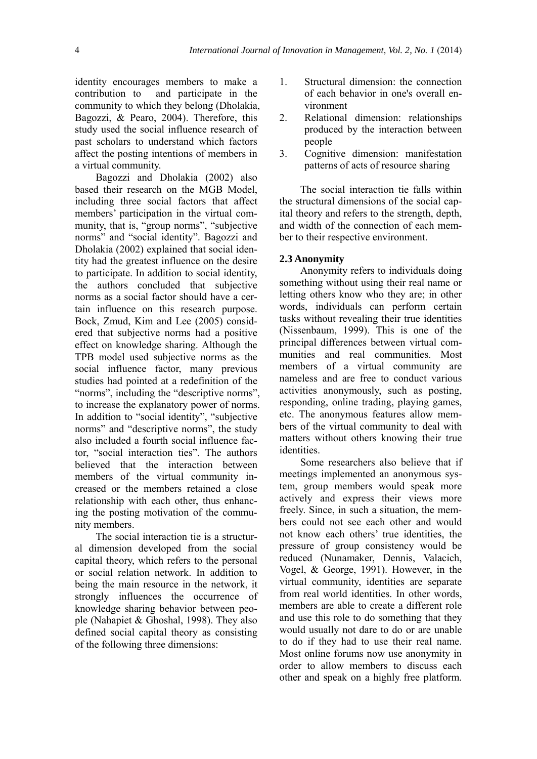identity encourages members to make a contribution to and participate in the community to which they belong (Dholakia, Bagozzi, & Pearo, 2004). Therefore, this study used the social influence research of past scholars to understand which factors affect the posting intentions of members in a virtual community.

Bagozzi and Dholakia (2002) also based their research on the MGB Model, including three social factors that affect members' participation in the virtual community, that is, "group norms", "subjective norms" and "social identity". Bagozzi and Dholakia (2002) explained that social identity had the greatest influence on the desire to participate. In addition to social identity, the authors concluded that subjective norms as a social factor should have a certain influence on this research purpose. Bock, Zmud, Kim and Lee (2005) considered that subjective norms had a positive effect on knowledge sharing. Although the TPB model used subjective norms as the social influence factor, many previous studies had pointed at a redefinition of the "norms", including the "descriptive norms", to increase the explanatory power of norms. In addition to "social identity", "subjective norms" and "descriptive norms", the study also included a fourth social influence factor, "social interaction ties". The authors believed that the interaction between members of the virtual community increased or the members retained a close relationship with each other, thus enhancing the posting motivation of the community members.

The social interaction tie is a structural dimension developed from the social capital theory, which refers to the personal or social relation network. In addition to being the main resource in the network, it strongly influences the occurrence of knowledge sharing behavior between people (Nahapiet & Ghoshal, 1998). They also defined social capital theory as consisting of the following three dimensions:

1. Structural dimension: the connection of each behavior in one's overall environment
2. Relational dimension: relationships produced by the interaction between people
3. Cognitive dimension: manifestation patterns of acts of resource sharing

The social interaction tie falls within the structural dimensions of the social capital theory and refers to the strength, depth, and width of the connection of each member to their respective environment.

### 2.3 Anonymity

Anonymity refers to individuals doing something without using their real name or letting others know who they are; in other words, individuals can perform certain tasks without revealing their true identities (Nissenbaum, 1999). This is one of the principal differences between virtual communities and real communities. Most members of a virtual community are nameless and are free to conduct various activities anonymously, such as posting, responding, online trading, playing games, etc. The anonymous features allow members of the virtual community to deal with matters without others knowing their true identities.

Some researchers also believe that if meetings implemented an anonymous system, group members would speak more actively and express their views more freely. Since, in such a situation, the members could not see each other and would not know each others' true identities, the pressure of group consistency would be reduced (Nunamaker, Dennis, Valacich, Vogel, & George, 1991). However, in the virtual community, identities are separate from real world identities. In other words, members are able to create a different role and use this role to do something that they would usually not dare to do or are unable to do if they had to use their real name. Most online forums now use anonymity in order to allow members to discuss each other and speak on a highly free platform.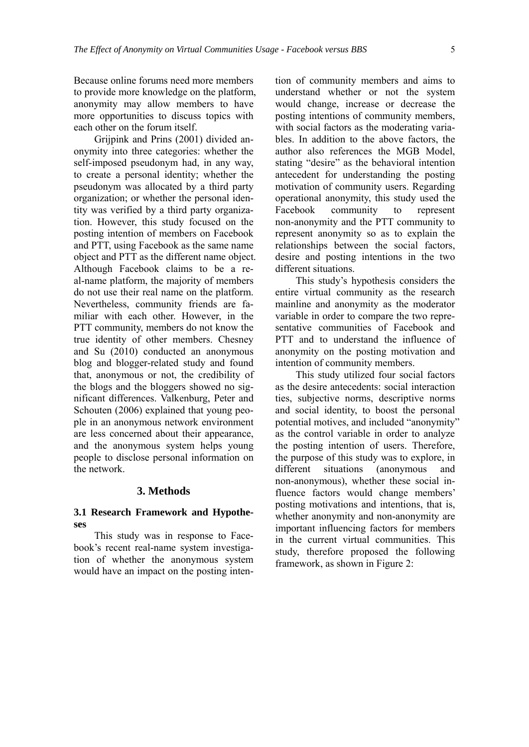Because online forums need more members to provide more knowledge on the platform, anonymity may allow members to have more opportunities to discuss topics with each other on the forum itself.

Grijpink and Prins (2001) divided anonymity into three categories: whether the self-imposed pseudonym had, in any way, to create a personal identity; whether the pseudonym was allocated by a third party organization; or whether the personal identity was verified by a third party organization. However, this study focused on the posting intention of members on Facebook and PTT, using Facebook as the same name object and PTT as the different name object. Although Facebook claims to be a real-name platform, the majority of members do not use their real name on the platform. Nevertheless, community friends are familiar with each other. However, in the PTT community, members do not know the true identity of other members. Chesney and Su (2010) conducted an anonymous blog and blogger-related study and found that, anonymous or not, the credibility of the blogs and the bloggers showed no significant differences. Valkenburg, Peter and Schouten (2006) explained that young people in an anonymous network environment are less concerned about their appearance, and the anonymous system helps young people to disclose personal information on the network.

## 3. Methods

### 3.1 Research Framework and Hypotheses

This study was in response to Facebook's recent real-name system investigation of whether the anonymous system would have an impact on the posting intention of community members and aims to understand whether or not the system would change, increase or decrease the posting intentions of community members, with social factors as the moderating variables. In addition to the above factors, the author also references the MGB Model, stating "desire" as the behavioral intention antecedent for understanding the posting motivation of community users. Regarding operational anonymity, this study used the Facebook community to represent non-anonymity and the PTT community to represent anonymity so as to explain the relationships between the social factors, desire and posting intentions in the two different situations.

This study's hypothesis considers the entire virtual community as the research mainline and anonymity as the moderator variable in order to compare the two representative communities of Facebook and PTT and to understand the influence of anonymity on the posting motivation and intention of community members.

This study utilized four social factors as the desire antecedents: social interaction ties, subjective norms, descriptive norms and social identity, to boost the personal potential motives, and included "anonymity" as the control variable in order to analyze the posting intention of users. Therefore, the purpose of this study was to explore, in different situations (anonymous and non-anonymous), whether these social influence factors would change members' posting motivations and intentions, that is, whether anonymity and non-anonymity are important influencing factors for members in the current virtual communities. This study, therefore proposed the following framework, as shown in Figure 2: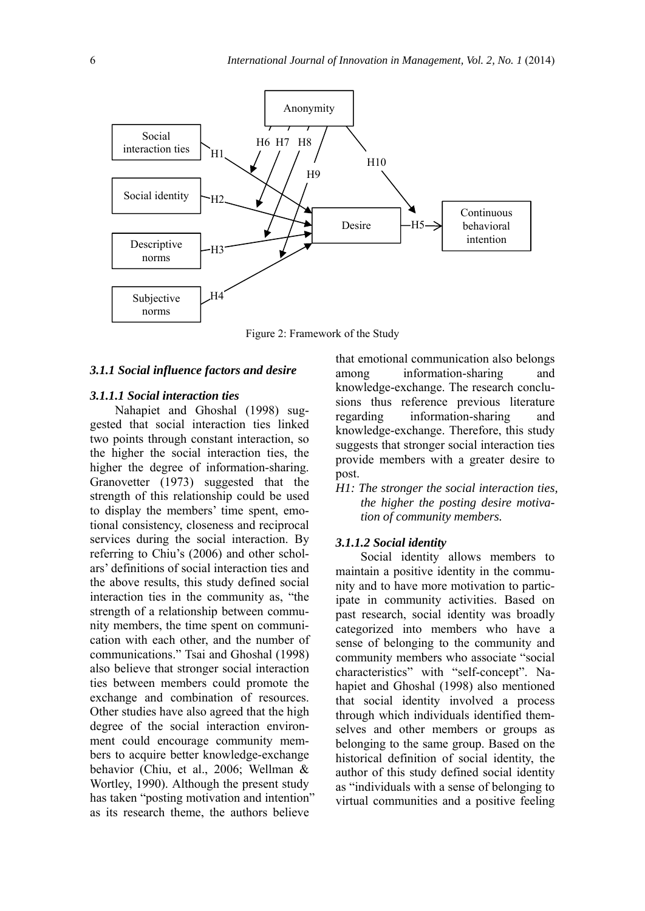Figure 2: Framework of the Study

### 3.1.1 Social influence factors and desire

#### 3.1.1.1 Social interaction ties

Nahapiet and Ghoshal (1998) suggested that social interaction ties linked two points through constant interaction, so the higher the social interaction ties, the higher the degree of information-sharing. Granovetter (1973) suggested that the strength of this relationship could be used to display the members' time spent, emotional consistency, closeness and reciprocal services during the social interaction. By referring to Chiu's (2006) and other scholars' definitions of social interaction ties and the above results, this study defined social interaction ties in the community as, "the strength of a relationship between community members, the time spent on communication with each other, and the number of communications." Tsai and Ghoshal (1998) also believe that stronger social interaction ties between members could promote the exchange and combination of resources. Other studies have also agreed that the high degree of the social interaction environment could encourage community members to acquire better knowledge-exchange behavior (Chiu, et al., 2006; Wellman & Wortley, 1990). Although the present study has taken "posting motivation and intention" as its research theme, the authors believe that emotional communication also belongs among information-sharing and knowledge-exchange. The research conclusions thus reference previous literature regarding information-sharing and knowledge-exchange. Therefore, this study suggests that stronger social interaction ties provide members with a greater desire to post.

*H1: The stronger the social interaction ties, the higher the posting desire motivation of community members.*

#### 3.1.1.2 Social identity

Social identity allows members to maintain a positive identity in the community and to have more motivation to participate in community activities. Based on past research, social identity was broadly categorized into members who have a sense of belonging to the community and community members who associate "social characteristics" with "self-concept". Nahapiet and Ghoshal (1998) also mentioned that social identity involved a process through which individuals identified themselves and other members or groups as belonging to the same group. Based on the historical definition of social identity, the author of this study defined social identity as "individuals with a sense of belonging to virtual communities and a positive feeling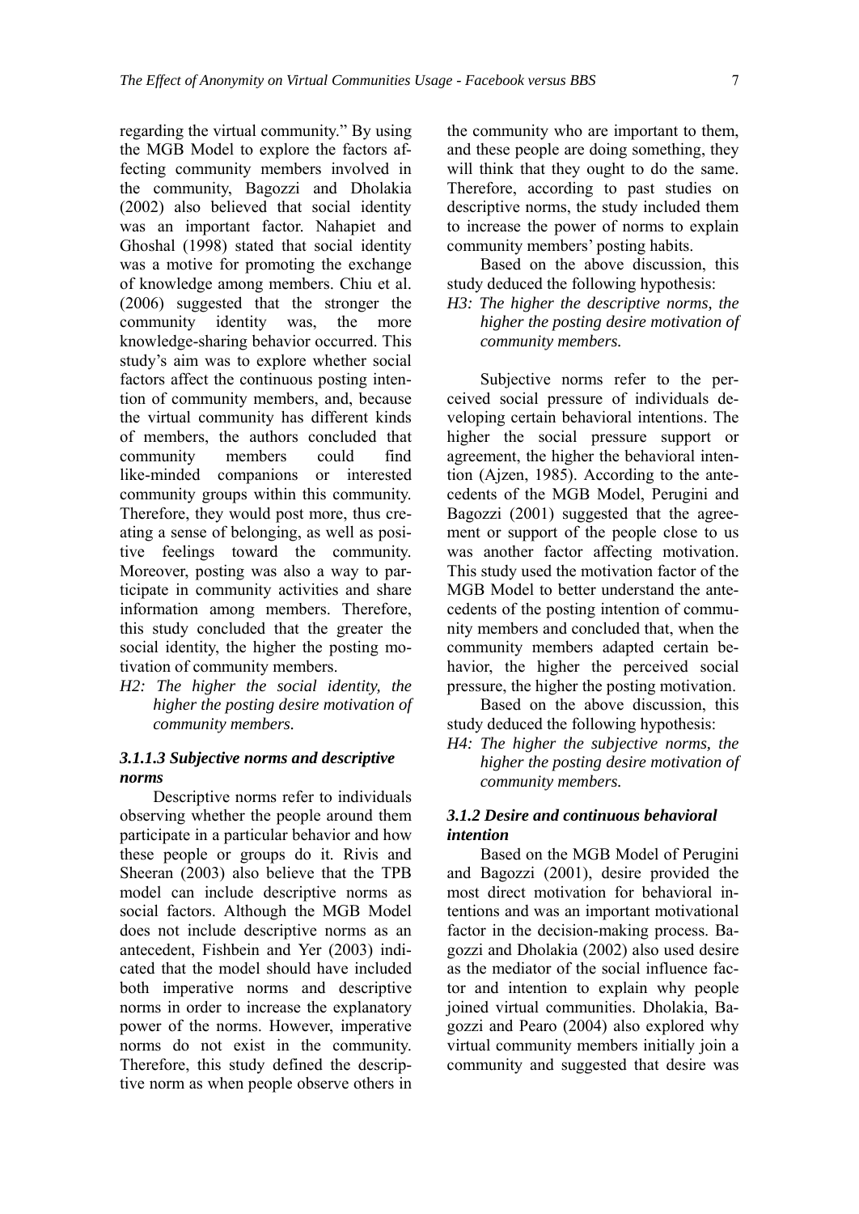regarding the virtual community." By using the MGB Model to explore the factors affecting community members involved in the community, Bagozzi and Dholakia (2002) also believed that social identity was an important factor. Nahapiet and Ghoshal (1998) stated that social identity was a motive for promoting the exchange of knowledge among members. Chiu et al. (2006) suggested that the stronger the community identity was, the more knowledge-sharing behavior occurred. This study's aim was to explore whether social factors affect the continuous posting intention of community members, and, because the virtual community has different kinds of members, the authors concluded that community members could find like-minded companions or interested community groups within this community. Therefore, they would post more, thus creating a sense of belonging, as well as positive feelings toward the community. Moreover, posting was also a way to participate in community activities and share information among members. Therefore, this study concluded that the greater the social identity, the higher the posting motivation of community members.

*H2: The higher the social identity, the higher the posting desire motivation of community members.*

#### *3.1.1.3 Subjective norms and descriptive norms*

Descriptive norms refer to individuals observing whether the people around them participate in a particular behavior and how these people or groups do it. Rivis and Sheeran (2003) also believe that the TPB model can include descriptive norms as social factors. Although the MGB Model does not include descriptive norms as an antecedent, Fishbein and Yer (2003) indicated that the model should have included both imperative norms and descriptive norms in order to increase the explanatory power of the norms. However, imperative norms do not exist in the community. Therefore, this study defined the descriptive norm as when people observe others in the community who are important to them, and these people are doing something, they will think that they ought to do the same. Therefore, according to past studies on descriptive norms, the study included them to increase the power of norms to explain community members' posting habits.

Based on the above discussion, this study deduced the following hypothesis:

*H3: The higher the descriptive norms, the higher the posting desire motivation of community members.*

Subjective norms refer to the perceived social pressure of individuals developing certain behavioral intentions. The higher the social pressure support or agreement, the higher the behavioral intention (Ajzen, 1985). According to the antecedents of the MGB Model, Perugini and Bagozzi (2001) suggested that the agreement or support of the people close to us was another factor affecting motivation. This study used the motivation factor of the MGB Model to better understand the antecedents of the posting intention of community members and concluded that, when the community members adapted certain behavior, the higher the perceived social pressure, the higher the posting motivation.

Based on the above discussion, this study deduced the following hypothesis:

*H4: The higher the subjective norms, the higher the posting desire motivation of community members.*

### *3.1.2 Desire and continuous behavioral intention*

Based on the MGB Model of Perugini and Bagozzi (2001), desire provided the most direct motivation for behavioral intentions and was an important motivational factor in the decision-making process. Bagozzi and Dholakia (2002) also used desire as the mediator of the social influence factor and intention to explain why people joined virtual communities. Dholakia, Bagozzi and Pearo (2004) also explored why virtual community members initially join a community and suggested that desire was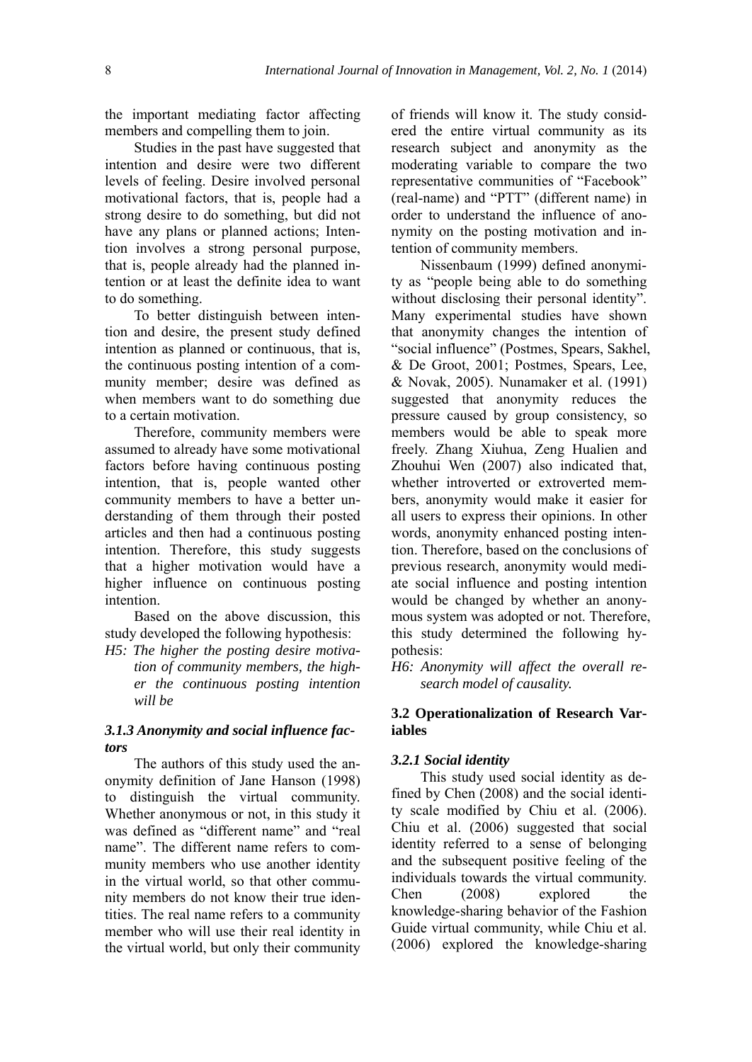the important mediating factor affecting members and compelling them to join.

Studies in the past have suggested that intention and desire were two different levels of feeling. Desire involved personal motivational factors, that is, people had a strong desire to do something, but did not have any plans or planned actions; Intention involves a strong personal purpose, that is, people already had the planned intention or at least the definite idea to want to do something.

To better distinguish between intention and desire, the present study defined intention as planned or continuous, that is, the continuous posting intention of a community member; desire was defined as when members want to do something due to a certain motivation.

Therefore, community members were assumed to already have some motivational factors before having continuous posting intention, that is, people wanted other community members to have a better understanding of them through their posted articles and then had a continuous posting intention. Therefore, this study suggests that a higher motivation would have a higher influence on continuous posting intention.

Based on the above discussion, this study developed the following hypothesis:

*H5: The higher the posting desire motivation of community members, the higher the continuous posting intention will be*

### *3.1.3 Anonymity and social influence factors*

The authors of this study used the anonymity definition of Jane Hanson (1998) to distinguish the virtual community. Whether anonymous or not, in this study it was defined as "different name" and "real name". The different name refers to community members who use another identity in the virtual world, so that other community members do not know their true identities. The real name refers to a community member who will use their real identity in the virtual world, but only their community of friends will know it. The study considered the entire virtual community as its research subject and anonymity as the moderating variable to compare the two representative communities of "Facebook" (real-name) and "PTT" (different name) in order to understand the influence of anonymity on the posting motivation and intention of community members.

Nissenbaum (1999) defined anonymity as "people being able to do something without disclosing their personal identity". Many experimental studies have shown that anonymity changes the intention of "social influence" (Postmes, Spears, Sakhel, & De Groot, 2001; Postmes, Spears, Lee, & Novak, 2005). Nunamaker et al. (1991) suggested that anonymity reduces the pressure caused by group consistency, so members would be able to speak more freely. Zhang Xiuhua, Zeng Hualien and Zhouhui Wen (2007) also indicated that, whether introverted or extroverted members, anonymity would make it easier for all users to express their opinions. In other words, anonymity enhanced posting intention. Therefore, based on the conclusions of previous research, anonymity would mediate social influence and posting intention would be changed by whether an anonymous system was adopted or not. Therefore, this study determined the following hypothesis:

*H6: Anonymity will affect the overall research model of causality.*

## 3.2 Operationalization of Research Variables

### *3.2.1 Social identity*

This study used social identity as defined by Chen (2008) and the social identity scale modified by Chiu et al. (2006). Chiu et al. (2006) suggested that social identity referred to a sense of belonging and the subsequent positive feeling of the individuals towards the virtual community. Chen (2008) explored the knowledge-sharing behavior of the Fashion Guide virtual community, while Chiu et al. (2006) explored the knowledge-sharing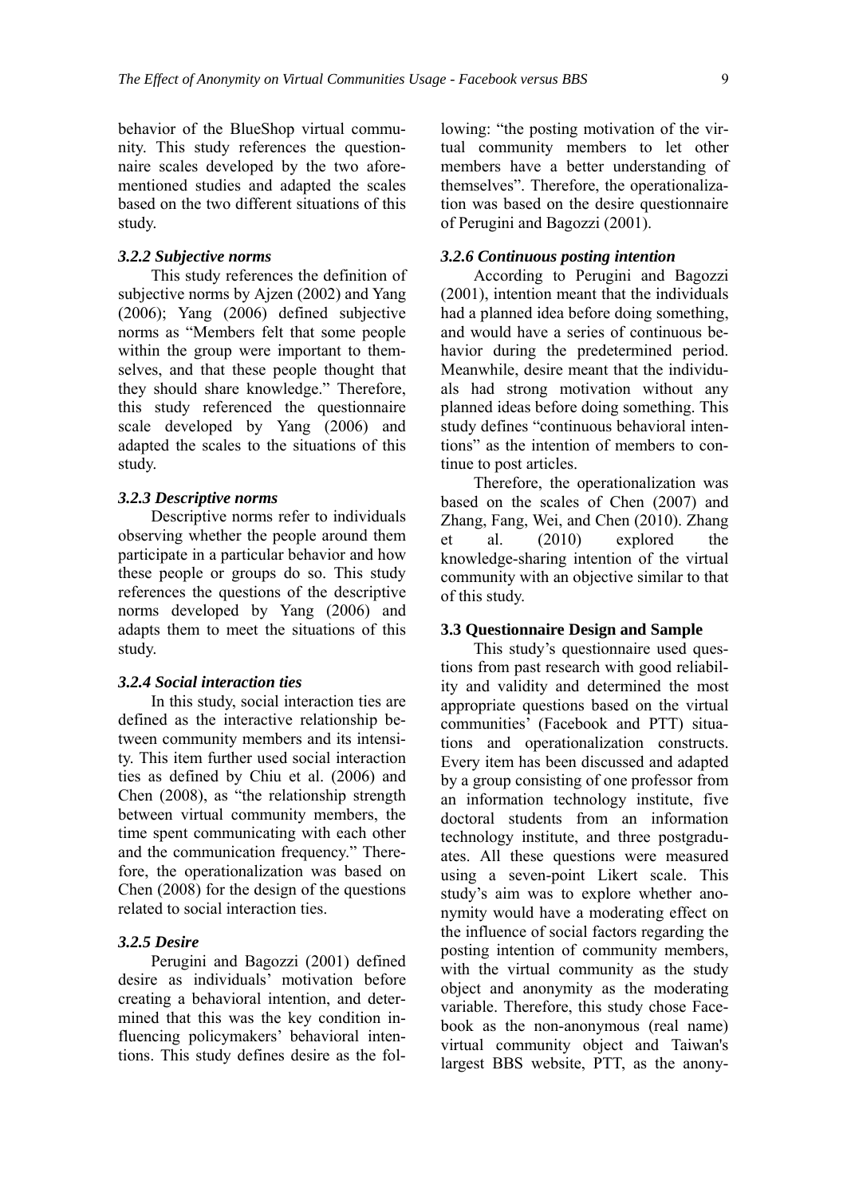behavior of the BlueShop virtual community. This study references the questionnaire scales developed by the two aforementioned studies and adapted the scales based on the two different situations of this study.

#### *3.2.2 Subjective norms*

This study references the definition of subjective norms by Ajzen (2002) and Yang (2006); Yang (2006) defined subjective norms as "Members felt that some people within the group were important to themselves, and that these people thought that they should share knowledge." Therefore, this study referenced the questionnaire scale developed by Yang (2006) and adapted the scales to the situations of this study.

#### *3.2.3 Descriptive norms*

Descriptive norms refer to individuals observing whether the people around them participate in a particular behavior and how these people or groups do so. This study references the questions of the descriptive norms developed by Yang (2006) and adapts them to meet the situations of this study.

#### *3.2.4 Social interaction ties*

In this study, social interaction ties are defined as the interactive relationship between community members and its intensity. This item further used social interaction ties as defined by Chiu et al. (2006) and Chen (2008), as "the relationship strength between virtual community members, the time spent communicating with each other and the communication frequency." Therefore, the operationalization was based on Chen (2008) for the design of the questions related to social interaction ties.

#### *3.2.5 Desire*

Perugini and Bagozzi (2001) defined desire as individuals' motivation before creating a behavioral intention, and determined that this was the key condition influencing policymakers' behavioral intentions. This study defines desire as the following: "the posting motivation of the virtual community members to let other members have a better understanding of themselves". Therefore, the operationalization was based on the desire questionnaire of Perugini and Bagozzi (2001).

#### *3.2.6 Continuous posting intention*

According to Perugini and Bagozzi (2001), intention meant that the individuals had a planned idea before doing something, and would have a series of continuous behavior during the predetermined period. Meanwhile, desire meant that the individuals had strong motivation without any planned ideas before doing something. This study defines "continuous behavioral intentions" as the intention of members to continue to post articles.

Therefore, the operationalization was based on the scales of Chen (2007) and Zhang, Fang, Wei, and Chen (2010). Zhang et al. (2010) explored the knowledge-sharing intention of the virtual community with an objective similar to that of this study.

### **3.3 Questionnaire Design and Sample**

This study's questionnaire used questions from past research with good reliability and validity and determined the most appropriate questions based on the virtual communities' (Facebook and PTT) situations and operationalization constructs. Every item has been discussed and adapted by a group consisting of one professor from an information technology institute, five doctoral students from an information technology institute, and three postgraduates. All these questions were measured using a seven-point Likert scale. This study's aim was to explore whether anonymity would have a moderating effect on the influence of social factors regarding the posting intention of community members, with the virtual community as the study object and anonymity as the moderating variable. Therefore, this study chose Facebook as the non-anonymous (real name) virtual community object and Taiwan's largest BBS website, PTT, as the anony-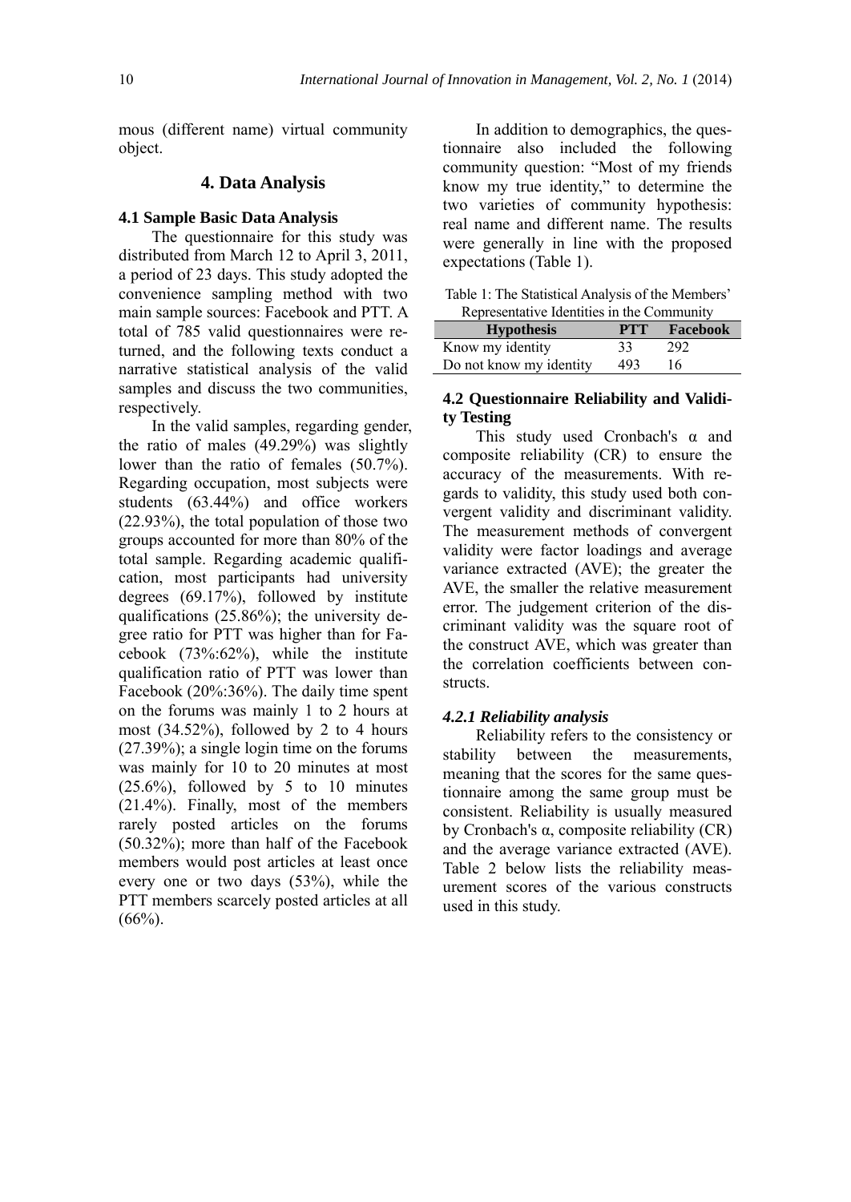mous (different name) virtual community object.

## 4. Data Analysis

### 4.1 Sample Basic Data Analysis

The questionnaire for this study was distributed from March 12 to April 3, 2011, a period of 23 days. This study adopted the convenience sampling method with two main sample sources: Facebook and PTT. A total of 785 valid questionnaires were returned, and the following texts conduct a narrative statistical analysis of the valid samples and discuss the two communities, respectively.

In the valid samples, regarding gender, the ratio of males (49.29%) was slightly lower than the ratio of females (50.7%). Regarding occupation, most subjects were students (63.44%) and office workers (22.93%), the total population of those two groups accounted for more than 80% of the total sample. Regarding academic qualification, most participants had university degrees (69.17%), followed by institute qualifications (25.86%); the university degree ratio for PTT was higher than for Facebook (73%:62%), while the institute qualification ratio of PTT was lower than Facebook (20%:36%). The daily time spent on the forums was mainly 1 to 2 hours at most (34.52%), followed by 2 to 4 hours (27.39%); a single login time on the forums was mainly for 10 to 20 minutes at most (25.6%), followed by 5 to 10 minutes (21.4%). Finally, most of the members rarely posted articles on the forums (50.32%); more than half of the Facebook members would post articles at least once every one or two days (53%), while the PTT members scarcely posted articles at all (66%).

In addition to demographics, the questionnaire also included the following community question: "Most of my friends know my true identity," to determine the two varieties of community hypothesis: real name and different name. The results were generally in line with the proposed expectations (Table 1).

Table 1: The Statistical Analysis of the Members' Representative Identities in the Community

| Hypothesis | PTT | Facebook |
|---|---|---|
| Know my identity | 33 | 292 |
| Do not know my identity | 493 | 16 |

### 4.2 Questionnaire Reliability and Validity Testing

This study used Cronbach's α and composite reliability (CR) to ensure the accuracy of the measurements. With regards to validity, this study used both convergent validity and discriminant validity. The measurement methods of convergent validity were factor loadings and average variance extracted (AVE); the greater the AVE, the smaller the relative measurement error. The judgement criterion of the discriminant validity was the square root of the construct AVE, which was greater than the correlation coefficients between constructs.

#### *4.2.1 Reliability analysis*

Reliability refers to the consistency or stability between the measurements, meaning that the scores for the same questionnaire among the same group must be consistent. Reliability is usually measured by Cronbach's α, composite reliability (CR) and the average variance extracted (AVE). Table 2 below lists the reliability measurement scores of the various constructs used in this study.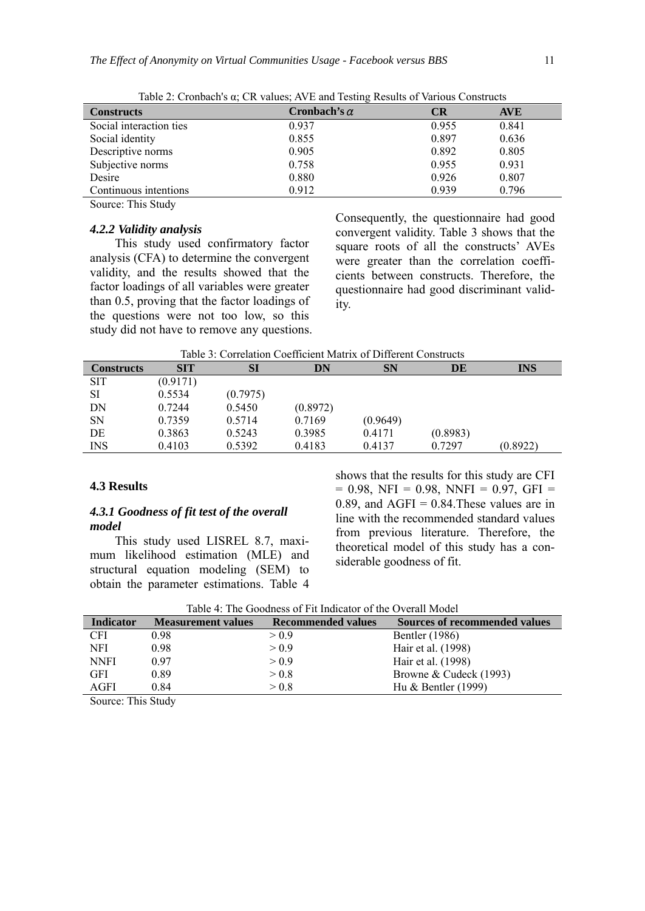Table 2: Cronbach's α; CR values; AVE and Testing Results of Various Constructs

| Constructs | Cronbach's $\alpha$ | CR | AVE |
|---|---|---|---|
| Social interaction ties | 0.937 | 0.955 | 0.841 |
| Social identity | 0.855 | 0.897 | 0.636 |
| Descriptive norms | 0.905 | 0.892 | 0.805 |
| Subjective norms | 0.758 | 0.955 | 0.931 |
| Desire | 0.880 | 0.926 | 0.807 |
| Continuous intentions | 0.912 | 0.939 | 0.796 |

Source: This Study

#### *4.2.2 Validity analysis*

This study used confirmatory factor analysis (CFA) to determine the convergent validity, and the results showed that the factor loadings of all variables were greater than 0.5, proving that the factor loadings of the questions were not too low, so this study did not have to remove any questions. Consequently, the questionnaire had good convergent validity. Table 3 shows that the square roots of all the constructs' AVEs were greater than the correlation coefficients between constructs. Therefore, the questionnaire had good discriminant validity.

Table 3: Correlation Coefficient Matrix of Different Constructs

| Constructs | SIT | SI | DN | SN | DE | INS |
|---|---|---|---|---|---|---|
| SIT | (0.9171) | | | | | |
| SI | 0.5534 | (0.7975) | | | | |
| DN | 0.7244 | 0.5450 | (0.8972) | | | |
| SN | 0.7359 | 0.5714 | 0.7169 | (0.9649) | | |
| DE | 0.3863 | 0.5243 | 0.3985 | 0.4171 | (0.8983) | |
| INS | 0.4103 | 0.5392 | 0.4183 | 0.4137 | 0.7297 | (0.8922) |

### 4.3 Results

#### *4.3.1 Goodness of fit test of the overall model*

This study used LISREL 8.7, maximum likelihood estimation (MLE) and structural equation modeling (SEM) to obtain the parameter estimations. Table 4 shows that the results for this study are CFI = 0.98, NFI = 0.98, NNFI = 0.97, GFI = 0.89, and AGFI = 0.84.These values are in line with the recommended standard values from previous literature. Therefore, the theoretical model of this study has a considerable goodness of fit.

Table 4: The Goodness of Fit Indicator of the Overall Model

| Indicator | Measurement values | Recommended values | Sources of recommended values |
|---|---|---|---|
| CFI | 0.98 | > 0.9 | Bentler (1986) |
| NFI | 0.98 | > 0.9 | Hair et al. (1998) |
| NNFI | 0.97 | > 0.9 | Hair et al. (1998) |
| GFI | 0.89 | > 0.8 | Browne & Cudeck (1993) |
| AGFI | 0.84 | > 0.8 | Hu & Bentler (1999) |

Source: This Study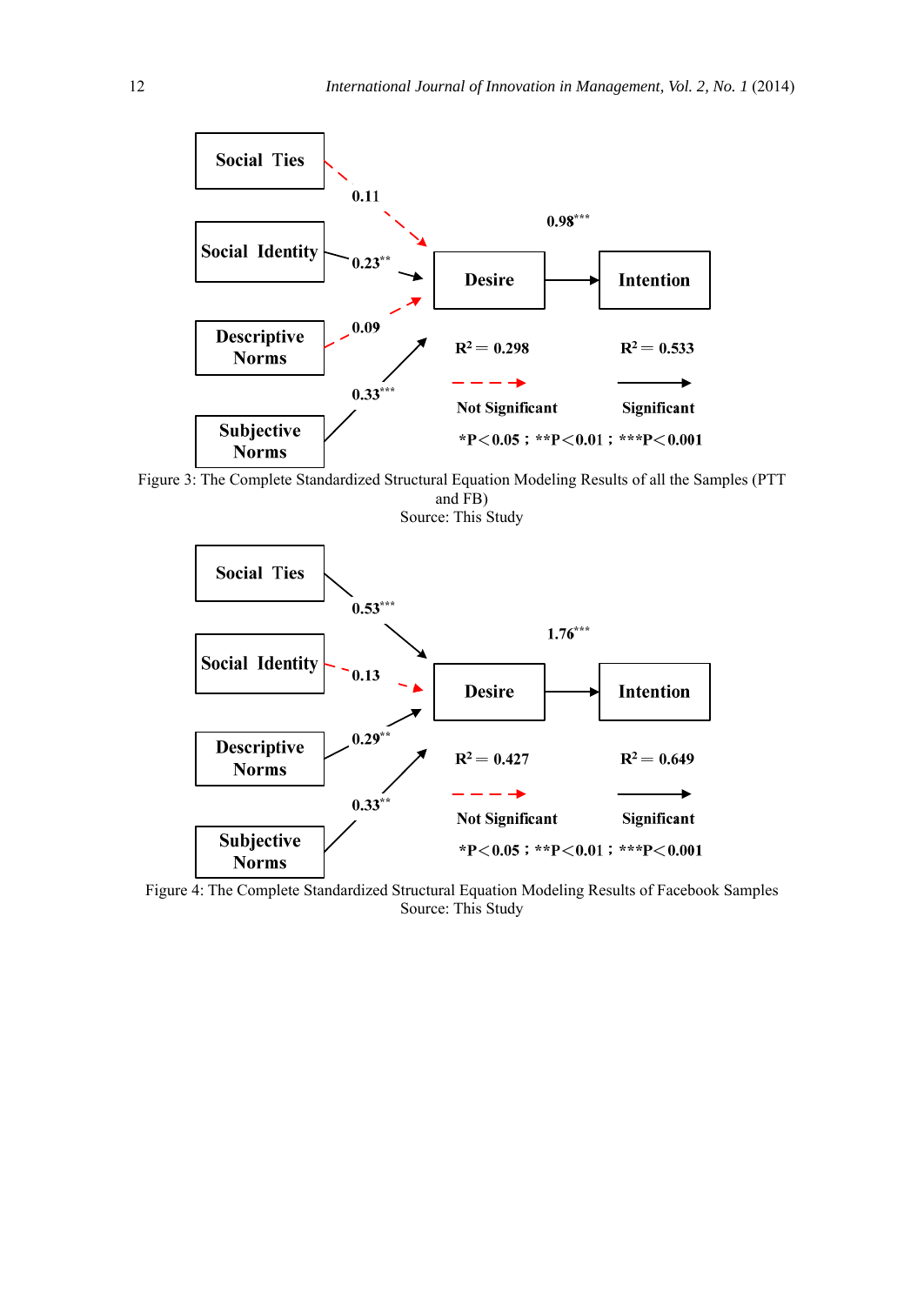Social Ties

Social Identity

Descriptive Norms

Subjective Norms

Desire

Intention

0.11

$0.23^{**}$

0.09

$0.33^{***}$

$0.98^{***}$

$R^2 = 0.298$

$R^2 = 0.533$

Not Significant

Significant

*P<0.05 ; **P<0.01 ; ***P<0.001

Figure 3: The Complete Standardized Structural Equation Modeling Results of all the Samples (PTT and FB)
Source: This Study

Social Ties

Social Identity

Descriptive Norms

Subjective Norms

Desire

Intention

$0.53^{***}$

0.13

$0.29^{**}$

$0.33^{**}$

$1.76^{***}$

$R^2 = 0.427$

$R^2 = 0.649$

Not Significant

Significant

*P<0.05 ; **P<0.01 ; ***P<0.001

Figure 4: The Complete Standardized Structural Equation Modeling Results of Facebook Samples
Source: This Study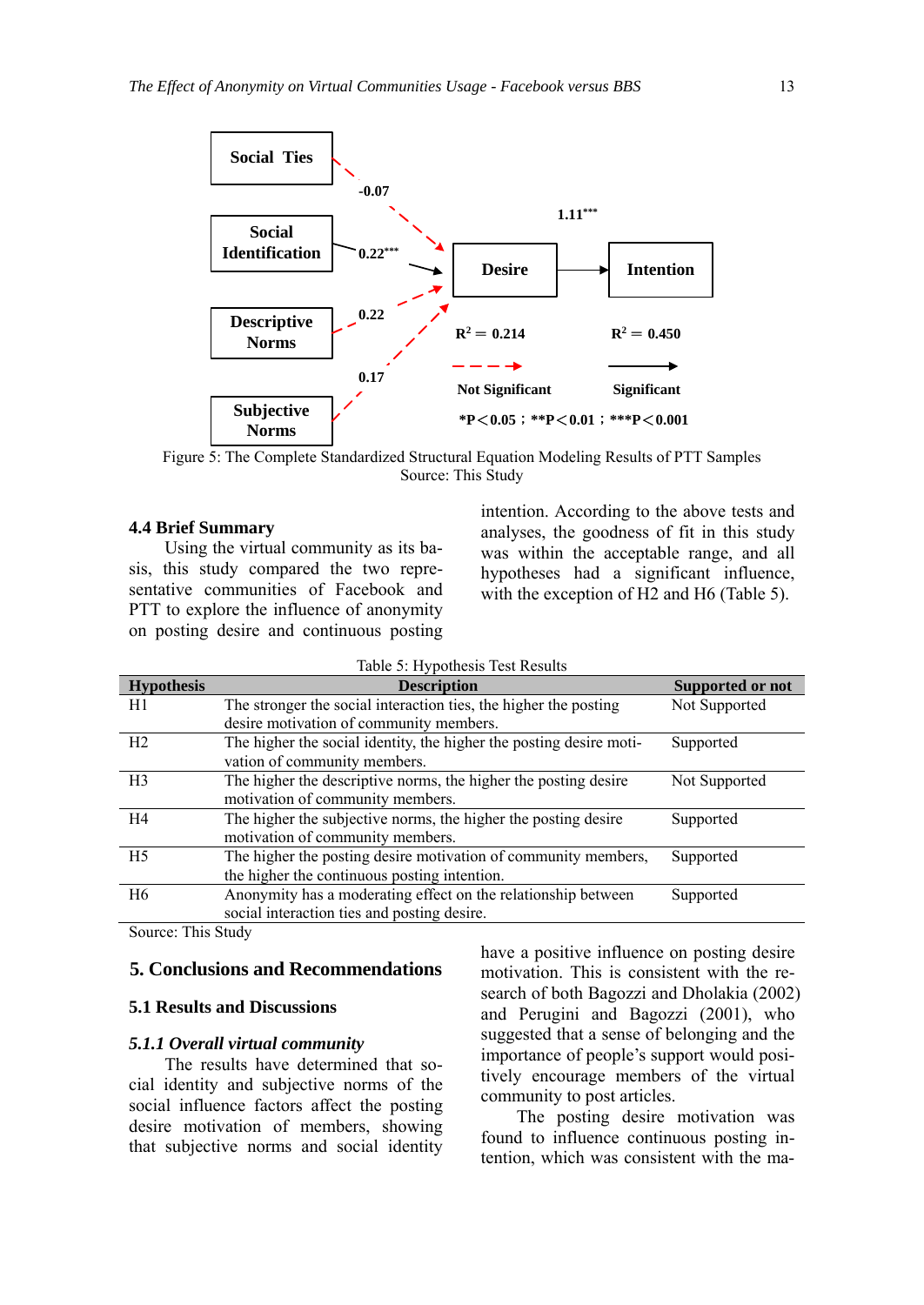Social Ties

Social Identification

Descriptive Norms

Subjective Norms

Desire

Intention

-0.07

0.22***

0.22

0.17

1.11***

$R^2 = 0.214$

$R^2 = 0.450$

Not Significant

Significant

*P＜0.05；**P＜0.01；***P＜0.001

Figure 5: The Complete Standardized Structural Equation Modeling Results of PTT Samples
Source: This Study

### 4.4 Brief Summary

Using the virtual community as its basis, this study compared the two representative communities of Facebook and PTT to explore the influence of anonymity on posting desire and continuous posting intention. According to the above tests and analyses, the goodness of fit in this study was within the acceptable range, and all hypotheses had a significant influence, with the exception of H2 and H6 (Table 5).

Table 5: Hypothesis Test Results

| Hypothesis | Description | Supported or not |
|---|---|---|
| H1 | The stronger the social interaction ties, the higher the posting desire motivation of community members. | Not Supported |
| H2 | The higher the social identity, the higher the posting desire motivation of community members. | Supported |
| H3 | The higher the descriptive norms, the higher the posting desire motivation of community members. | Not Supported |
| H4 | The higher the subjective norms, the higher the posting desire motivation of community members. | Supported |
| H5 | The higher the posting desire motivation of community members, the higher the continuous posting intention. | Supported |
| H6 | Anonymity has a moderating effect on the relationship between social interaction ties and posting desire. | Supported |

Source: This Study

## 5. Conclusions and Recommendations

### 5.1 Results and Discussions

#### *5.1.1 Overall virtual community*

The results have determined that social identity and subjective norms of the social influence factors affect the posting desire motivation of members, showing that subjective norms and social identity have a positive influence on posting desire motivation. This is consistent with the research of both Bagozzi and Dholakia (2002) and Perugini and Bagozzi (2001), who suggested that a sense of belonging and the importance of people's support would positively encourage members of the virtual community to post articles.

The posting desire motivation was found to influence continuous posting intention, which was consistent with the ma-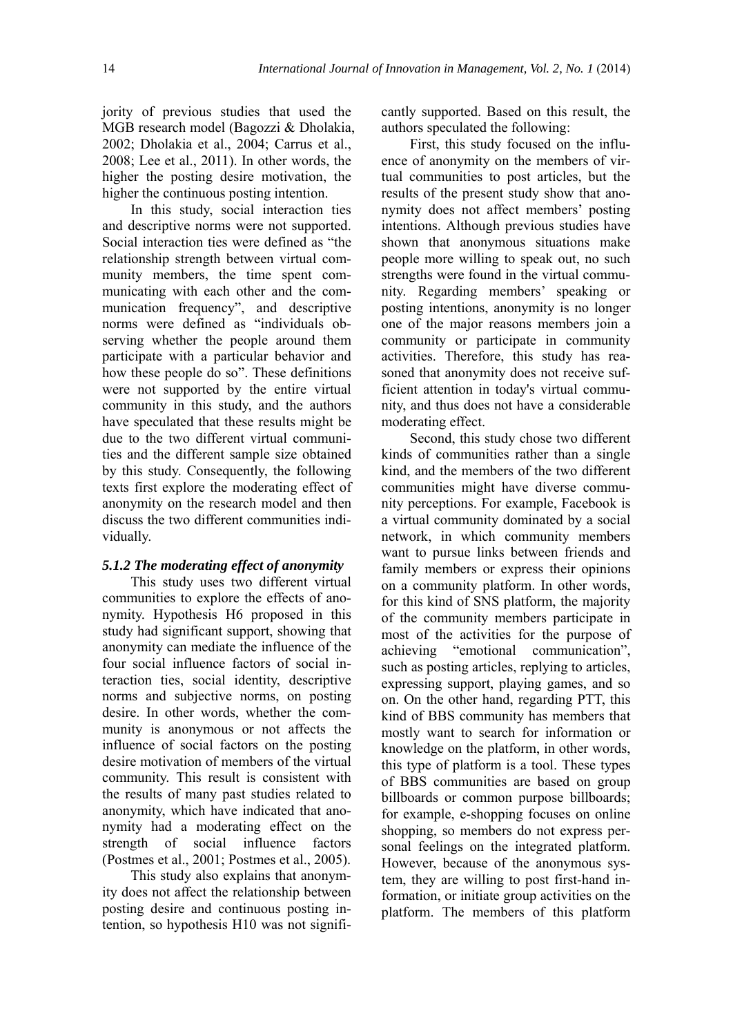jority of previous studies that used the MGB research model (Bagozzi & Dholakia, 2002; Dholakia et al., 2004; Carrus et al., 2008; Lee et al., 2011). In other words, the higher the posting desire motivation, the higher the continuous posting intention.

In this study, social interaction ties and descriptive norms were not supported. Social interaction ties were defined as "the relationship strength between virtual community members, the time spent communicating with each other and the communication frequency", and descriptive norms were defined as "individuals observing whether the people around them participate with a particular behavior and how these people do so". These definitions were not supported by the entire virtual community in this study, and the authors have speculated that these results might be due to the two different virtual communities and the different sample size obtained by this study. Consequently, the following texts first explore the moderating effect of anonymity on the research model and then discuss the two different communities individually.

### *5.1.2 The moderating effect of anonymity*

This study uses two different virtual communities to explore the effects of anonymity. Hypothesis H6 proposed in this study had significant support, showing that anonymity can mediate the influence of the four social influence factors of social interaction ties, social identity, descriptive norms and subjective norms, on posting desire. In other words, whether the community is anonymous or not affects the influence of social factors on the posting desire motivation of members of the virtual community. This result is consistent with the results of many past studies related to anonymity, which have indicated that anonymity had a moderating effect on the strength of social influence factors (Postmes et al., 2001; Postmes et al., 2005).

This study also explains that anonymity does not affect the relationship between posting desire and continuous posting intention, so hypothesis H10 was not significantly supported. Based on this result, the authors speculated the following:

First, this study focused on the influence of anonymity on the members of virtual communities to post articles, but the results of the present study show that anonymity does not affect members' posting intentions. Although previous studies have shown that anonymous situations make people more willing to speak out, no such strengths were found in the virtual community. Regarding members' speaking or posting intentions, anonymity is no longer one of the major reasons members join a community or participate in community activities. Therefore, this study has reasoned that anonymity does not receive sufficient attention in today's virtual community, and thus does not have a considerable moderating effect.

Second, this study chose two different kinds of communities rather than a single kind, and the members of the two different communities might have diverse community perceptions. For example, Facebook is a virtual community dominated by a social network, in which community members want to pursue links between friends and family members or express their opinions on a community platform. In other words, for this kind of SNS platform, the majority of the community members participate in most of the activities for the purpose of achieving "emotional communication", such as posting articles, replying to articles, expressing support, playing games, and so on. On the other hand, regarding PTT, this kind of BBS community has members that mostly want to search for information or knowledge on the platform, in other words, this type of platform is a tool. These types of BBS communities are based on group billboards or common purpose billboards; for example, e-shopping focuses on online shopping, so members do not express personal feelings on the integrated platform. However, because of the anonymous system, they are willing to post first-hand information, or initiate group activities on the platform. The members of this platform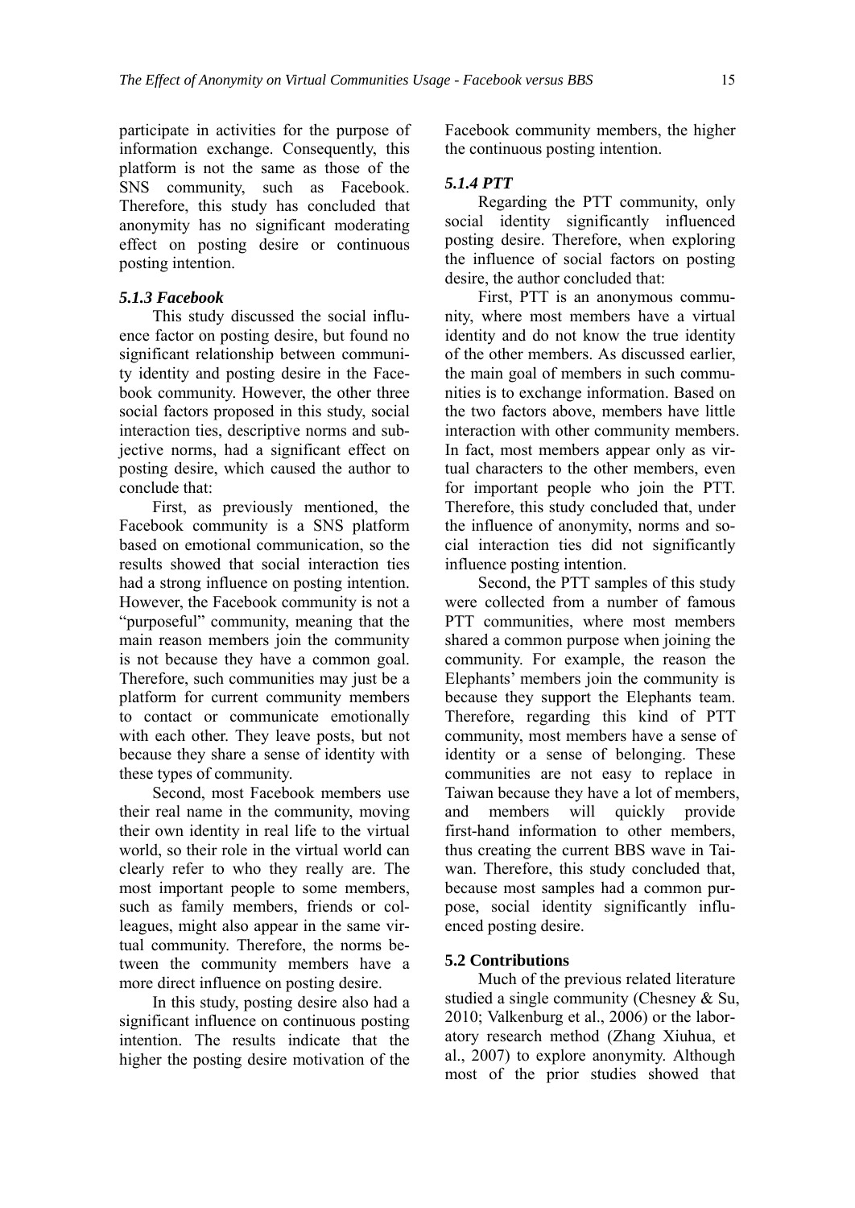participate in activities for the purpose of information exchange. Consequently, this platform is not the same as those of the SNS community, such as Facebook. Therefore, this study has concluded that anonymity has no significant moderating effect on posting desire or continuous posting intention.

#### *5.1.3 Facebook*

This study discussed the social influence factor on posting desire, but found no significant relationship between community identity and posting desire in the Facebook community. However, the other three social factors proposed in this study, social interaction ties, descriptive norms and subjective norms, had a significant effect on posting desire, which caused the author to conclude that:

First, as previously mentioned, the Facebook community is a SNS platform based on emotional communication, so the results showed that social interaction ties had a strong influence on posting intention. However, the Facebook community is not a "purposeful" community, meaning that the main reason members join the community is not because they have a common goal. Therefore, such communities may just be a platform for current community members to contact or communicate emotionally with each other. They leave posts, but not because they share a sense of identity with these types of community.

Second, most Facebook members use their real name in the community, moving their own identity in real life to the virtual world, so their role in the virtual world can clearly refer to who they really are. The most important people to some members, such as family members, friends or colleagues, might also appear in the same virtual community. Therefore, the norms between the community members have a more direct influence on posting desire.

In this study, posting desire also had a significant influence on continuous posting intention. The results indicate that the higher the posting desire motivation of the Facebook community members, the higher the continuous posting intention.

#### *5.1.4 PTT*

Regarding the PTT community, only social identity significantly influenced posting desire. Therefore, when exploring the influence of social factors on posting desire, the author concluded that:

First, PTT is an anonymous community, where most members have a virtual identity and do not know the true identity of the other members. As discussed earlier, the main goal of members in such communities is to exchange information. Based on the two factors above, members have little interaction with other community members. In fact, most members appear only as virtual characters to the other members, even for important people who join the PTT. Therefore, this study concluded that, under the influence of anonymity, norms and social interaction ties did not significantly influence posting intention.

Second, the PTT samples of this study were collected from a number of famous PTT communities, where most members shared a common purpose when joining the community. For example, the reason the Elephants' members join the community is because they support the Elephants team. Therefore, regarding this kind of PTT community, most members have a sense of identity or a sense of belonging. These communities are not easy to replace in Taiwan because they have a lot of members, and members will quickly provide first-hand information to other members, thus creating the current BBS wave in Taiwan. Therefore, this study concluded that, because most samples had a common purpose, social identity significantly influenced posting desire.

### 5.2 Contributions

Much of the previous related literature studied a single community (Chesney & Su, 2010; Valkenburg et al., 2006) or the laboratory research method (Zhang Xiuhua, et al., 2007) to explore anonymity. Although most of the prior studies showed that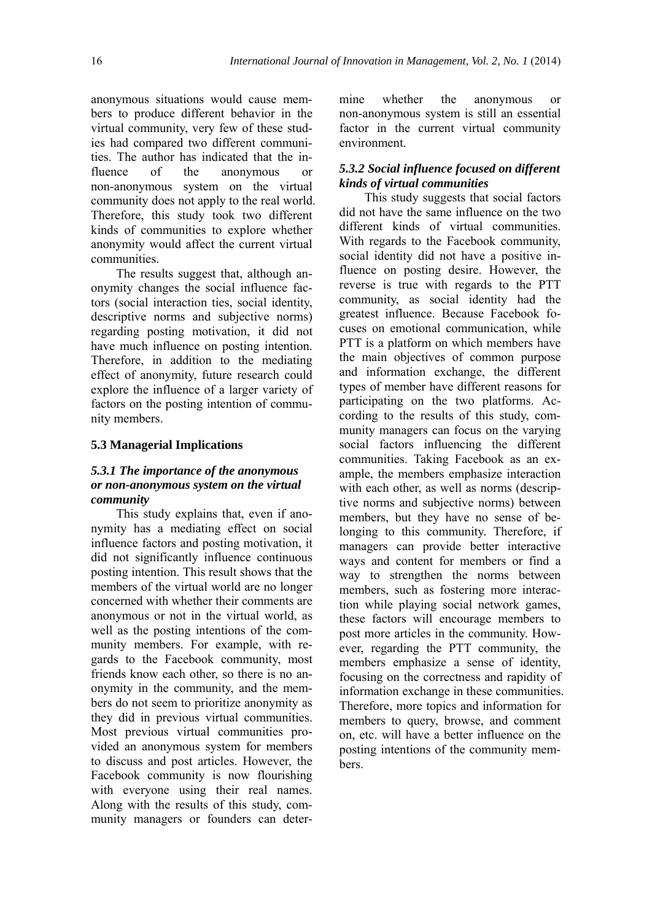anonymous situations would cause members to produce different behavior in the virtual community, very few of these studies had compared two different communities. The author has indicated that the influence of the anonymous or non-anonymous system on the virtual community does not apply to the real world. Therefore, this study took two different kinds of communities to explore whether anonymity would affect the current virtual communities.

The results suggest that, although anonymity changes the social influence factors (social interaction ties, social identity, descriptive norms and subjective norms) regarding posting motivation, it did not have much influence on posting intention. Therefore, in addition to the mediating effect of anonymity, future research could explore the influence of a larger variety of factors on the posting intention of community members.

### 5.3 Managerial Implications

#### *5.3.1 The importance of the anonymous or non-anonymous system on the virtual community*

This study explains that, even if anonymity has a mediating effect on social influence factors and posting motivation, it did not significantly influence continuous posting intention. This result shows that the members of the virtual world are no longer concerned with whether their comments are anonymous or not in the virtual world, as well as the posting intentions of the community members. For example, with regards to the Facebook community, most friends know each other, so there is no anonymity in the community, and the members do not seem to prioritize anonymity as they did in previous virtual communities. Most previous virtual communities provided an anonymous system for members to discuss and post articles. However, the Facebook community is now flourishing with everyone using their real names. Along with the results of this study, community managers or founders can determine whether the anonymous or non-anonymous system is still an essential factor in the current virtual community environment.

#### *5.3.2 Social influence focused on different kinds of virtual communities*

This study suggests that social factors did not have the same influence on the two different kinds of virtual communities. With regards to the Facebook community, social identity did not have a positive influence on posting desire. However, the reverse is true with regards to the PTT community, as social identity had the greatest influence. Because Facebook focuses on emotional communication, while PTT is a platform on which members have the main objectives of common purpose and information exchange, the different types of member have different reasons for participating on the two platforms. According to the results of this study, community managers can focus on the varying social factors influencing the different communities. Taking Facebook as an example, the members emphasize interaction with each other, as well as norms (descriptive norms and subjective norms) between members, but they have no sense of belonging to this community. Therefore, if managers can provide better interactive ways and content for members or find a way to strengthen the norms between members, such as fostering more interaction while playing social network games, these factors will encourage members to post more articles in the community. However, regarding the PTT community, the members emphasize a sense of identity, focusing on the correctness and rapidity of information exchange in these communities. Therefore, more topics and information for members to query, browse, and comment on, etc. will have a better influence on the posting intentions of the community members.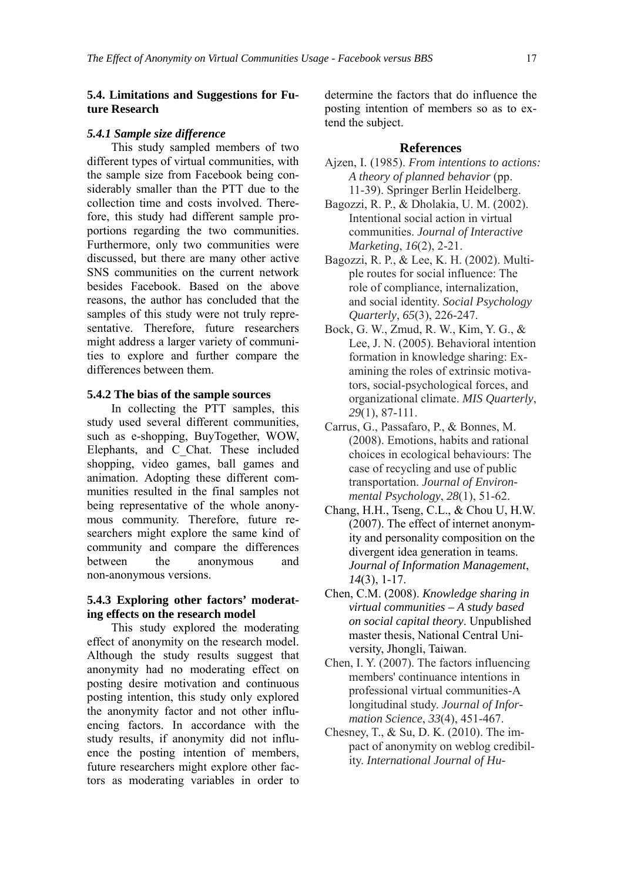## 5.4. Limitations and Suggestions for Future Research

### *5.4.1 Sample size difference*

This study sampled members of two different types of virtual communities, with the sample size from Facebook being considerably smaller than the PTT due to the collection time and costs involved. Therefore, this study had different sample proportions regarding the two communities. Furthermore, only two communities were discussed, but there are many other active SNS communities on the current network besides Facebook. Based on the above reasons, the author has concluded that the samples of this study were not truly representative. Therefore, future researchers might address a larger variety of communities to explore and further compare the differences between them.

### 5.4.2 The bias of the sample sources

In collecting the PTT samples, this study used several different communities, such as e-shopping, BuyTogether, WOW, Elephants, and C_Chat. These included shopping, video games, ball games and animation. Adopting these different communities resulted in the final samples not being representative of the whole anonymous community. Therefore, future researchers might explore the same kind of community and compare the differences between the anonymous and non-anonymous versions.

### 5.4.3 Exploring other factors' moderating effects on the research model

This study explored the moderating effect of anonymity on the research model. Although the study results suggest that anonymity had no moderating effect on posting desire motivation and continuous posting intention, this study only explored the anonymity factor and not other influencing factors. In accordance with the study results, if anonymity did not influence the posting intention of members, future researchers might explore other factors as moderating variables in order to determine the factors that do influence the posting intention of members so as to extend the subject.

## References

Ajzen, I. (1985). *From intentions to actions: A theory of planned behavior* (pp. 11-39). Springer Berlin Heidelberg.

Bagozzi, R. P., & Dholakia, U. M. (2002). Intentional social action in virtual communities. *Journal of Interactive Marketing*, *16*(2), 2-21.

Bagozzi, R. P., & Lee, K. H. (2002). Multiple routes for social influence: The role of compliance, internalization, and social identity. *Social Psychology Quarterly*, *65*(3), 226-247.

Bock, G. W., Zmud, R. W., Kim, Y. G., & Lee, J. N. (2005). Behavioral intention formation in knowledge sharing: Examining the roles of extrinsic motivators, social-psychological forces, and organizational climate. *MIS Quarterly*, *29*(1), 87-111.

Carrus, G., Passafaro, P., & Bonnes, M. (2008). Emotions, habits and rational choices in ecological behaviours: The case of recycling and use of public transportation. *Journal of Environmental Psychology*, *28*(1), 51-62.

Chang, H.H., Tseng, C.L., & Chou U, H.W. (2007). The effect of internet anonymity and personality composition on the divergent idea generation in teams. *Journal of Information Management*, *14*(3), 1-17.

Chen, C.M. (2008). *Knowledge sharing in virtual communities – A study based on social capital theory*. Unpublished master thesis, National Central University, Jhongli, Taiwan.

Chen, I. Y. (2007). The factors influencing members' continuance intentions in professional virtual communities-A longitudinal study. *Journal of Information Science*, *33*(4), 451-467.

Chesney, T., & Su, D. K. (2010). The impact of anonymity on weblog credibility. *International Journal of Hu-*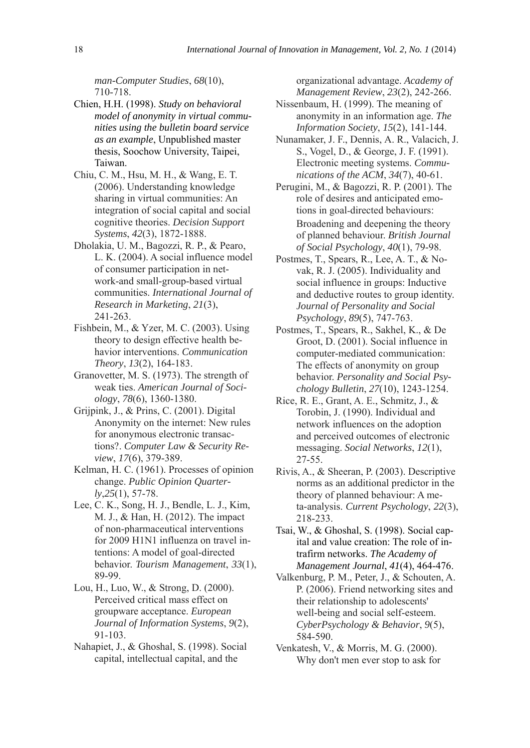*man-Computer Studies*, *68*(10), 710-718.

Chien, H.H. (1998). *Study on behavioral model of anonymity in virtual communities using the bulletin board service as an example*, Unpublished master thesis, Soochow University, Taipei, Taiwan.

Chiu, C. M., Hsu, M. H., & Wang, E. T. (2006). Understanding knowledge sharing in virtual communities: An integration of social capital and social cognitive theories. *Decision Support Systems*, *42*(3), 1872-1888.

Dholakia, U. M., Bagozzi, R. P., & Pearo, L. K. (2004). A social influence model of consumer participation in network-and small-group-based virtual communities. *International Journal of Research in Marketing*, *21*(3), 241-263.

Fishbein, M., & Yzer, M. C. (2003). Using theory to design effective health behavior interventions. *Communication Theory*, *13*(2), 164-183.

Granovetter, M. S. (1973). The strength of weak ties. *American Journal of Sociology*, *78*(6), 1360-1380.

Grijpink, J., & Prins, C. (2001). Digital Anonymity on the internet: New rules for anonymous electronic transactions?. *Computer Law & Security Review*, *17*(6), 379-389.

Kelman, H. C. (1961). Processes of opinion change. *Public Opinion Quarterly*,*25*(1), 57-78.

Lee, C. K., Song, H. J., Bendle, L. J., Kim, M. J., & Han, H. (2012). The impact of non-pharmaceutical interventions for 2009 H1N1 influenza on travel intentions: A model of goal-directed behavior. *Tourism Management*, *33*(1), 89-99.

Lou, H., Luo, W., & Strong, D. (2000). Perceived critical mass effect on groupware acceptance. *European Journal of Information Systems*, *9*(2), 91-103.

Nahapiet, J., & Ghoshal, S. (1998). Social capital, intellectual capital, and the organizational advantage. *Academy of Management Review*, *23*(2), 242-266.

Nissenbaum, H. (1999). The meaning of anonymity in an information age. *The Information Society*, *15*(2), 141-144.

Nunamaker, J. F., Dennis, A. R., Valacich, J. S., Vogel, D., & George, J. F. (1991). Electronic meeting systems. *Communications of the ACM*, *34*(7), 40-61.

Perugini, M., & Bagozzi, R. P. (2001). The role of desires and anticipated emotions in goal-directed behaviours: Broadening and deepening the theory of planned behaviour. *British Journal of Social Psychology*, *40*(1), 79-98.

Postmes, T., Spears, R., Lee, A. T., & Novak, R. J. (2005). Individuality and social influence in groups: Inductive and deductive routes to group identity. *Journal of Personality and Social Psychology*, *89*(5), 747-763.

Postmes, T., Spears, R., Sakhel, K., & De Groot, D. (2001). Social influence in computer-mediated communication: The effects of anonymity on group behavior. *Personality and Social Psychology Bulletin*, *27*(10), 1243-1254.

Rice, R. E., Grant, A. E., Schmitz, J., & Torobin, J. (1990). Individual and network influences on the adoption and perceived outcomes of electronic messaging. *Social Networks*, *12*(1), 27-55.

Rivis, A., & Sheeran, P. (2003). Descriptive norms as an additional predictor in the theory of planned behaviour: A meta-analysis. *Current Psychology*, *22*(3), 218-233.

Tsai, W., & Ghoshal, S. (1998). Social capital and value creation: The role of intrafirm networks. *The Academy of Management Journal*, *41*(4), 464-476.

Valkenburg, P. M., Peter, J., & Schouten, A. P. (2006). Friend networking sites and their relationship to adolescents' well-being and social self-esteem. *CyberPsychology & Behavior*, *9*(5), 584-590.

Venkatesh, V., & Morris, M. G. (2000). Why don't men ever stop to ask for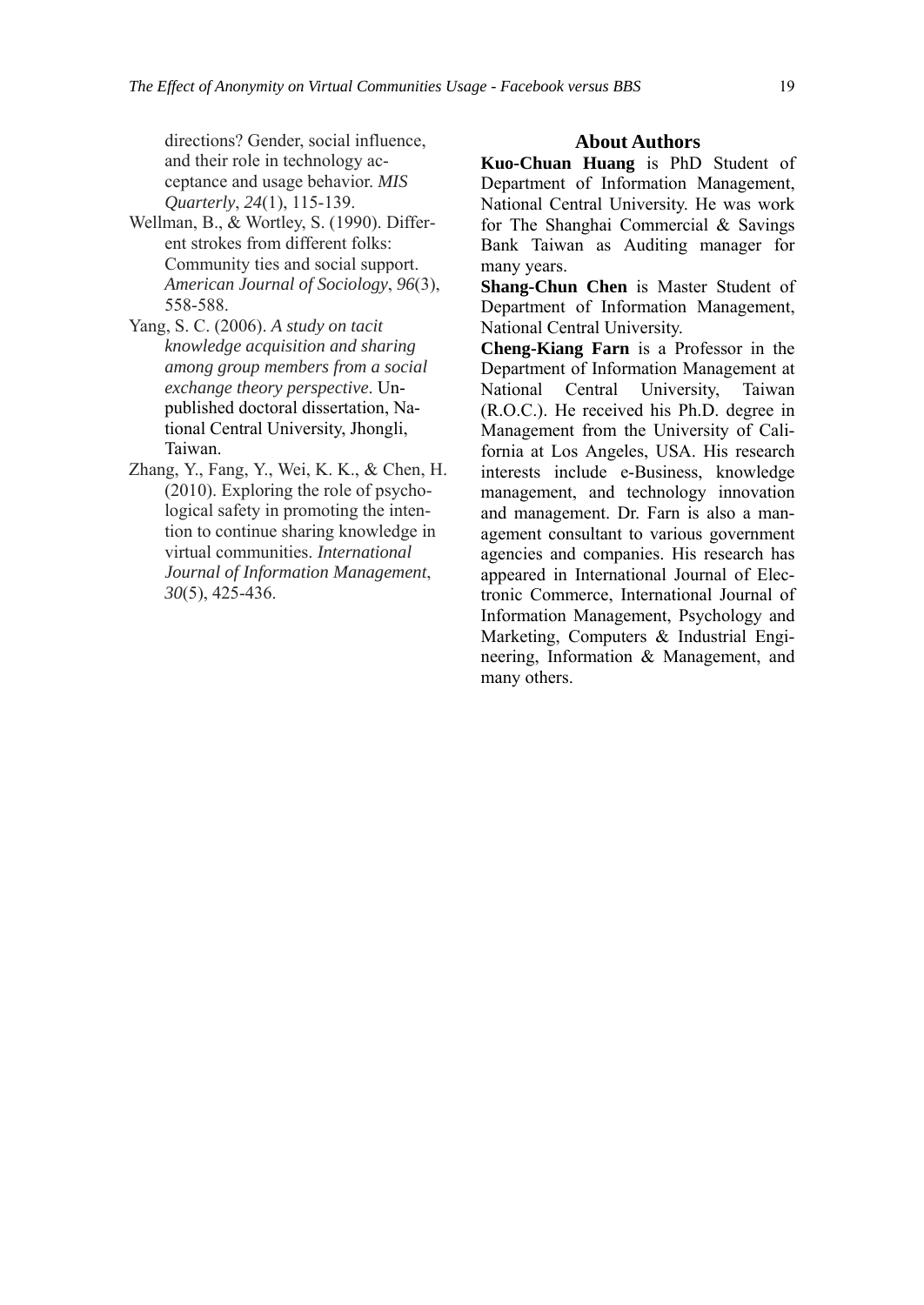directions? Gender, social influence, and their role in technology acceptance and usage behavior. *MIS Quarterly*, *24*(1), 115-139.

Wellman, B., & Wortley, S. (1990). Different strokes from different folks: Community ties and social support. *American Journal of Sociology*, *96*(3), 558-588.

Yang, S. C. (2006). *A study on tacit knowledge acquisition and sharing among group members from a social exchange theory perspective*. Unpublished doctoral dissertation, National Central University, Jhongli, Taiwan.

Zhang, Y., Fang, Y., Wei, K. K., & Chen, H. (2010). Exploring the role of psychological safety in promoting the intention to continue sharing knowledge in virtual communities. *International Journal of Information Management*, *30*(5), 425-436.

## About Authors

**Kuo-Chuan Huang** is PhD Student of Department of Information Management, National Central University. He was work for The Shanghai Commercial & Savings Bank Taiwan as Auditing manager for many years.

**Shang-Chun Chen** is Master Student of Department of Information Management, National Central University.

**Cheng-Kiang Farn** is a Professor in the Department of Information Management at National Central University, Taiwan (R.O.C.). He received his Ph.D. degree in Management from the University of California at Los Angeles, USA. His research interests include e-Business, knowledge management, and technology innovation and management. Dr. Farn is also a management consultant to various government agencies and companies. His research has appeared in International Journal of Electronic Commerce, International Journal of Information Management, Psychology and Marketing, Computers & Industrial Engineering, Information & Management, and many others.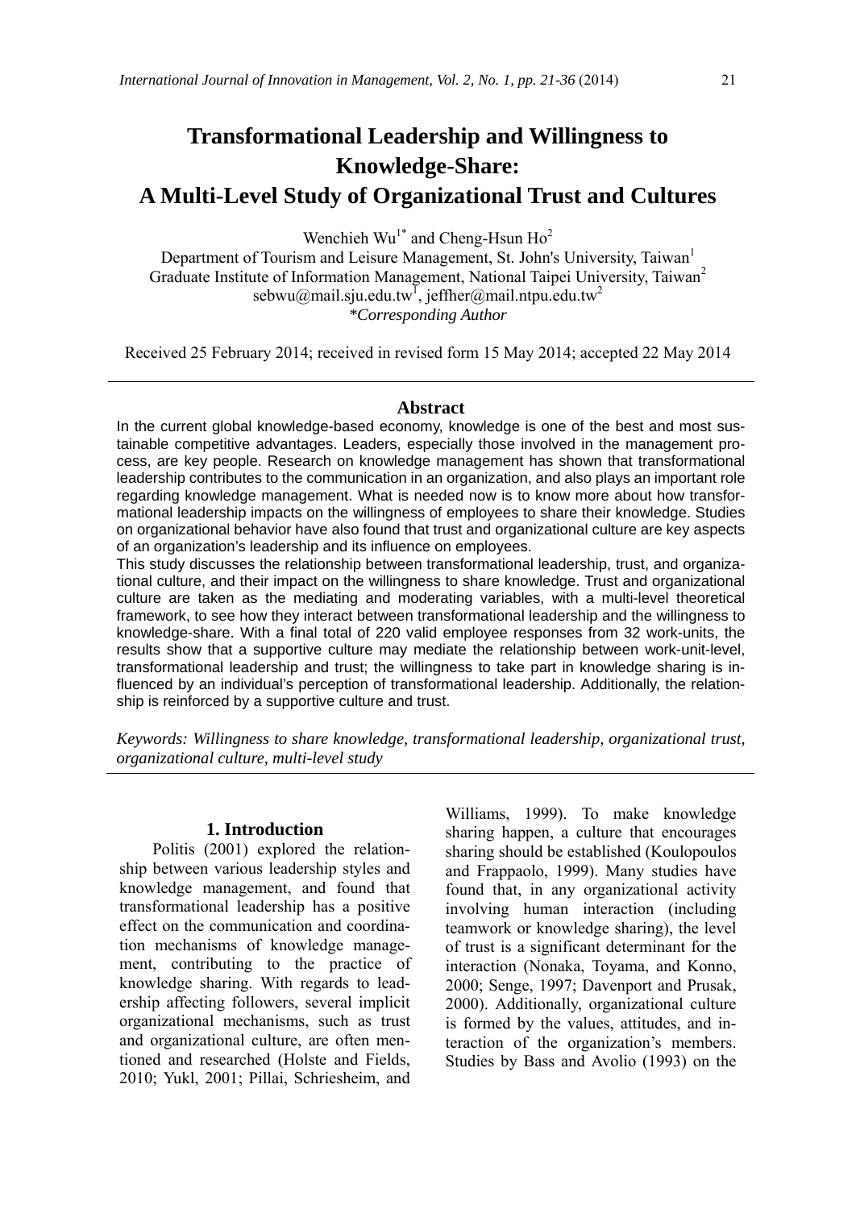# Transformational Leadership and Willingness to Knowledge-Share: A Multi-Level Study of Organizational Trust and Cultures

Wenchieh Wu[1*] and Cheng-Hsun Ho[2]

Department of Tourism and Leisure Management, St. John's University, Taiwan[1]
Graduate Institute of Information Management, National Taipei University, Taiwan[2]
sebwu@mail.sju.edu.tw[1], jeffher@mail.ntpu.edu.tw[2]
*\*Corresponding Author*

Received 25 February 2014; received in revised form 15 May 2014; accepted 22 May 2014

## Abstract

In the current global knowledge-based economy, knowledge is one of the best and most sustainable competitive advantages. Leaders, especially those involved in the management process, are key people. Research on knowledge management has shown that transformational leadership contributes to the communication in an organization, and also plays an important role regarding knowledge management. What is needed now is to know more about how transformational leadership impacts on the willingness of employees to share their knowledge. Studies on organizational behavior have also found that trust and organizational culture are key aspects of an organization's leadership and its influence on employees.

This study discusses the relationship between transformational leadership, trust, and organizational culture, and their impact on the willingness to share knowledge. Trust and organizational culture are taken as the mediating and moderating variables, with a multi-level theoretical framework, to see how they interact between transformational leadership and the willingness to knowledge-share. With a final total of 220 valid employee responses from 32 work-units, the results show that a supportive culture may mediate the relationship between work-unit-level, transformational leadership and trust; the willingness to take part in knowledge sharing is influenced by an individual's perception of transformational leadership. Additionally, the relationship is reinforced by a supportive culture and trust.

*Keywords: Willingness to share knowledge, transformational leadership, organizational trust, organizational culture, multi-level study*

## 1. Introduction

Politis (2001) explored the relationship between various leadership styles and knowledge management, and found that transformational leadership has a positive effect on the communication and coordination mechanisms of knowledge management, contributing to the practice of knowledge sharing. With regards to leadership affecting followers, several implicit organizational mechanisms, such as trust and organizational culture, are often mentioned and researched (Holste and Fields, 2010; Yukl, 2001; Pillai, Schriesheim, and Williams, 1999). To make knowledge sharing happen, a culture that encourages sharing should be established (Koulopoulos and Frappaolo, 1999). Many studies have found that, in any organizational activity involving human interaction (including teamwork or knowledge sharing), the level of trust is a significant determinant for the interaction (Nonaka, Toyama, and Konno, 2000; Senge, 1997; Davenport and Prusak, 2000). Additionally, organizational culture is formed by the values, attitudes, and interaction of the organization's members. Studies by Bass and Avolio (1993) on the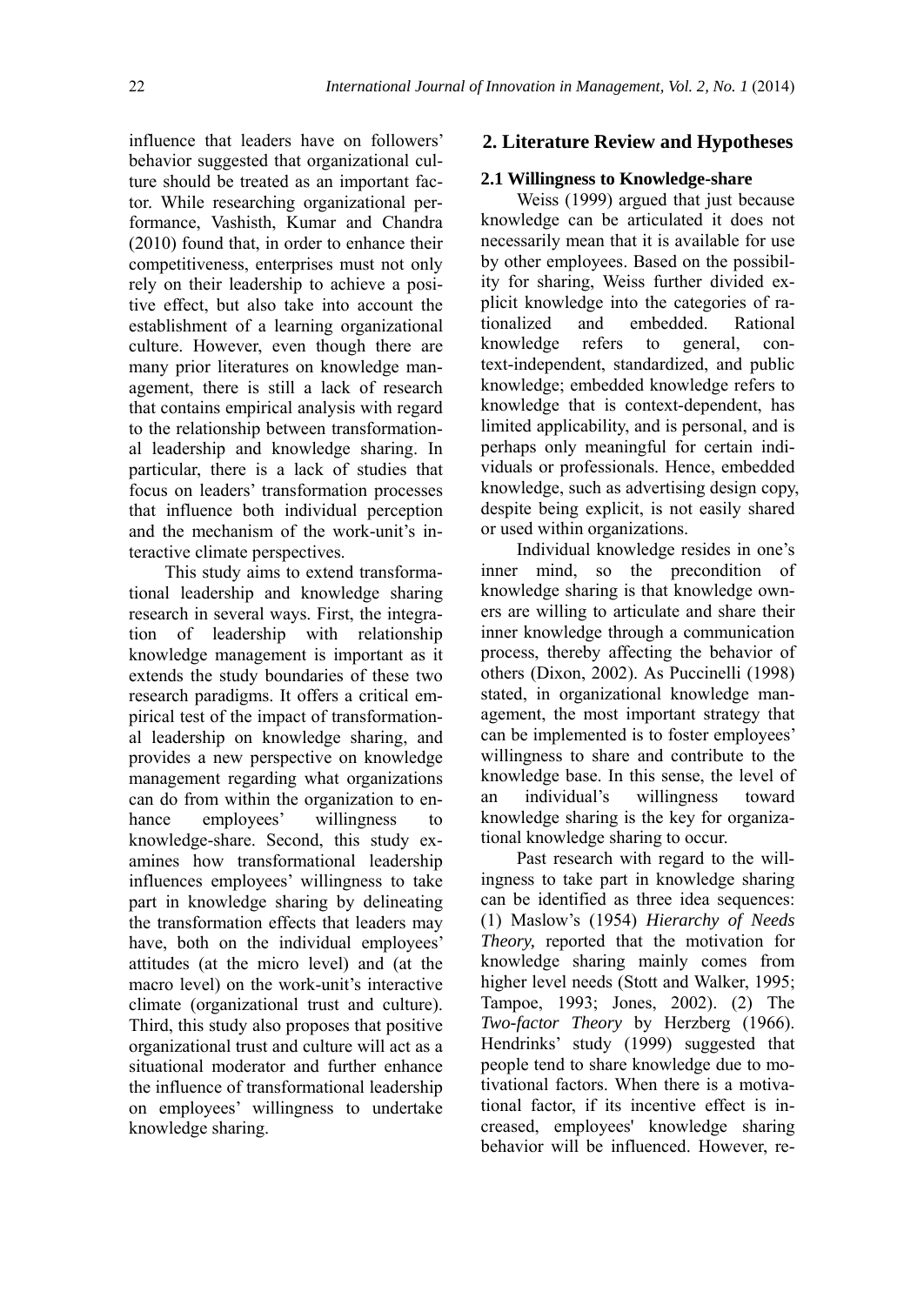influence that leaders have on followers' behavior suggested that organizational culture should be treated as an important factor. While researching organizational performance, Vashisth, Kumar and Chandra (2010) found that, in order to enhance their competitiveness, enterprises must not only rely on their leadership to achieve a positive effect, but also take into account the establishment of a learning organizational culture. However, even though there are many prior literatures on knowledge management, there is still a lack of research that contains empirical analysis with regard to the relationship between transformational leadership and knowledge sharing. In particular, there is a lack of studies that focus on leaders' transformation processes that influence both individual perception and the mechanism of the work-unit's interactive climate perspectives.

This study aims to extend transformational leadership and knowledge sharing research in several ways. First, the integration of leadership with relationship knowledge management is important as it extends the study boundaries of these two research paradigms. It offers a critical empirical test of the impact of transformational leadership on knowledge sharing, and provides a new perspective on knowledge management regarding what organizations can do from within the organization to enhance employees' willingness to knowledge-share. Second, this study examines how transformational leadership influences employees' willingness to take part in knowledge sharing by delineating the transformation effects that leaders may have, both on the individual employees' attitudes (at the micro level) and (at the macro level) on the work-unit's interactive climate (organizational trust and culture). Third, this study also proposes that positive organizational trust and culture will act as a situational moderator and further enhance the influence of transformational leadership on employees' willingness to undertake knowledge sharing.

## 2. Literature Review and Hypotheses

### 2.1 Willingness to Knowledge-share

Weiss (1999) argued that just because knowledge can be articulated it does not necessarily mean that it is available for use by other employees. Based on the possibility for sharing, Weiss further divided explicit knowledge into the categories of rationalized and embedded. Rational knowledge refers to general, context-independent, standardized, and public knowledge; embedded knowledge refers to knowledge that is context-dependent, has limited applicability, and is personal, and is perhaps only meaningful for certain individuals or professionals. Hence, embedded knowledge, such as advertising design copy, despite being explicit, is not easily shared or used within organizations.

Individual knowledge resides in one's inner mind, so the precondition of knowledge sharing is that knowledge owners are willing to articulate and share their inner knowledge through a communication process, thereby affecting the behavior of others (Dixon, 2002). As Puccinelli (1998) stated, in organizational knowledge management, the most important strategy that can be implemented is to foster employees' willingness to share and contribute to the knowledge base. In this sense, the level of an individual's willingness toward knowledge sharing is the key for organizational knowledge sharing to occur.

Past research with regard to the willingness to take part in knowledge sharing can be identified as three idea sequences: (1) Maslow's (1954) *Hierarchy of Needs Theory,* reported that the motivation for knowledge sharing mainly comes from higher level needs (Stott and Walker, 1995; Tampoe, 1993; Jones, 2002). (2) The *Two-factor Theory* by Herzberg (1966). Hendrinks' study (1999) suggested that people tend to share knowledge due to motivational factors. When there is a motivational factor, if its incentive effect is increased, employees' knowledge sharing behavior will be influenced. However, re-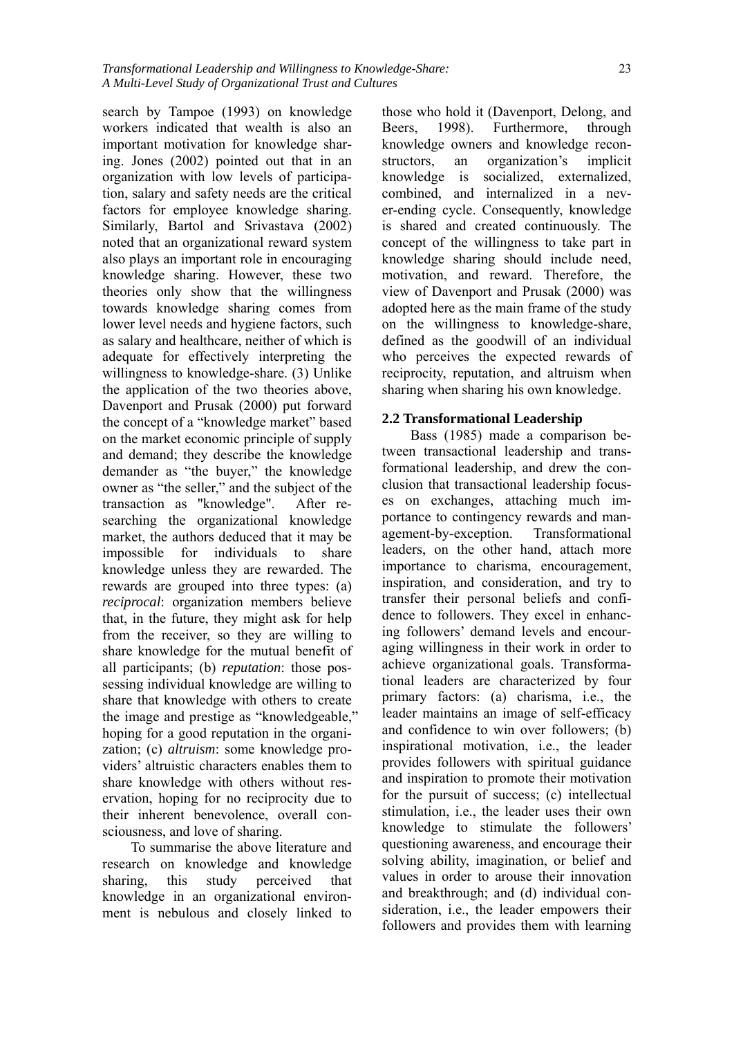search by Tampoe (1993) on knowledge workers indicated that wealth is also an important motivation for knowledge sharing. Jones (2002) pointed out that in an organization with low levels of participation, salary and safety needs are the critical factors for employee knowledge sharing. Similarly, Bartol and Srivastava (2002) noted that an organizational reward system also plays an important role in encouraging knowledge sharing. However, these two theories only show that the willingness towards knowledge sharing comes from lower level needs and hygiene factors, such as salary and healthcare, neither of which is adequate for effectively interpreting the willingness to knowledge-share. (3) Unlike the application of the two theories above, Davenport and Prusak (2000) put forward the concept of a "knowledge market" based on the market economic principle of supply and demand; they describe the knowledge demander as "the buyer," the knowledge owner as "the seller," and the subject of the transaction as "knowledge". After researching the organizational knowledge market, the authors deduced that it may be impossible for individuals to share knowledge unless they are rewarded. The rewards are grouped into three types: (a) *reciprocal*: organization members believe that, in the future, they might ask for help from the receiver, so they are willing to share knowledge for the mutual benefit of all participants; (b) *reputation*: those possessing individual knowledge are willing to share that knowledge with others to create the image and prestige as "knowledgeable," hoping for a good reputation in the organization; (c) *altruism*: some knowledge providers' altruistic characters enables them to share knowledge with others without reservation, hoping for no reciprocity due to their inherent benevolence, overall consciousness, and love of sharing.

To summarise the above literature and research on knowledge and knowledge sharing, this study perceived that knowledge in an organizational environment is nebulous and closely linked to those who hold it (Davenport, Delong, and Beers, 1998). Furthermore, through knowledge owners and knowledge reconstructors, an organization's implicit knowledge is socialized, externalized, combined, and internalized in a never-ending cycle. Consequently, knowledge is shared and created continuously. The concept of the willingness to take part in knowledge sharing should include need, motivation, and reward. Therefore, the view of Davenport and Prusak (2000) was adopted here as the main frame of the study on the willingness to knowledge-share, defined as the goodwill of an individual who perceives the expected rewards of reciprocity, reputation, and altruism when sharing when sharing his own knowledge.

## 2.2 Transformational Leadership

Bass (1985) made a comparison between transactional leadership and transformational leadership, and drew the conclusion that transactional leadership focuses on exchanges, attaching much importance to contingency rewards and management-by-exception. Transformational leaders, on the other hand, attach more importance to charisma, encouragement, inspiration, and consideration, and try to transfer their personal beliefs and confidence to followers. They excel in enhancing followers' demand levels and encouraging willingness in their work in order to achieve organizational goals. Transformational leaders are characterized by four primary factors: (a) charisma, i.e., the leader maintains an image of self-efficacy and confidence to win over followers; (b) inspirational motivation, i.e., the leader provides followers with spiritual guidance and inspiration to promote their motivation for the pursuit of success; (c) intellectual stimulation, i.e., the leader uses their own knowledge to stimulate the followers' questioning awareness, and encourage their solving ability, imagination, or belief and values in order to arouse their innovation and breakthrough; and (d) individual consideration, i.e., the leader empowers their followers and provides them with learning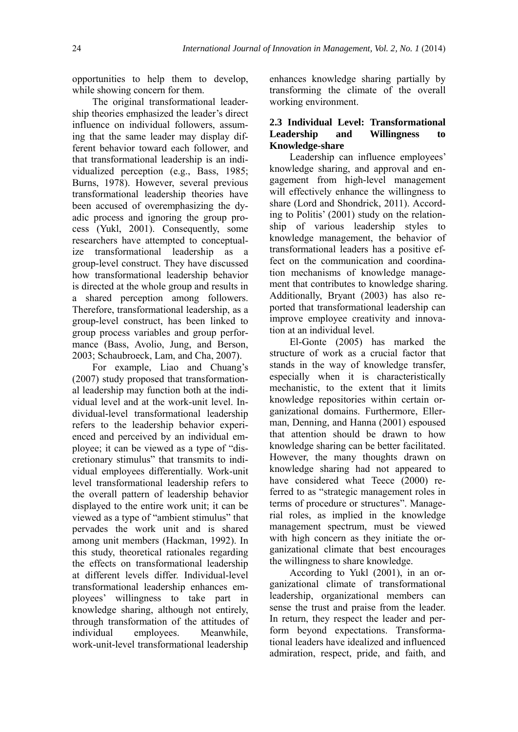opportunities to help them to develop, while showing concern for them.

The original transformational leadership theories emphasized the leader's direct influence on individual followers, assuming that the same leader may display different behavior toward each follower, and that transformational leadership is an individualized perception (e.g., Bass, 1985; Burns, 1978). However, several previous transformational leadership theories have been accused of overemphasizing the dyadic process and ignoring the group process (Yukl, 2001). Consequently, some researchers have attempted to conceptualize transformational leadership as a group-level construct. They have discussed how transformational leadership behavior is directed at the whole group and results in a shared perception among followers. Therefore, transformational leadership, as a group-level construct, has been linked to group process variables and group performance (Bass, Avolio, Jung, and Berson, 2003; Schaubroeck, Lam, and Cha, 2007).

For example, Liao and Chuang's (2007) study proposed that transformational leadership may function both at the individual level and at the work-unit level. Individual-level transformational leadership refers to the leadership behavior experienced and perceived by an individual employee; it can be viewed as a type of "discretionary stimulus" that transmits to individual employees differentially. Work-unit level transformational leadership refers to the overall pattern of leadership behavior displayed to the entire work unit; it can be viewed as a type of "ambient stimulus" that pervades the work unit and is shared among unit members (Hackman, 1992). In this study, theoretical rationales regarding the effects on transformational leadership at different levels differ. Individual-level transformational leadership enhances employees' willingness to take part in knowledge sharing, although not entirely, through transformation of the attitudes of individual employees. Meanwhile, work-unit-level transformational leadership enhances knowledge sharing partially by transforming the climate of the overall working environment.

### 2.3 Individual Level: Transformational Leadership and Willingness to Knowledge-share

Leadership can influence employees' knowledge sharing, and approval and engagement from high-level management will effectively enhance the willingness to share (Lord and Shondrick, 2011). According to Politis' (2001) study on the relationship of various leadership styles to knowledge management, the behavior of transformational leaders has a positive effect on the communication and coordination mechanisms of knowledge management that contributes to knowledge sharing. Additionally, Bryant (2003) has also reported that transformational leadership can improve employee creativity and innovation at an individual level.

El-Gonte (2005) has marked the structure of work as a crucial factor that stands in the way of knowledge transfer, especially when it is characteristically mechanistic, to the extent that it limits knowledge repositories within certain organizational domains. Furthermore, Ellerman, Denning, and Hanna (2001) espoused that attention should be drawn to how knowledge sharing can be better facilitated. However, the many thoughts drawn on knowledge sharing had not appeared to have considered what Teece (2000) referred to as "strategic management roles in terms of procedure or structures". Managerial roles, as implied in the knowledge management spectrum, must be viewed with high concern as they initiate the organizational climate that best encourages the willingness to share knowledge.

According to Yukl (2001), in an organizational climate of transformational leadership, organizational members can sense the trust and praise from the leader. In return, they respect the leader and perform beyond expectations. Transformational leaders have idealized and influenced admiration, respect, pride, and faith, and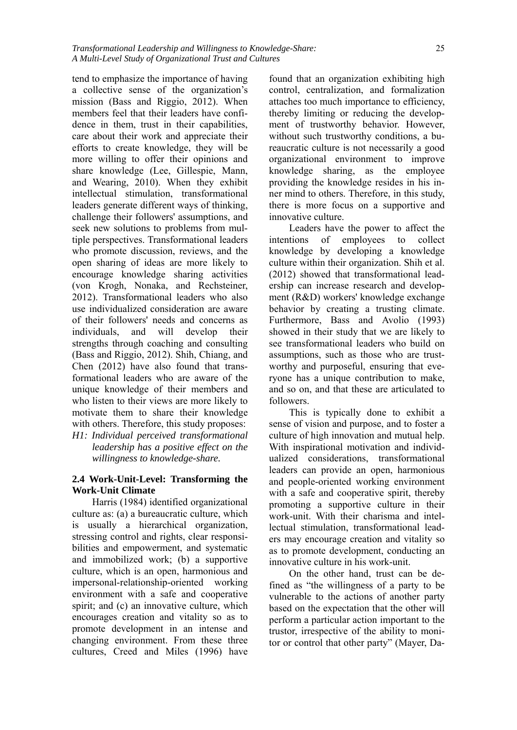tend to emphasize the importance of having a collective sense of the organization's mission (Bass and Riggio, 2012). When members feel that their leaders have confidence in them, trust in their capabilities, care about their work and appreciate their efforts to create knowledge, they will be more willing to offer their opinions and share knowledge (Lee, Gillespie, Mann, and Wearing, 2010). When they exhibit intellectual stimulation, transformational leaders generate different ways of thinking, challenge their followers' assumptions, and seek new solutions to problems from multiple perspectives. Transformational leaders who promote discussion, reviews, and the open sharing of ideas are more likely to encourage knowledge sharing activities (von Krogh, Nonaka, and Rechsteiner, 2012). Transformational leaders who also use individualized consideration are aware of their followers' needs and concerns as individuals, and will develop their strengths through coaching and consulting (Bass and Riggio, 2012). Shih, Chiang, and Chen (2012) have also found that transformational leaders who are aware of the unique knowledge of their members and who listen to their views are more likely to motivate them to share their knowledge with others. Therefore, this study proposes:

*H1: Individual perceived transformational leadership has a positive effect on the willingness to knowledge-share.*

## 2.4 Work-Unit-Level: Transforming the Work-Unit Climate

Harris (1984) identified organizational culture as: (a) a bureaucratic culture, which is usually a hierarchical organization, stressing control and rights, clear responsibilities and empowerment, and systematic and immobilized work; (b) a supportive culture, which is an open, harmonious and impersonal-relationship-oriented working environment with a safe and cooperative spirit; and (c) an innovative culture, which encourages creation and vitality so as to promote development in an intense and changing environment. From these three cultures, Creed and Miles (1996) have found that an organization exhibiting high control, centralization, and formalization attaches too much importance to efficiency, thereby limiting or reducing the development of trustworthy behavior. However, without such trustworthy conditions, a bureaucratic culture is not necessarily a good organizational environment to improve knowledge sharing, as the employee providing the knowledge resides in his inner mind to others. Therefore, in this study, there is more focus on a supportive and innovative culture.

Leaders have the power to affect the intentions of employees to collect knowledge by developing a knowledge culture within their organization. Shih et al. (2012) showed that transformational leadership can increase research and development (R&D) workers' knowledge exchange behavior by creating a trusting climate. Furthermore, Bass and Avolio (1993) showed in their study that we are likely to see transformational leaders who build on assumptions, such as those who are trustworthy and purposeful, ensuring that everyone has a unique contribution to make, and so on, and that these are articulated to followers.

This is typically done to exhibit a sense of vision and purpose, and to foster a culture of high innovation and mutual help. With inspirational motivation and individualized considerations, transformational leaders can provide an open, harmonious and people-oriented working environment with a safe and cooperative spirit, thereby promoting a supportive culture in their work-unit. With their charisma and intellectual stimulation, transformational leaders may encourage creation and vitality so as to promote development, conducting an innovative culture in his work-unit.

On the other hand, trust can be defined as "the willingness of a party to be vulnerable to the actions of another party based on the expectation that the other will perform a particular action important to the trustor, irrespective of the ability to monitor or control that other party" (Mayer, Da-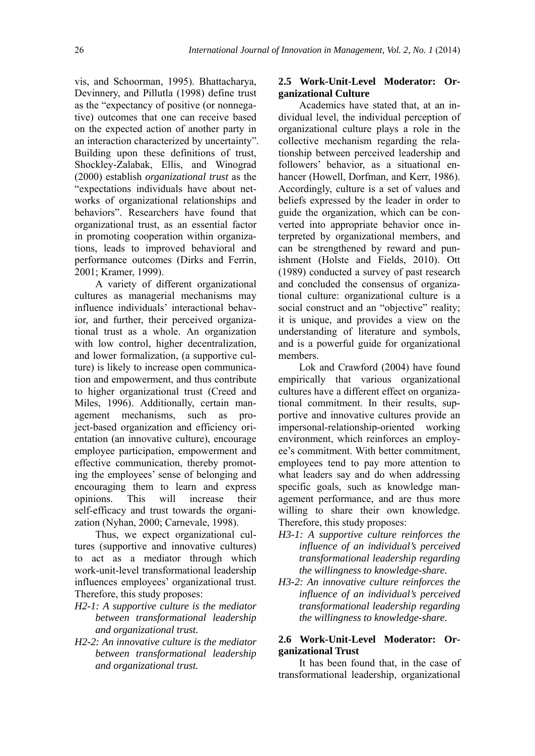vis, and Schoorman, 1995). Bhattacharya, Devinnery, and Pillutla (1998) define trust as the "expectancy of positive (or nonnegative) outcomes that one can receive based on the expected action of another party in an interaction characterized by uncertainty". Building upon these definitions of trust, Shockley-Zalabak, Ellis, and Winograd (2000) establish *organizational trust* as the "expectations individuals have about networks of organizational relationships and behaviors". Researchers have found that organizational trust, as an essential factor in promoting cooperation within organizations, leads to improved behavioral and performance outcomes (Dirks and Ferrin, 2001; Kramer, 1999).

A variety of different organizational cultures as managerial mechanisms may influence individuals' interactional behavior, and further, their perceived organizational trust as a whole. An organization with low control, higher decentralization, and lower formalization, (a supportive culture) is likely to increase open communication and empowerment, and thus contribute to higher organizational trust (Creed and Miles, 1996). Additionally, certain management mechanisms, such as project-based organization and efficiency orientation (an innovative culture), encourage employee participation, empowerment and effective communication, thereby promoting the employees' sense of belonging and encouraging them to learn and express opinions. This will increase their self-efficacy and trust towards the organization (Nyhan, 2000; Carnevale, 1998).

Thus, we expect organizational cultures (supportive and innovative cultures) to act as a mediator through which work-unit-level transformational leadership influences employees' organizational trust. Therefore, this study proposes:

*H2-1: A supportive culture is the mediator between transformational leadership and organizational trust.*

*H2-2: An innovative culture is the mediator between transformational leadership and organizational trust.*

## 2.5 Work-Unit-Level Moderator: Organizational Culture

Academics have stated that, at an individual level, the individual perception of organizational culture plays a role in the collective mechanism regarding the relationship between perceived leadership and followers' behavior, as a situational enhancer (Howell, Dorfman, and Kerr, 1986). Accordingly, culture is a set of values and beliefs expressed by the leader in order to guide the organization, which can be converted into appropriate behavior once interpreted by organizational members, and can be strengthened by reward and punishment (Holste and Fields, 2010). Ott (1989) conducted a survey of past research and concluded the consensus of organizational culture: organizational culture is a social construct and an "objective" reality; it is unique, and provides a view on the understanding of literature and symbols, and is a powerful guide for organizational members.

Lok and Crawford (2004) have found empirically that various organizational cultures have a different effect on organizational commitment. In their results, supportive and innovative cultures provide an impersonal-relationship-oriented working environment, which reinforces an employee's commitment. With better commitment, employees tend to pay more attention to what leaders say and do when addressing specific goals, such as knowledge management performance, and are thus more willing to share their own knowledge. Therefore, this study proposes:

*H3-1: A supportive culture reinforces the influence of an individual's perceived transformational leadership regarding the willingness to knowledge-share.*

*H3-2: An innovative culture reinforces the influence of an individual's perceived transformational leadership regarding the willingness to knowledge-share.*

## 2.6 Work-Unit-Level Moderator: Organizational Trust

It has been found that, in the case of transformational leadership, organizational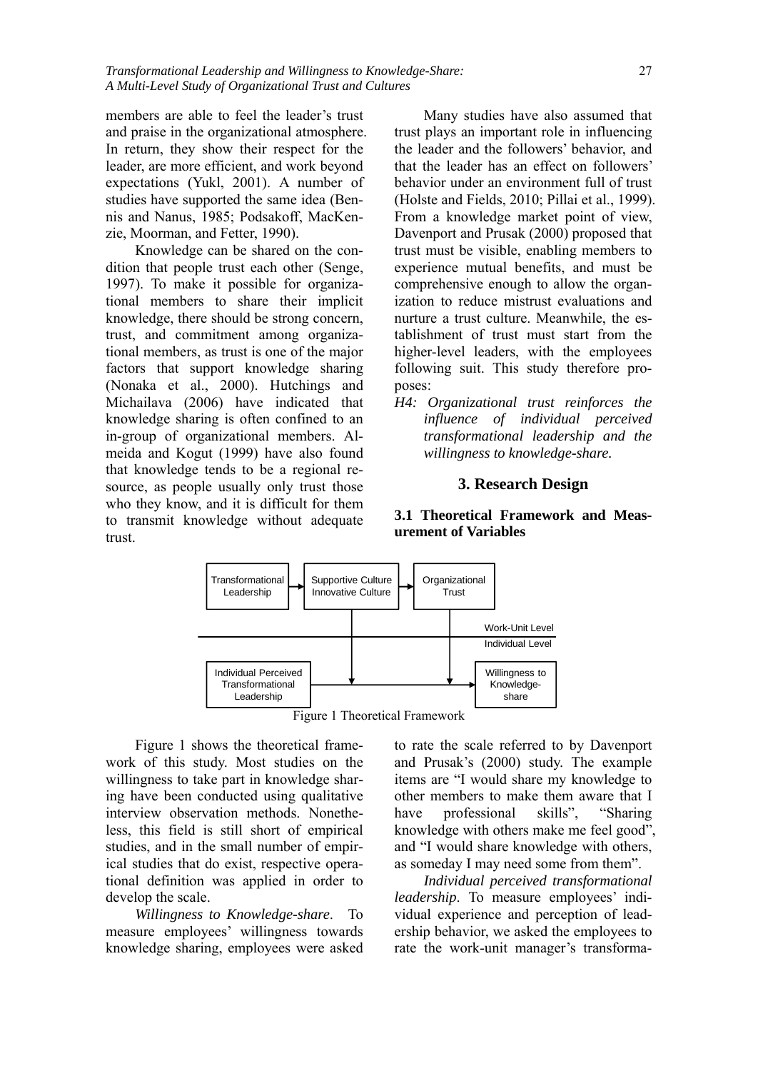members are able to feel the leader's trust and praise in the organizational atmosphere. In return, they show their respect for the leader, are more efficient, and work beyond expectations (Yukl, 2001). A number of studies have supported the same idea (Bennis and Nanus, 1985; Podsakoff, MacKenzie, Moorman, and Fetter, 1990).

Knowledge can be shared on the condition that people trust each other (Senge, 1997). To make it possible for organizational members to share their implicit knowledge, there should be strong concern, trust, and commitment among organizational members, as trust is one of the major factors that support knowledge sharing (Nonaka et al., 2000). Hutchings and Michailava (2006) have indicated that knowledge sharing is often confined to an in-group of organizational members. Almeida and Kogut (1999) have also found that knowledge tends to be a regional resource, as people usually only trust those who they know, and it is difficult for them to transmit knowledge without adequate trust.

Many studies have also assumed that trust plays an important role in influencing the leader and the followers' behavior, and that the leader has an effect on followers' behavior under an environment full of trust (Holste and Fields, 2010; Pillai et al., 1999). From a knowledge market point of view, Davenport and Prusak (2000) proposed that trust must be visible, enabling members to experience mutual benefits, and must be comprehensive enough to allow the organization to reduce mistrust evaluations and nurture a trust culture. Meanwhile, the establishment of trust must start from the higher-level leaders, with the employees following suit. This study therefore proposes:

*H4: Organizational trust reinforces the influence of individual perceived transformational leadership and the willingness to knowledge-share.*

## 3. Research Design

### 3.1 Theoretical Framework and Measurement of Variables

Figure 1 Theoretical Framework

Figure 1 shows the theoretical framework of this study. Most studies on the willingness to take part in knowledge sharing have been conducted using qualitative interview observation methods. Nonetheless, this field is still short of empirical studies, and in the small number of empirical studies that do exist, respective operational definition was applied in order to develop the scale.

*Willingness to Knowledge-share*. To measure employees' willingness towards knowledge sharing, employees were asked to rate the scale referred to by Davenport and Prusak's (2000) study. The example items are "I would share my knowledge to other members to make them aware that I have professional skills", "Sharing knowledge with others make me feel good", and "I would share knowledge with others, as someday I may need some from them".

*Individual perceived transformational leadership*. To measure employees' individual experience and perception of leadership behavior, we asked the employees to rate the work-unit manager's transforma-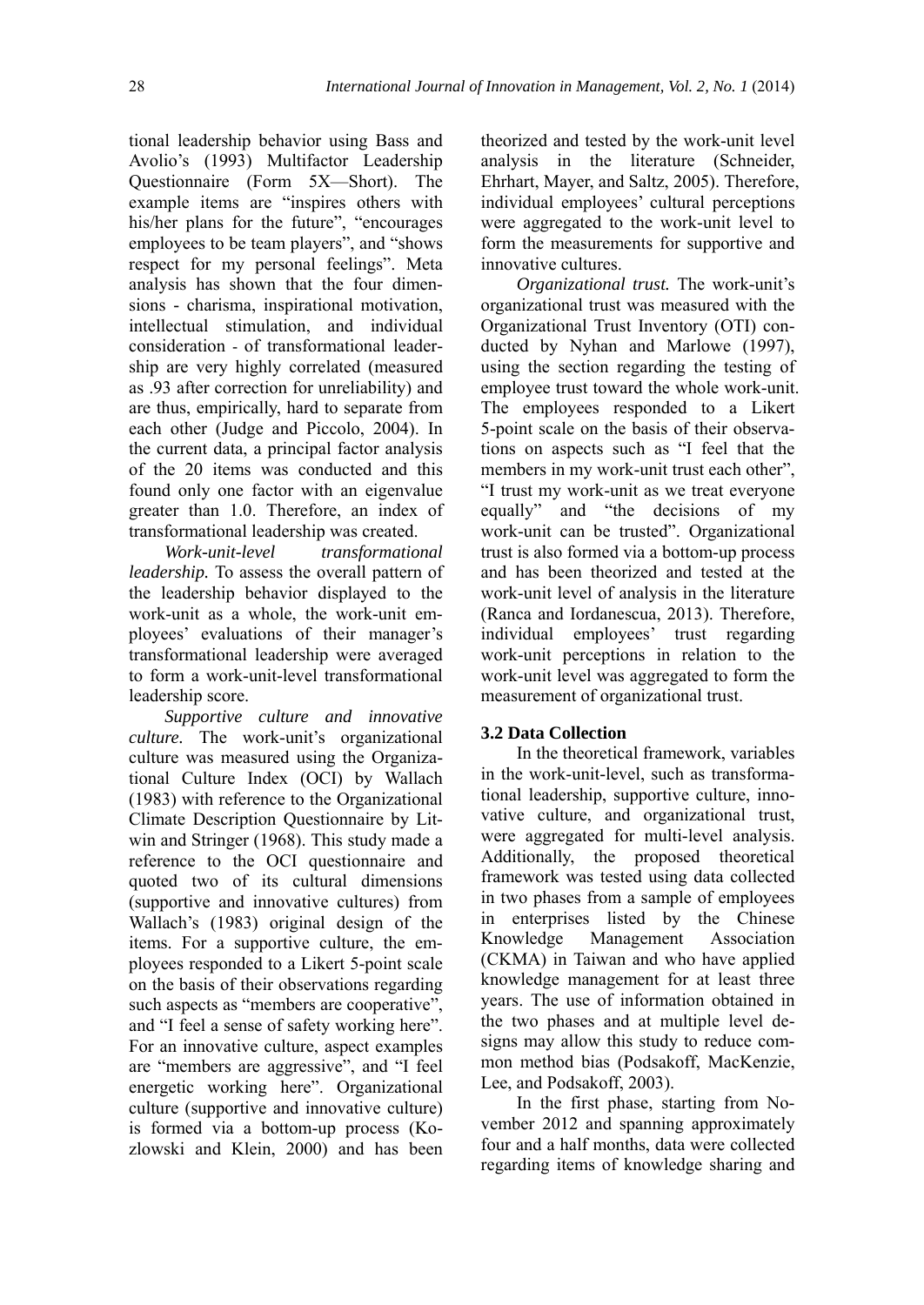tional leadership behavior using Bass and Avolio's (1993) Multifactor Leadership Questionnaire (Form 5X—Short). The example items are "inspires others with his/her plans for the future", "encourages employees to be team players", and "shows respect for my personal feelings". Meta analysis has shown that the four dimensions - charisma, inspirational motivation, intellectual stimulation, and individual consideration - of transformational leadership are very highly correlated (measured as .93 after correction for unreliability) and are thus, empirically, hard to separate from each other (Judge and Piccolo, 2004). In the current data, a principal factor analysis of the 20 items was conducted and this found only one factor with an eigenvalue greater than 1.0. Therefore, an index of transformational leadership was created.

*Work-unit-level transformational leadership.* To assess the overall pattern of the leadership behavior displayed to the work-unit as a whole, the work-unit employees' evaluations of their manager's transformational leadership were averaged to form a work-unit-level transformational leadership score.

*Supportive culture and innovative culture.* The work-unit's organizational culture was measured using the Organizational Culture Index (OCI) by Wallach (1983) with reference to the Organizational Climate Description Questionnaire by Litwin and Stringer (1968). This study made a reference to the OCI questionnaire and quoted two of its cultural dimensions (supportive and innovative cultures) from Wallach's (1983) original design of the items. For a supportive culture, the employees responded to a Likert 5-point scale on the basis of their observations regarding such aspects as "members are cooperative", and "I feel a sense of safety working here". For an innovative culture, aspect examples are "members are aggressive", and "I feel energetic working here". Organizational culture (supportive and innovative culture) is formed via a bottom-up process (Kozlowski and Klein, 2000) and has been theorized and tested by the work-unit level analysis in the literature (Schneider, Ehrhart, Mayer, and Saltz, 2005). Therefore, individual employees' cultural perceptions were aggregated to the work-unit level to form the measurements for supportive and innovative cultures.

*Organizational trust.* The work-unit's organizational trust was measured with the Organizational Trust Inventory (OTI) conducted by Nyhan and Marlowe (1997), using the section regarding the testing of employee trust toward the whole work-unit. The employees responded to a Likert 5-point scale on the basis of their observations on aspects such as "I feel that the members in my work-unit trust each other", "I trust my work-unit as we treat everyone equally" and "the decisions of my work-unit can be trusted". Organizational trust is also formed via a bottom-up process and has been theorized and tested at the work-unit level of analysis in the literature (Ranca and Iordanescua, 2013). Therefore, individual employees' trust regarding work-unit perceptions in relation to the work-unit level was aggregated to form the measurement of organizational trust.

### 3.2 Data Collection

In the theoretical framework, variables in the work-unit-level, such as transformational leadership, supportive culture, innovative culture, and organizational trust, were aggregated for multi-level analysis. Additionally, the proposed theoretical framework was tested using data collected in two phases from a sample of employees in enterprises listed by the Chinese Knowledge Management Association (CKMA) in Taiwan and who have applied knowledge management for at least three years. The use of information obtained in the two phases and at multiple level designs may allow this study to reduce common method bias (Podsakoff, MacKenzie, Lee, and Podsakoff, 2003).

In the first phase, starting from November 2012 and spanning approximately four and a half months, data were collected regarding items of knowledge sharing and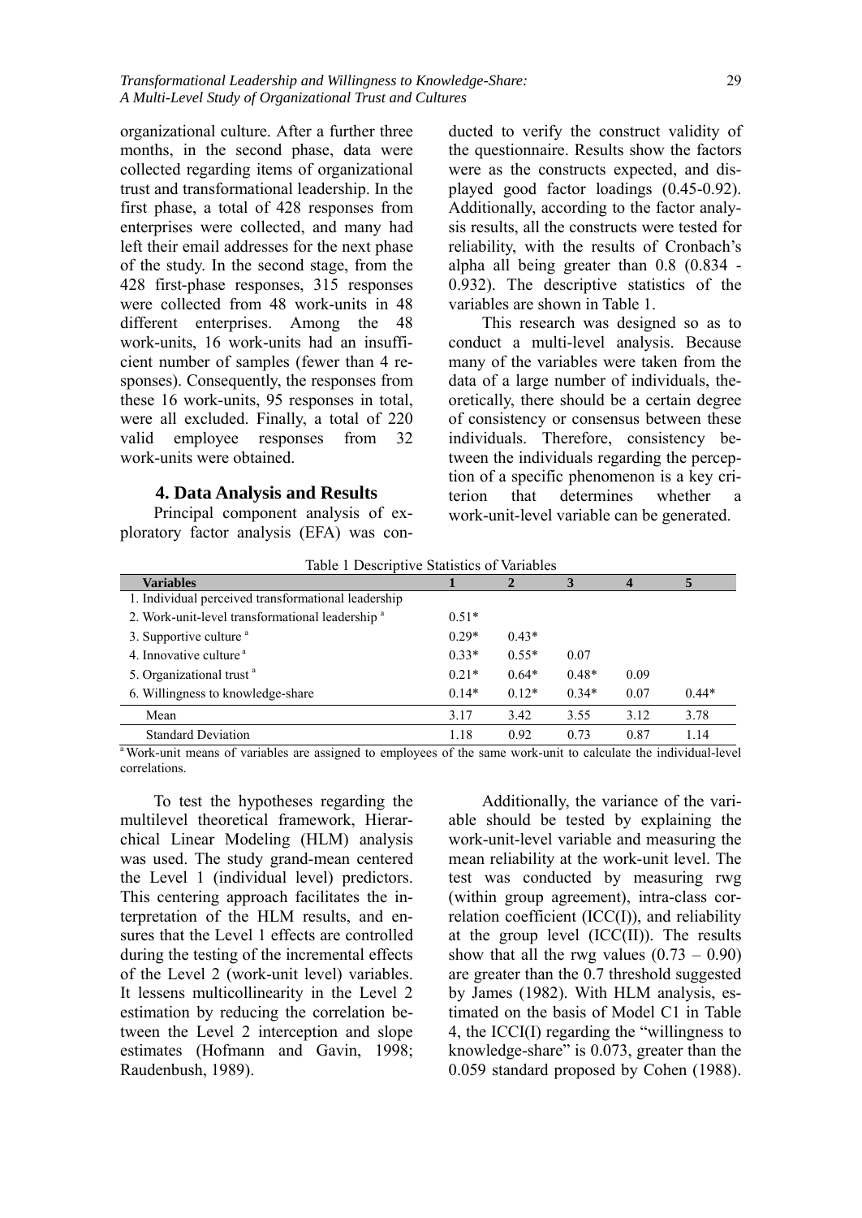organizational culture. After a further three months, in the second phase, data were collected regarding items of organizational trust and transformational leadership. In the first phase, a total of 428 responses from enterprises were collected, and many had left their email addresses for the next phase of the study. In the second stage, from the 428 first-phase responses, 315 responses were collected from 48 work-units in 48 different enterprises. Among the 48 work-units, 16 work-units had an insufficient number of samples (fewer than 4 responses). Consequently, the responses from these 16 work-units, 95 responses in total, were all excluded. Finally, a total of 220 valid employee responses from 32 work-units were obtained.

## 4. Data Analysis and Results

Principal component analysis of exploratory factor analysis (EFA) was conducted to verify the construct validity of the questionnaire. Results show the factors were as the constructs expected, and displayed good factor loadings (0.45-0.92). Additionally, according to the factor analysis results, all the constructs were tested for reliability, with the results of Cronbach's alpha all being greater than 0.8 (0.834 - 0.932). The descriptive statistics of the variables are shown in Table 1.

This research was designed so as to conduct a multi-level analysis. Because many of the variables were taken from the data of a large number of individuals, theoretically, there should be a certain degree of consistency or consensus between these individuals. Therefore, consistency between the individuals regarding the perception of a specific phenomenon is a key criterion that determines whether a work-unit-level variable can be generated.

Table 1 Descriptive Statistics of Variables

| Variables | 1 | 2 | 3 | 4 | 5 |
|---|---|---|---|---|---|
| 1. Individual perceived transformational leadership | | | | | |
| 2. Work-unit-level transformational leadership [a] | 0.51* | | | | |
| 3. Supportive culture [a] | 0.29* | 0.43* | | | |
| 4. Innovative culture [a] | 0.33* | 0.55* | 0.07 | | |
| 5. Organizational trust [a] | 0.21* | 0.64* | 0.48* | 0.09 | |
| 6. Willingness to knowledge-share | 0.14* | 0.12* | 0.34* | 0.07 | 0.44* |
| Mean | 3.17 | 3.42 | 3.55 | 3.12 | 3.78 |
| Standard Deviation | 1.18 | 0.92 | 0.73 | 0.87 | 1.14 |

[a] Work-unit means of variables are assigned to employees of the same work-unit to calculate the individual-level correlations.

To test the hypotheses regarding the multilevel theoretical framework, Hierarchical Linear Modeling (HLM) analysis was used. The study grand-mean centered the Level 1 (individual level) predictors. This centering approach facilitates the interpretation of the HLM results, and ensures that the Level 1 effects are controlled during the testing of the incremental effects of the Level 2 (work-unit level) variables. It lessens multicollinearity in the Level 2 estimation by reducing the correlation between the Level 2 interception and slope estimates (Hofmann and Gavin, 1998; Raudenbush, 1989).

Additionally, the variance of the variable should be tested by explaining the work-unit-level variable and measuring the mean reliability at the work-unit level. The test was conducted by measuring rwg (within group agreement), intra-class correlation coefficient (ICC(I)), and reliability at the group level (ICC(II)). The results show that all the rwg values (0.73 – 0.90) are greater than the 0.7 threshold suggested by James (1982). With HLM analysis, estimated on the basis of Model C1 in Table 4, the ICCI(I) regarding the "willingness to knowledge-share" is 0.073, greater than the 0.059 standard proposed by Cohen (1988).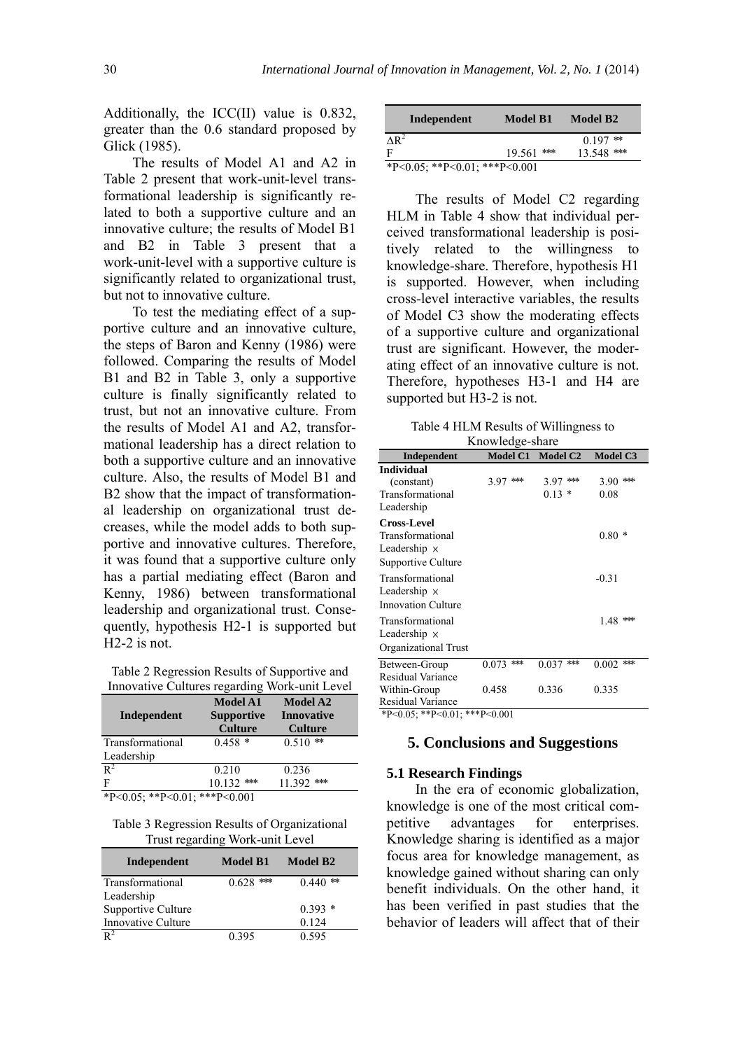Additionally, the ICC(II) value is 0.832, greater than the 0.6 standard proposed by Glick (1985).

The results of Model A1 and A2 in Table 2 present that work-unit-level transformational leadership is significantly related to both a supportive culture and an innovative culture; the results of Model B1 and B2 in Table 3 present that a work-unit-level with a supportive culture is significantly related to organizational trust, but not to innovative culture.

To test the mediating effect of a supportive culture and an innovative culture, the steps of Baron and Kenny (1986) were followed. Comparing the results of Model B1 and B2 in Table 3, only a supportive culture is finally significantly related to trust, but not an innovative culture. From the results of Model A1 and A2, transformational leadership has a direct relation to both a supportive culture and an innovative culture. Also, the results of Model B1 and B2 show that the impact of transformational leadership on organizational trust decreases, while the model adds to both supportive and innovative cultures. Therefore, it was found that a supportive culture only has a partial mediating effect (Baron and Kenny, 1986) between transformational leadership and organizational trust. Consequently, hypothesis H2-1 is supported but H2-2 is not.

Table 2 Regression Results of Supportive and Innovative Cultures regarding Work-unit Level

| Independent | Model A1 Supportive Culture | Model A2 Innovative Culture |
|---|---|---|
| Transformational Leadership | 0.458 * | 0.510 ** |
| $R^2$ | 0.210 | 0.236 |
| F | 10.132 *** | 11.392 *** |

*P<0.05; **P<0.01; ***P<0.001

Table 3 Regression Results of Organizational Trust regarding Work-unit Level

| Independent | Model B1 | Model B2 |
|---|---|---|
| Transformational Leadership | 0.628 *** | 0.440 ** |
| Supportive Culture | | 0.393 * |
| Innovative Culture | | 0.124 |
| $R^2$ | 0.395 | 0.595 |
| $\Delta R^2$ | | 0.197 ** |
| F | 19.561 *** | 13.548 *** |

*P<0.05; **P<0.01; ***P<0.001

The results of Model C2 regarding HLM in Table 4 show that individual perceived transformational leadership is positively related to the willingness to knowledge-share. Therefore, hypothesis H1 is supported. However, when including cross-level interactive variables, the results of Model C3 show the moderating effects of a supportive culture and organizational trust are significant. However, the moderating effect of an innovative culture is not. Therefore, hypotheses H3-1 and H4 are supported but H3-2 is not.

Table 4 HLM Results of Willingness to Knowledge-share

| Independent | Model C1 | Model C2 | Model C3 |
|---|---|---|---|
| **Individual** | | | |
| (constant) | 3.97 *** | 3.97 *** | 3.90 *** |
| Transformational Leadership | | 0.13 * | 0.08 |
| **Cross-Level** | | | |
| Transformational Leadership × Supportive Culture | | | 0.80 * |
| Transformational Leadership × Innovation Culture | | | -0.31 |
| Transformational Leadership × Organizational Trust | | | 1.48 *** |
| Between-Group Residual Variance | 0.073 *** | 0.037 *** | 0.002 *** |
| Within-Group Residual Variance | 0.458 | 0.336 | 0.335 |

*P<0.05; **P<0.01; ***P<0.001

## 5. Conclusions and Suggestions

### 5.1 Research Findings

In the era of economic globalization, knowledge is one of the most critical competitive advantages for enterprises. Knowledge sharing is identified as a major focus area for knowledge management, as knowledge gained without sharing can only benefit individuals. On the other hand, it has been verified in past studies that the behavior of leaders will affect that of their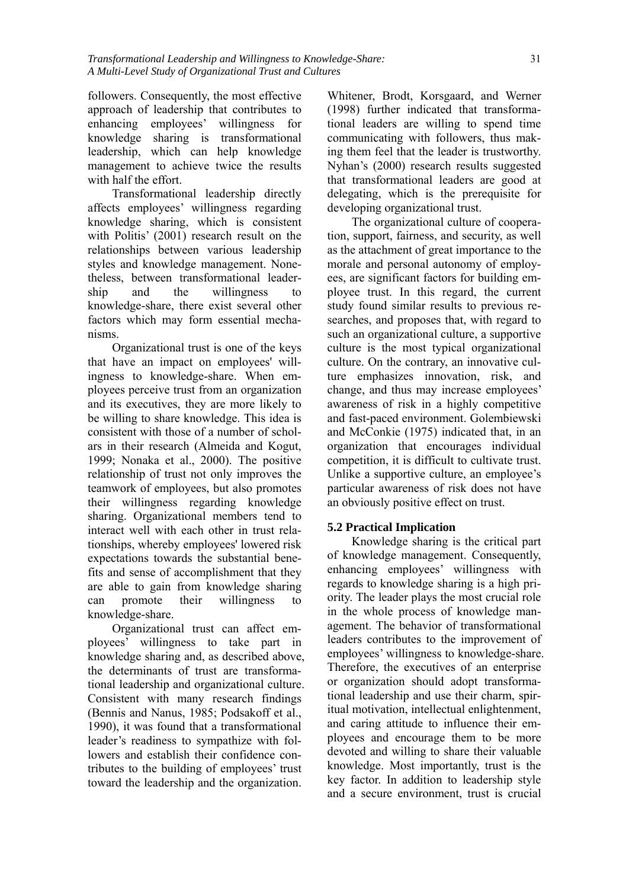followers. Consequently, the most effective approach of leadership that contributes to enhancing employees' willingness for knowledge sharing is transformational leadership, which can help knowledge management to achieve twice the results with half the effort.

Transformational leadership directly affects employees' willingness regarding knowledge sharing, which is consistent with Politis' (2001) research result on the relationships between various leadership styles and knowledge management. Nonetheless, between transformational leadership and the willingness to knowledge-share, there exist several other factors which may form essential mechanisms.

Organizational trust is one of the keys that have an impact on employees' willingness to knowledge-share. When employees perceive trust from an organization and its executives, they are more likely to be willing to share knowledge. This idea is consistent with those of a number of scholars in their research (Almeida and Kogut, 1999; Nonaka et al., 2000). The positive relationship of trust not only improves the teamwork of employees, but also promotes their willingness regarding knowledge sharing. Organizational members tend to interact well with each other in trust relationships, whereby employees' lowered risk expectations towards the substantial benefits and sense of accomplishment that they are able to gain from knowledge sharing can promote their willingness to knowledge-share.

Organizational trust can affect employees' willingness to take part in knowledge sharing and, as described above, the determinants of trust are transformational leadership and organizational culture. Consistent with many research findings (Bennis and Nanus, 1985; Podsakoff et al., 1990), it was found that a transformational leader's readiness to sympathize with followers and establish their confidence contributes to the building of employees' trust toward the leadership and the organization. Whitener, Brodt, Korsgaard, and Werner (1998) further indicated that transformational leaders are willing to spend time communicating with followers, thus making them feel that the leader is trustworthy. Nyhan's (2000) research results suggested that transformational leaders are good at delegating, which is the prerequisite for developing organizational trust.

The organizational culture of cooperation, support, fairness, and security, as well as the attachment of great importance to the morale and personal autonomy of employees, are significant factors for building employee trust. In this regard, the current study found similar results to previous researches, and proposes that, with regard to such an organizational culture, a supportive culture is the most typical organizational culture. On the contrary, an innovative culture emphasizes innovation, risk, and change, and thus may increase employees' awareness of risk in a highly competitive and fast-paced environment. Golembiewski and McConkie (1975) indicated that, in an organization that encourages individual competition, it is difficult to cultivate trust. Unlike a supportive culture, an employee's particular awareness of risk does not have an obviously positive effect on trust.

### 5.2 Practical Implication

Knowledge sharing is the critical part of knowledge management. Consequently, enhancing employees' willingness with regards to knowledge sharing is a high priority. The leader plays the most crucial role in the whole process of knowledge management. The behavior of transformational leaders contributes to the improvement of employees' willingness to knowledge-share. Therefore, the executives of an enterprise or organization should adopt transformational leadership and use their charm, spiritual motivation, intellectual enlightenment, and caring attitude to influence their employees and encourage them to be more devoted and willing to share their valuable knowledge. Most importantly, trust is the key factor. In addition to leadership style and a secure environment, trust is crucial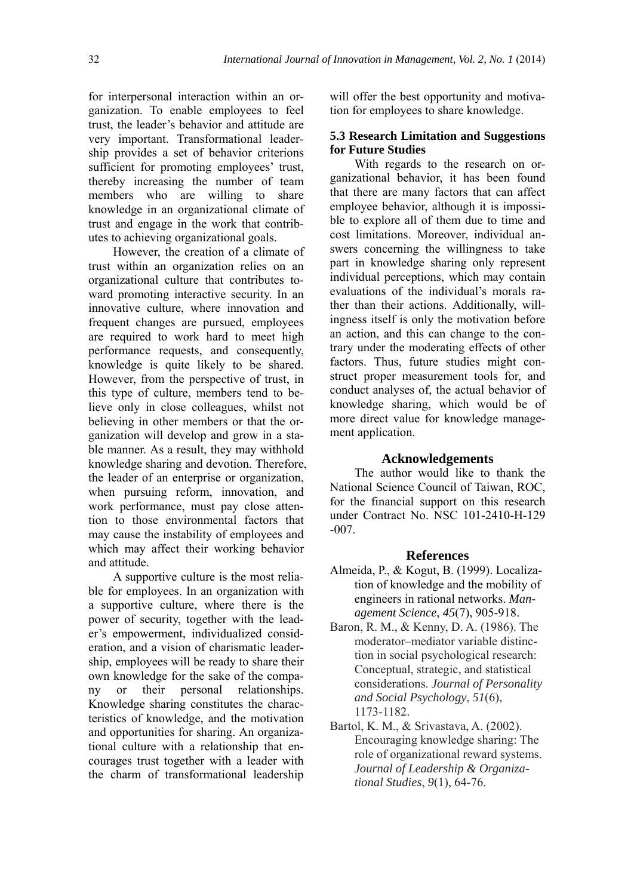for interpersonal interaction within an organization. To enable employees to feel trust, the leader's behavior and attitude are very important. Transformational leadership provides a set of behavior criterions sufficient for promoting employees' trust, thereby increasing the number of team members who are willing to share knowledge in an organizational climate of trust and engage in the work that contributes to achieving organizational goals.

However, the creation of a climate of trust within an organization relies on an organizational culture that contributes toward promoting interactive security. In an innovative culture, where innovation and frequent changes are pursued, employees are required to work hard to meet high performance requests, and consequently, knowledge is quite likely to be shared. However, from the perspective of trust, in this type of culture, members tend to believe only in close colleagues, whilst not believing in other members or that the organization will develop and grow in a stable manner. As a result, they may withhold knowledge sharing and devotion. Therefore, the leader of an enterprise or organization, when pursuing reform, innovation, and work performance, must pay close attention to those environmental factors that may cause the instability of employees and which may affect their working behavior and attitude.

A supportive culture is the most reliable for employees. In an organization with a supportive culture, where there is the power of security, together with the leader's empowerment, individualized consideration, and a vision of charismatic leadership, employees will be ready to share their own knowledge for the sake of the company or their personal relationships. Knowledge sharing constitutes the characteristics of knowledge, and the motivation and opportunities for sharing. An organizational culture with a relationship that encourages trust together with a leader with the charm of transformational leadership will offer the best opportunity and motivation for employees to share knowledge.

### 5.3 Research Limitation and Suggestions for Future Studies

With regards to the research on organizational behavior, it has been found that there are many factors that can affect employee behavior, although it is impossible to explore all of them due to time and cost limitations. Moreover, individual answers concerning the willingness to take part in knowledge sharing only represent individual perceptions, which may contain evaluations of the individual's morals rather than their actions. Additionally, willingness itself is only the motivation before an action, and this can change to the contrary under the moderating effects of other factors. Thus, future studies might construct proper measurement tools for, and conduct analyses of, the actual behavior of knowledge sharing, which would be of more direct value for knowledge management application.

## Acknowledgements

The author would like to thank the National Science Council of Taiwan, ROC, for the financial support on this research under Contract No. NSC 101-2410-H-129 -007.

## References

Almeida, P., & Kogut, B. (1999). Localization of knowledge and the mobility of engineers in rational networks. *Management Science*, *45*(7), 905-918.

Baron, R. M., & Kenny, D. A. (1986). The moderator–mediator variable distinction in social psychological research: Conceptual, strategic, and statistical considerations. *Journal of Personality and Social Psychology*, *51*(6), 1173-1182.

Bartol, K. M., & Srivastava, A. (2002). Encouraging knowledge sharing: The role of organizational reward systems. *Journal of Leadership & Organizational Studies*, *9*(1), 64-76.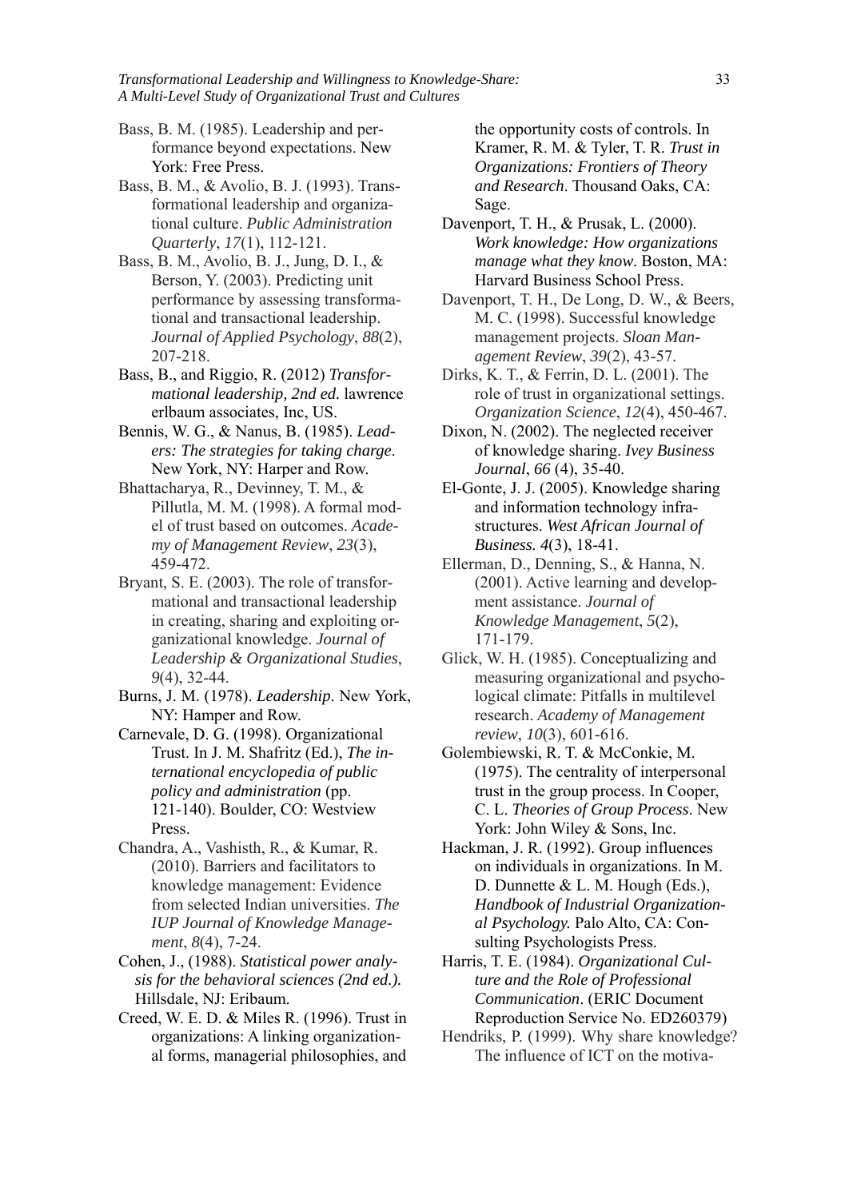Bass, B. M. (1985). Leadership and performance beyond expectations. New York: Free Press.

Bass, B. M., & Avolio, B. J. (1993). Transformational leadership and organizational culture. *Public Administration Quarterly*, *17*(1), 112-121.

Bass, B. M., Avolio, B. J., Jung, D. I., & Berson, Y. (2003). Predicting unit performance by assessing transformational and transactional leadership. *Journal of Applied Psychology*, *88*(2), 207-218.

Bass, B., and Riggio, R. (2012) *Transformational leadership, 2nd ed.* lawrence erlbaum associates, Inc, US.

Bennis, W. G., & Nanus, B. (1985). *Leaders: The strategies for taking charge*. New York, NY: Harper and Row.

Bhattacharya, R., Devinney, T. M., & Pillutla, M. M. (1998). A formal model of trust based on outcomes. *Academy of Management Review*, *23*(3), 459-472.

Bryant, S. E. (2003). The role of transformational and transactional leadership in creating, sharing and exploiting organizational knowledge. *Journal of Leadership & Organizational Studies*, *9*(4), 32-44.

Burns, J. M. (1978). *Leadership*. New York, NY: Hamper and Row.

Carnevale, D. G. (1998). Organizational Trust. In J. M. Shafritz (Ed.), *The international encyclopedia of public policy and administration* (pp. 121-140). Boulder, CO: Westview Press.

Chandra, A., Vashisth, R., & Kumar, R. (2010). Barriers and facilitators to knowledge management: Evidence from selected Indian universities. *The IUP Journal of Knowledge Management*, *8*(4), 7-24.

Cohen, J., (1988). *Statistical power analysis for the behavioral sciences (2nd ed.).* Hillsdale, NJ: Eribaum.

Creed, W. E. D. & Miles R. (1996). Trust in organizations: A linking organizational forms, managerial philosophies, and the opportunity costs of controls. In Kramer, R. M. & Tyler, T. R. *Trust in Organizations: Frontiers of Theory and Research*. Thousand Oaks, CA: Sage.

Davenport, T. H., & Prusak, L. (2000). *Work knowledge: How organizations manage what they know*. Boston, MA: Harvard Business School Press.

Davenport, T. H., De Long, D. W., & Beers, M. C. (1998). Successful knowledge management projects. *Sloan Management Review*, *39*(2), 43-57.

Dirks, K. T., & Ferrin, D. L. (2001). The role of trust in organizational settings. *Organization Science*, *12*(4), 450-467.

Dixon, N. (2002). The neglected receiver of knowledge sharing. *Ivey Business Journal*, *66* (4), 35-40.

El-Gonte, J. J. (2005). Knowledge sharing and information technology infrastructures. *West African Journal of Business. 4*(3), 18-41.

Ellerman, D., Denning, S., & Hanna, N. (2001). Active learning and development assistance. *Journal of Knowledge Management*, *5*(2), 171-179.

Glick, W. H. (1985). Conceptualizing and measuring organizational and psychological climate: Pitfalls in multilevel research. *Academy of Management review*, *10*(3), 601-616.

Golembiewski, R. T. & McConkie, M. (1975). The centrality of interpersonal trust in the group process. In Cooper, C. L. *Theories of Group Process*. New York: John Wiley & Sons, Inc.

Hackman, J. R. (1992). Group influences on individuals in organizations. In M. D. Dunnette & L. M. Hough (Eds.), *Handbook of Industrial Organizational Psychology.* Palo Alto, CA: Consulting Psychologists Press.

Harris, T. E. (1984). *Organizational Culture and the Role of Professional Communication*. (ERIC Document Reproduction Service No. ED260379)

Hendriks, P. (1999). Why share knowledge? The influence of ICT on the motiva-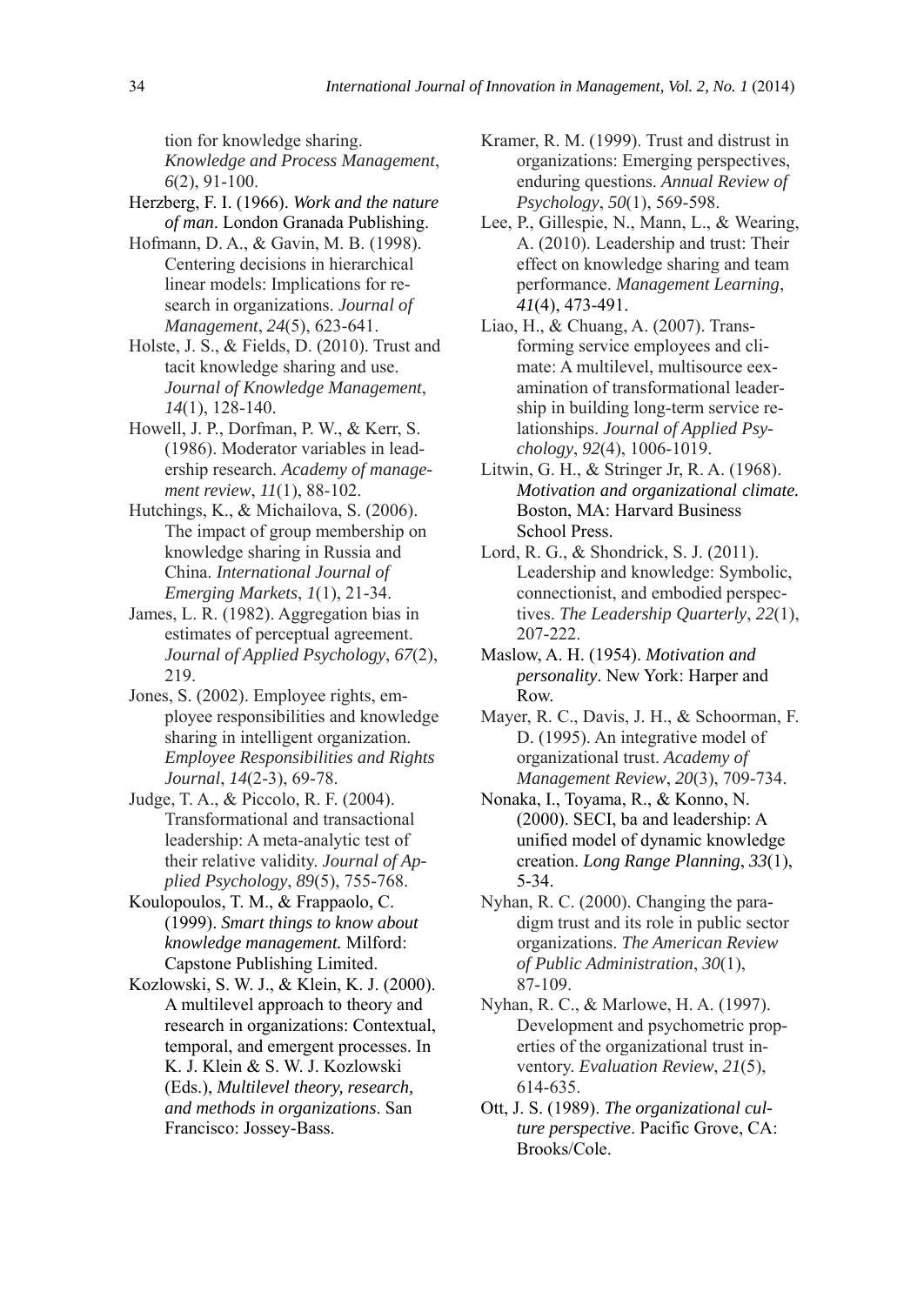tion for knowledge sharing. *Knowledge and Process Management*, *6*(2), 91-100.

Herzberg, F. I. (1966). *Work and the nature of man*. London Granada Publishing.

Hofmann, D. A., & Gavin, M. B. (1998). Centering decisions in hierarchical linear models: Implications for research in organizations. *Journal of Management*, *24*(5), 623-641.

Holste, J. S., & Fields, D. (2010). Trust and tacit knowledge sharing and use. *Journal of Knowledge Management*, *14*(1), 128-140.

Howell, J. P., Dorfman, P. W., & Kerr, S. (1986). Moderator variables in leadership research. *Academy of management review*, *11*(1), 88-102.

Hutchings, K., & Michailova, S. (2006). The impact of group membership on knowledge sharing in Russia and China. *International Journal of Emerging Markets*, *1*(1), 21-34.

James, L. R. (1982). Aggregation bias in estimates of perceptual agreement. *Journal of Applied Psychology*, *67*(2), 219.

Jones, S. (2002). Employee rights, employee responsibilities and knowledge sharing in intelligent organization. *Employee Responsibilities and Rights Journal*, *14*(2-3), 69-78.

Judge, T. A., & Piccolo, R. F. (2004). Transformational and transactional leadership: A meta-analytic test of their relative validity. *Journal of Applied Psychology*, *89*(5), 755-768.

Koulopoulos, T. M., & Frappaolo, C. (1999). *Smart things to know about knowledge management.* Milford: Capstone Publishing Limited.

Kozlowski, S. W. J., & Klein, K. J. (2000). A multilevel approach to theory and research in organizations: Contextual, temporal, and emergent processes. In K. J. Klein & S. W. J. Kozlowski (Eds.), *Multilevel theory, research, and methods in organizations*. San Francisco: Jossey-Bass.

Kramer, R. M. (1999). Trust and distrust in organizations: Emerging perspectives, enduring questions. *Annual Review of Psychology*, *50*(1), 569-598.

Lee, P., Gillespie, N., Mann, L., & Wearing, A. (2010). Leadership and trust: Their effect on knowledge sharing and team performance. *Management Learning*, *41*(4), 473-491.

Liao, H., & Chuang, A. (2007). Transforming service employees and climate: A multilevel, multisource eexamination of transformational leadership in building long-term service relationships. *Journal of Applied Psychology*, *92*(4), 1006-1019.

Litwin, G. H., & Stringer Jr, R. A. (1968). *Motivation and organizational climate.* Boston, MA: Harvard Business School Press.

Lord, R. G., & Shondrick, S. J. (2011). Leadership and knowledge: Symbolic, connectionist, and embodied perspectives. *The Leadership Quarterly*, *22*(1), 207-222.

Maslow, A. H. (1954). *Motivation and personality*. New York: Harper and Row.

Mayer, R. C., Davis, J. H., & Schoorman, F. D. (1995). An integrative model of organizational trust. *Academy of Management Review*, *20*(3), 709-734.

Nonaka, I., Toyama, R., & Konno, N. (2000). SECI, ba and leadership: A unified model of dynamic knowledge creation. *Long Range Planning*, *33*(1), 5-34.

Nyhan, R. C. (2000). Changing the paradigm trust and its role in public sector organizations. *The American Review of Public Administration*, *30*(1), 87-109.

Nyhan, R. C., & Marlowe, H. A. (1997). Development and psychometric properties of the organizational trust inventory. *Evaluation Review*, *21*(5), 614-635.

Ott, J. S. (1989). *The organizational culture perspective*. Pacific Grove, CA: Brooks/Cole.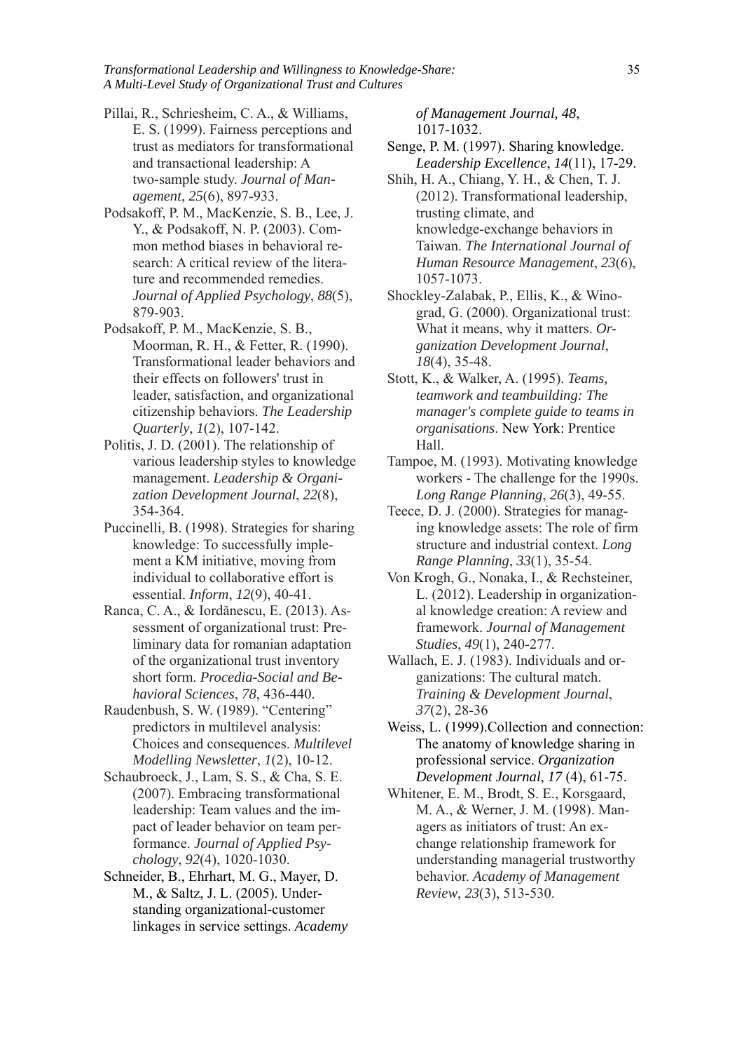Pillai, R., Schriesheim, C. A., & Williams, E. S. (1999). Fairness perceptions and trust as mediators for transformational and transactional leadership: A two-sample study. *Journal of Management*, *25*(6), 897-933.

Podsakoff, P. M., MacKenzie, S. B., Lee, J. Y., & Podsakoff, N. P. (2003). Common method biases in behavioral research: A critical review of the literature and recommended remedies. *Journal of Applied Psychology*, *88*(5), 879-903.

Podsakoff, P. M., MacKenzie, S. B., Moorman, R. H., & Fetter, R. (1990). Transformational leader behaviors and their effects on followers' trust in leader, satisfaction, and organizational citizenship behaviors. *The Leadership Quarterly*, *1*(2), 107-142.

Politis, J. D. (2001). The relationship of various leadership styles to knowledge management. *Leadership & Organization Development Journal*, *22*(8), 354-364.

Puccinelli, B. (1998). Strategies for sharing knowledge: To successfully implement a KM initiative, moving from individual to collaborative effort is essential. *Inform*, *12*(9), 40-41.

Ranca, C. A., & Iordănescu, E. (2013). Assessment of organizational trust: Preliminary data for romanian adaptation of the organizational trust inventory short form. *Procedia-Social and Behavioral Sciences*, *78*, 436-440.

Raudenbush, S. W. (1989). "Centering" predictors in multilevel analysis: Choices and consequences. *Multilevel Modelling Newsletter*, *1*(2), 10-12.

Schaubroeck, J., Lam, S. S., & Cha, S. E. (2007). Embracing transformational leadership: Team values and the impact of leader behavior on team performance. *Journal of Applied Psychology*, *92*(4), 1020-1030.

Schneider, B., Ehrhart, M. G., Mayer, D. M., & Saltz, J. L. (2005). Understanding organizational-customer linkages in service settings. *Academy of Management Journal, 48*, 1017-1032.

Senge, P. M. (1997). Sharing knowledge. *Leadership Excellence*, *14*(11), 17-29.

Shih, H. A., Chiang, Y. H., & Chen, T. J. (2012). Transformational leadership, trusting climate, and knowledge-exchange behaviors in Taiwan. *The International Journal of Human Resource Management*, *23*(6), 1057-1073.

Shockley-Zalabak, P., Ellis, K., & Winograd, G. (2000). Organizational trust: What it means, why it matters. *Organization Development Journal*, *18*(4), 35-48.

Stott, K., & Walker, A. (1995). *Teams, teamwork and teambuilding: The manager's complete guide to teams in organisations*. New York: Prentice Hall.

Tampoe, M. (1993). Motivating knowledge workers - The challenge for the 1990s. *Long Range Planning*, *26*(3), 49-55.

Teece, D. J. (2000). Strategies for managing knowledge assets: The role of firm structure and industrial context. *Long Range Planning*, *33*(1), 35-54.

Von Krogh, G., Nonaka, I., & Rechsteiner, L. (2012). Leadership in organizational knowledge creation: A review and framework. *Journal of Management Studies*, *49*(1), 240-277.

Wallach, E. J. (1983). Individuals and organizations: The cultural match. *Training & Development Journal*, *37*(2), 28-36

Weiss, L. (1999).Collection and connection: The anatomy of knowledge sharing in professional service. *Organization Development Journal*, *17* (4), 61-75.

Whitener, E. M., Brodt, S. E., Korsgaard, M. A., & Werner, J. M. (1998). Managers as initiators of trust: An exchange relationship framework for understanding managerial trustworthy behavior. *Academy of Management Review*, *23*(3), 513-530.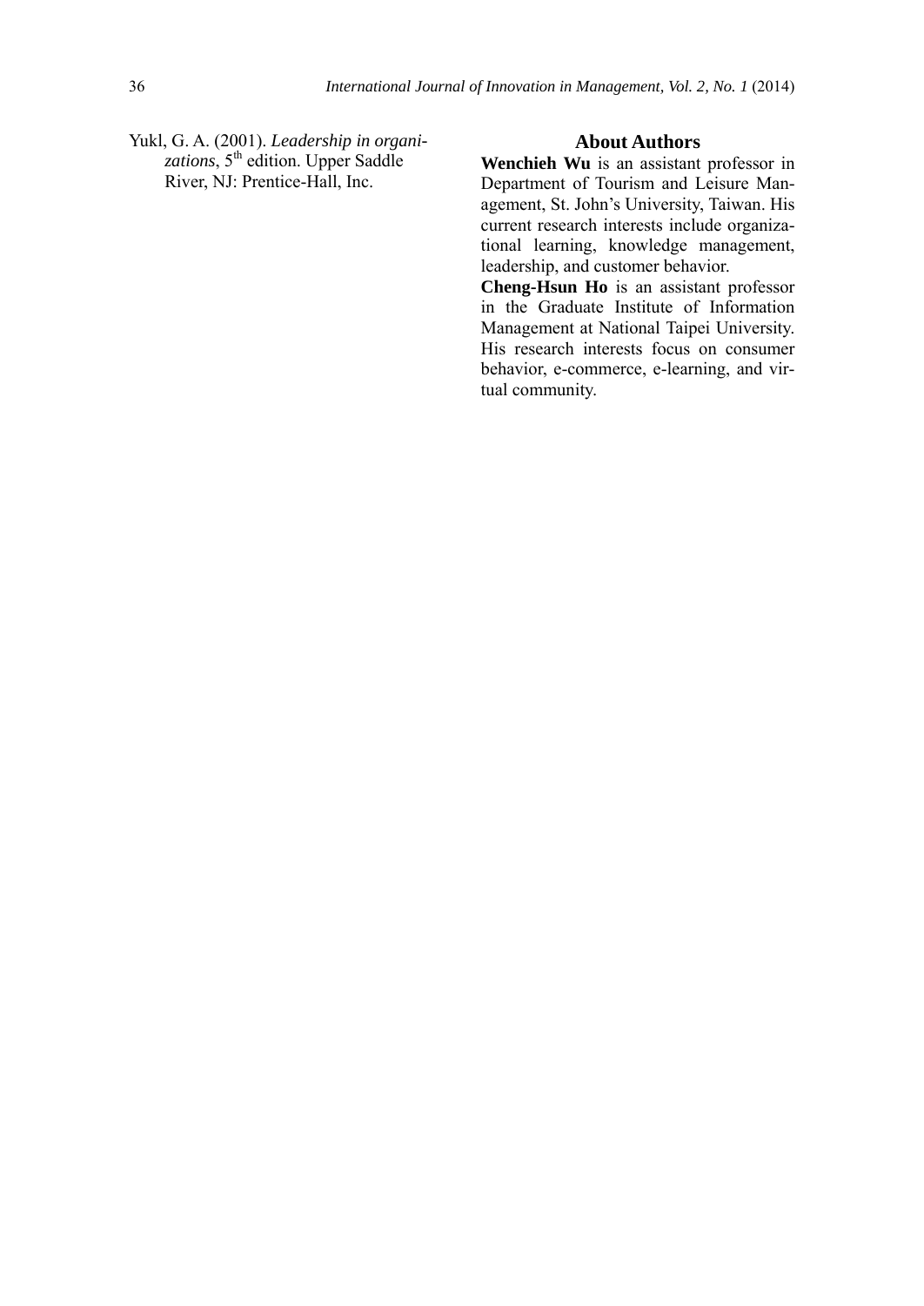Yukl, G. A. (2001). *Leadership in organizations*, 5th edition. Upper Saddle River, NJ: Prentice-Hall, Inc.

## About Authors

**Wenchieh Wu** is an assistant professor in Department of Tourism and Leisure Management, St. John's University, Taiwan. His current research interests include organizational learning, knowledge management, leadership, and customer behavior.

**Cheng-Hsun Ho** is an assistant professor in the Graduate Institute of Information Management at National Taipei University. His research interests focus on consumer behavior, e-commerce, e-learning, and virtual community.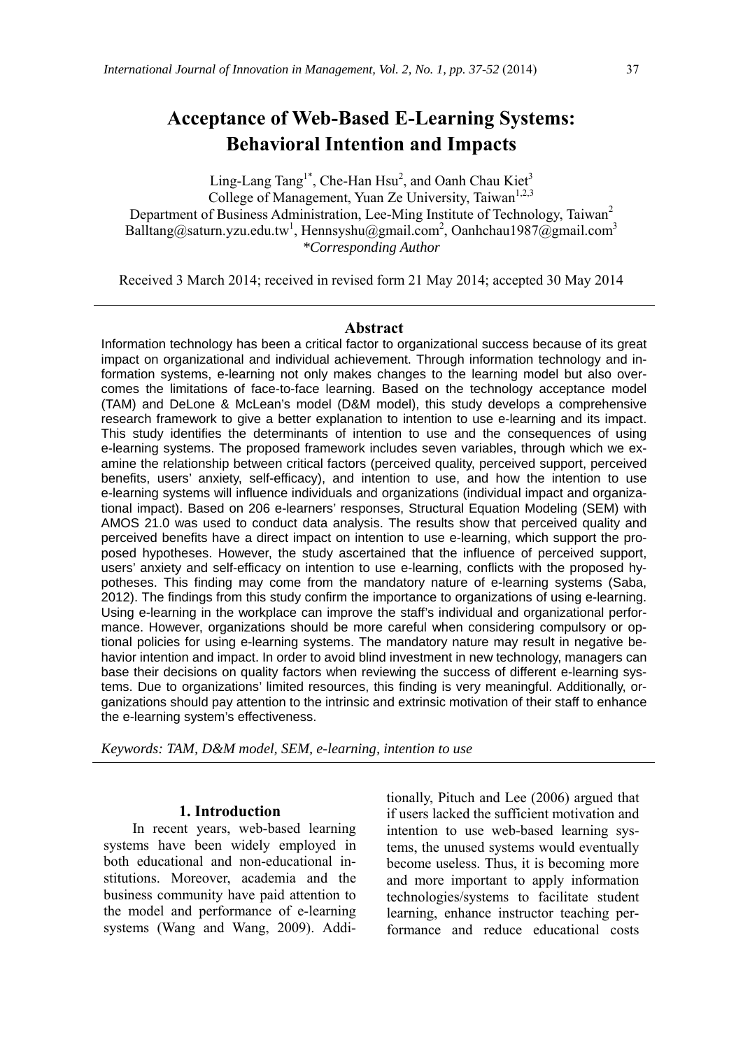# Acceptance of Web-Based E-Learning Systems: Behavioral Intention and Impacts

Ling-Lang Tang[1*], Che-Han Hsu[2], and Oanh Chau Kiet[3]

College of Management, Yuan Ze University, Taiwan[1,2,3]

Department of Business Administration, Lee-Ming Institute of Technology, Taiwan[2]

Balltang@saturn.yzu.edu.tw[1], Hennsyshu@gmail.com[2], Oanhchau1987@gmail.com[3]

*\*Corresponding Author*

Received 3 March 2014; received in revised form 21 May 2014; accepted 30 May 2014

## Abstract

Information technology has been a critical factor to organizational success because of its great impact on organizational and individual achievement. Through information technology and information systems, e-learning not only makes changes to the learning model but also overcomes the limitations of face-to-face learning. Based on the technology acceptance model (TAM) and DeLone & McLean's model (D&M model), this study develops a comprehensive research framework to give a better explanation to intention to use e-learning and its impact. This study identifies the determinants of intention to use and the consequences of using e-learning systems. The proposed framework includes seven variables, through which we examine the relationship between critical factors (perceived quality, perceived support, perceived benefits, users' anxiety, self-efficacy), and intention to use, and how the intention to use e-learning systems will influence individuals and organizations (individual impact and organizational impact). Based on 206 e-learners' responses, Structural Equation Modeling (SEM) with AMOS 21.0 was used to conduct data analysis. The results show that perceived quality and perceived benefits have a direct impact on intention to use e-learning, which support the proposed hypotheses. However, the study ascertained that the influence of perceived support, users' anxiety and self-efficacy on intention to use e-learning, conflicts with the proposed hypotheses. This finding may come from the mandatory nature of e-learning systems (Saba, 2012). The findings from this study confirm the importance to organizations of using e-learning. Using e-learning in the workplace can improve the staff's individual and organizational performance. However, organizations should be more careful when considering compulsory or optional policies for using e-learning systems. The mandatory nature may result in negative behavior intention and impact. In order to avoid blind investment in new technology, managers can base their decisions on quality factors when reviewing the success of different e-learning systems. Due to organizations' limited resources, this finding is very meaningful. Additionally, organizations should pay attention to the intrinsic and extrinsic motivation of their staff to enhance the e-learning system's effectiveness.

*Keywords: TAM, D&M model, SEM, e-learning, intention to use*

## 1. Introduction

In recent years, web-based learning systems have been widely employed in both educational and non-educational institutions. Moreover, academia and the business community have paid attention to the model and performance of e-learning systems (Wang and Wang, 2009). Additionally, Pituch and Lee (2006) argued that if users lacked the sufficient motivation and intention to use web-based learning systems, the unused systems would eventually become useless. Thus, it is becoming more and more important to apply information technologies/systems to facilitate student learning, enhance instructor teaching performance and reduce educational costs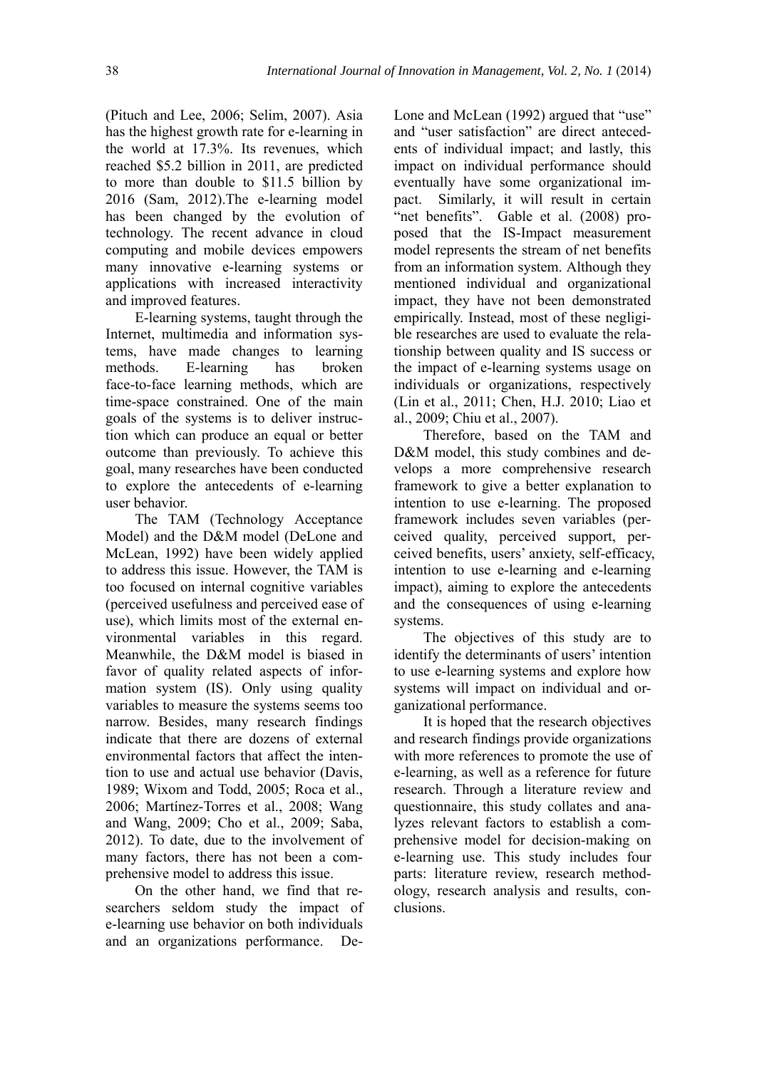(Pituch and Lee, 2006; Selim, 2007). Asia has the highest growth rate for e-learning in the world at 17.3%. Its revenues, which reached \$5.2 billion in 2011, are predicted to more than double to \$11.5 billion by 2016 (Sam, 2012).The e-learning model has been changed by the evolution of technology. The recent advance in cloud computing and mobile devices empowers many innovative e-learning systems or applications with increased interactivity and improved features.

E-learning systems, taught through the Internet, multimedia and information systems, have made changes to learning methods. E-learning has broken face-to-face learning methods, which are time-space constrained. One of the main goals of the systems is to deliver instruction which can produce an equal or better outcome than previously. To achieve this goal, many researches have been conducted to explore the antecedents of e-learning user behavior.

The TAM (Technology Acceptance Model) and the D&M model (DeLone and McLean, 1992) have been widely applied to address this issue. However, the TAM is too focused on internal cognitive variables (perceived usefulness and perceived ease of use), which limits most of the external environmental variables in this regard. Meanwhile, the D&M model is biased in favor of quality related aspects of information system (IS). Only using quality variables to measure the systems seems too narrow. Besides, many research findings indicate that there are dozens of external environmental factors that affect the intention to use and actual use behavior (Davis, 1989; Wixom and Todd, 2005; Roca et al., 2006; Martínez-Torres et al., 2008; Wang and Wang, 2009; Cho et al., 2009; Saba, 2012). To date, due to the involvement of many factors, there has not been a comprehensive model to address this issue.

On the other hand, we find that researchers seldom study the impact of e-learning use behavior on both individuals and an organizations performance. DeLone and McLean (1992) argued that "use" and "user satisfaction" are direct antecedents of individual impact; and lastly, this impact on individual performance should eventually have some organizational impact. Similarly, it will result in certain "net benefits". Gable et al. (2008) proposed that the IS-Impact measurement model represents the stream of net benefits from an information system. Although they mentioned individual and organizational impact, they have not been demonstrated empirically. Instead, most of these negligible researches are used to evaluate the relationship between quality and IS success or the impact of e-learning systems usage on individuals or organizations, respectively (Lin et al., 2011; Chen, H.J. 2010; Liao et al., 2009; Chiu et al., 2007).

Therefore, based on the TAM and D&M model, this study combines and develops a more comprehensive research framework to give a better explanation to intention to use e-learning. The proposed framework includes seven variables (perceived quality, perceived support, perceived benefits, users' anxiety, self-efficacy, intention to use e-learning and e-learning impact), aiming to explore the antecedents and the consequences of using e-learning systems.

The objectives of this study are to identify the determinants of users' intention to use e-learning systems and explore how systems will impact on individual and organizational performance.

It is hoped that the research objectives and research findings provide organizations with more references to promote the use of e-learning, as well as a reference for future research. Through a literature review and questionnaire, this study collates and analyzes relevant factors to establish a comprehensive model for decision-making on e-learning use. This study includes four parts: literature review, research methodology, research analysis and results, conclusions.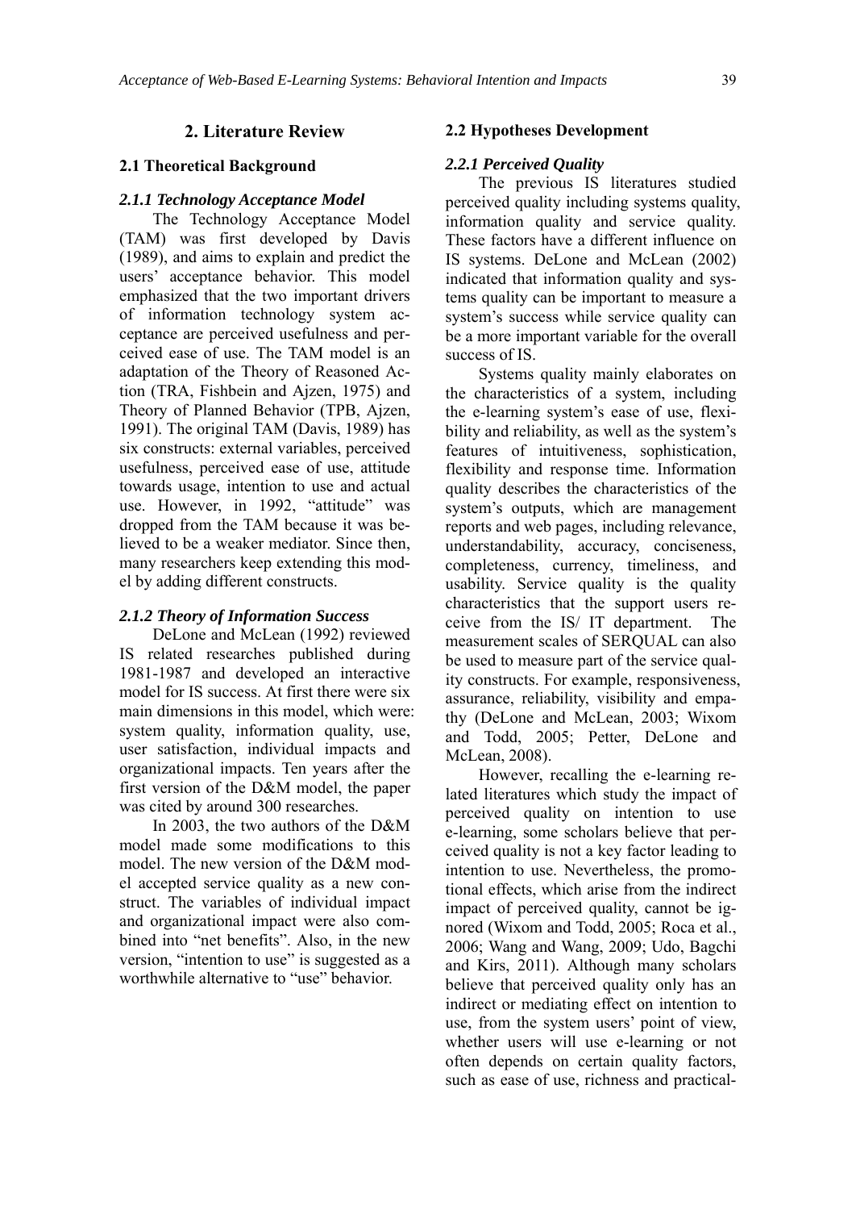## 2. Literature Review

### 2.1 Theoretical Background

#### *2.1.1 Technology Acceptance Model*

The Technology Acceptance Model (TAM) was first developed by Davis (1989), and aims to explain and predict the users' acceptance behavior. This model emphasized that the two important drivers of information technology system acceptance are perceived usefulness and perceived ease of use. The TAM model is an adaptation of the Theory of Reasoned Action (TRA, Fishbein and Ajzen, 1975) and Theory of Planned Behavior (TPB, Ajzen, 1991). The original TAM (Davis, 1989) has six constructs: external variables, perceived usefulness, perceived ease of use, attitude towards usage, intention to use and actual use. However, in 1992, "attitude" was dropped from the TAM because it was believed to be a weaker mediator. Since then, many researchers keep extending this model by adding different constructs.

#### *2.1.2 Theory of Information Success*

DeLone and McLean (1992) reviewed IS related researches published during 1981-1987 and developed an interactive model for IS success. At first there were six main dimensions in this model, which were: system quality, information quality, use, user satisfaction, individual impacts and organizational impacts. Ten years after the first version of the D&M model, the paper was cited by around 300 researches.

In 2003, the two authors of the D&M model made some modifications to this model. The new version of the D&M model accepted service quality as a new construct. The variables of individual impact and organizational impact were also combined into "net benefits". Also, in the new version, "intention to use" is suggested as a worthwhile alternative to "use" behavior.

### 2.2 Hypotheses Development

#### *2.2.1 Perceived Quality*

The previous IS literatures studied perceived quality including systems quality, information quality and service quality. These factors have a different influence on IS systems. DeLone and McLean (2002) indicated that information quality and systems quality can be important to measure a system's success while service quality can be a more important variable for the overall success of IS.

Systems quality mainly elaborates on the characteristics of a system, including the e-learning system's ease of use, flexibility and reliability, as well as the system's features of intuitiveness, sophistication, flexibility and response time. Information quality describes the characteristics of the system's outputs, which are management reports and web pages, including relevance, understandability, accuracy, conciseness, completeness, currency, timeliness, and usability. Service quality is the quality characteristics that the support users receive from the IS/ IT department. The measurement scales of SERQUAL can also be used to measure part of the service quality constructs. For example, responsiveness, assurance, reliability, visibility and empathy (DeLone and McLean, 2003; Wixom and Todd, 2005; Petter, DeLone and McLean, 2008).

However, recalling the e-learning related literatures which study the impact of perceived quality on intention to use e-learning, some scholars believe that perceived quality is not a key factor leading to intention to use. Nevertheless, the promotional effects, which arise from the indirect impact of perceived quality, cannot be ignored (Wixom and Todd, 2005; Roca et al., 2006; Wang and Wang, 2009; Udo, Bagchi and Kirs, 2011). Although many scholars believe that perceived quality only has an indirect or mediating effect on intention to use, from the system users' point of view, whether users will use e-learning or not often depends on certain quality factors, such as ease of use, richness and practical-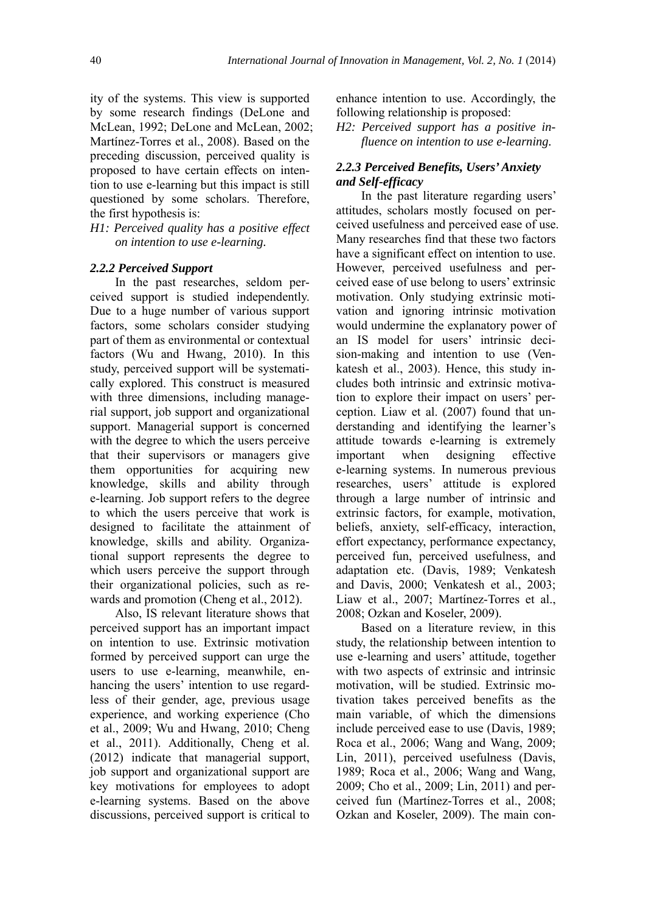ity of the systems. This view is supported by some research findings (DeLone and McLean, 1992; DeLone and McLean, 2002; Martínez-Torres et al., 2008). Based on the preceding discussion, perceived quality is proposed to have certain effects on intention to use e-learning but this impact is still questioned by some scholars. Therefore, the first hypothesis is:

*H1: Perceived quality has a positive effect on intention to use e-learning.*

### *2.2.2 Perceived Support*

In the past researches, seldom perceived support is studied independently. Due to a huge number of various support factors, some scholars consider studying part of them as environmental or contextual factors (Wu and Hwang, 2010). In this study, perceived support will be systematically explored. This construct is measured with three dimensions, including managerial support, job support and organizational support. Managerial support is concerned with the degree to which the users perceive that their supervisors or managers give them opportunities for acquiring new knowledge, skills and ability through e-learning. Job support refers to the degree to which the users perceive that work is designed to facilitate the attainment of knowledge, skills and ability. Organizational support represents the degree to which users perceive the support through their organizational policies, such as rewards and promotion (Cheng et al., 2012).

Also, IS relevant literature shows that perceived support has an important impact on intention to use. Extrinsic motivation formed by perceived support can urge the users to use e-learning, meanwhile, enhancing the users' intention to use regardless of their gender, age, previous usage experience, and working experience (Cho et al., 2009; Wu and Hwang, 2010; Cheng et al., 2011). Additionally, Cheng et al. (2012) indicate that managerial support, job support and organizational support are key motivations for employees to adopt e-learning systems. Based on the above discussions, perceived support is critical to enhance intention to use. Accordingly, the following relationship is proposed:

*H2: Perceived support has a positive influence on intention to use e-learning.*

### *2.2.3 Perceived Benefits, Users' Anxiety and Self-efficacy*

In the past literature regarding users' attitudes, scholars mostly focused on perceived usefulness and perceived ease of use. Many researches find that these two factors have a significant effect on intention to use. However, perceived usefulness and perceived ease of use belong to users' extrinsic motivation. Only studying extrinsic motivation and ignoring intrinsic motivation would undermine the explanatory power of an IS model for users' intrinsic decision-making and intention to use (Venkatesh et al., 2003). Hence, this study includes both intrinsic and extrinsic motivation to explore their impact on users' perception. Liaw et al. (2007) found that understanding and identifying the learner's attitude towards e-learning is extremely important when designing effective e-learning systems. In numerous previous researches, users' attitude is explored through a large number of intrinsic and extrinsic factors, for example, motivation, beliefs, anxiety, self-efficacy, interaction, effort expectancy, performance expectancy, perceived fun, perceived usefulness, and adaptation etc. (Davis, 1989; Venkatesh and Davis, 2000; Venkatesh et al., 2003; Liaw et al., 2007; Martínez-Torres et al., 2008; Ozkan and Koseler, 2009).

Based on a literature review, in this study, the relationship between intention to use e-learning and users' attitude, together with two aspects of extrinsic and intrinsic motivation, will be studied. Extrinsic motivation takes perceived benefits as the main variable, of which the dimensions include perceived ease to use (Davis, 1989; Roca et al., 2006; Wang and Wang, 2009; Lin, 2011), perceived usefulness (Davis, 1989; Roca et al., 2006; Wang and Wang, 2009; Cho et al., 2009; Lin, 2011) and perceived fun (Martínez-Torres et al., 2008; Ozkan and Koseler, 2009). The main con-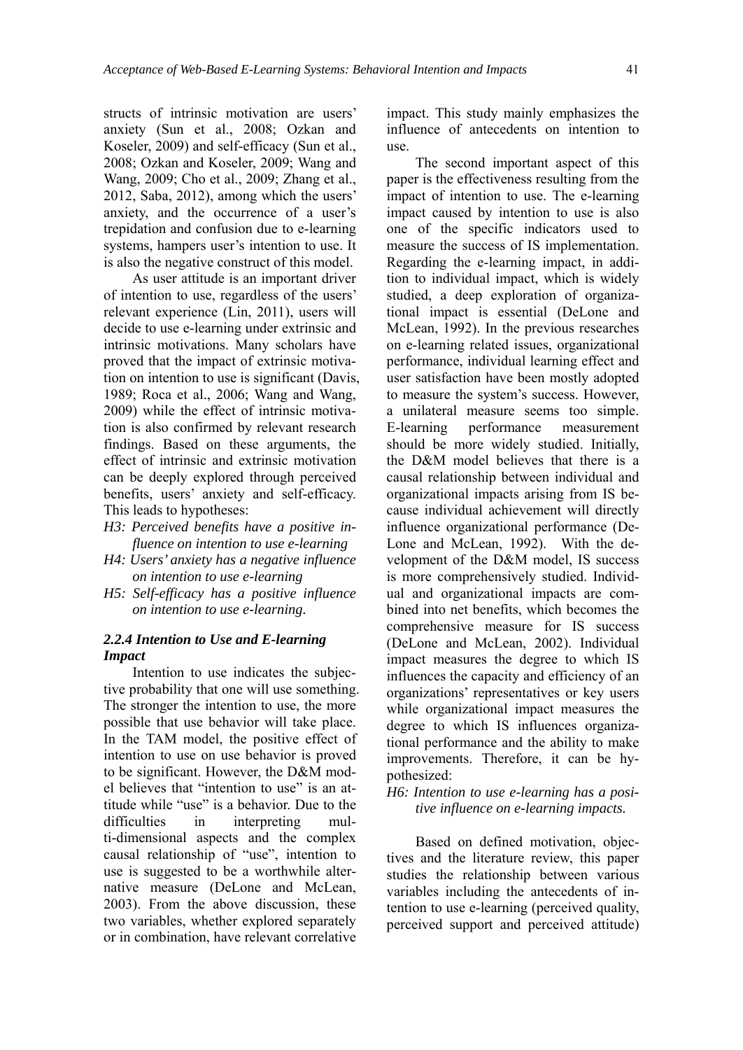structs of intrinsic motivation are users' anxiety (Sun et al., 2008; Ozkan and Koseler, 2009) and self-efficacy (Sun et al., 2008; Ozkan and Koseler, 2009; Wang and Wang, 2009; Cho et al., 2009; Zhang et al., 2012, Saba, 2012), among which the users' anxiety, and the occurrence of a user's trepidation and confusion due to e-learning systems, hampers user's intention to use. It is also the negative construct of this model.

As user attitude is an important driver of intention to use, regardless of the users' relevant experience (Lin, 2011), users will decide to use e-learning under extrinsic and intrinsic motivations. Many scholars have proved that the impact of extrinsic motivation on intention to use is significant (Davis, 1989; Roca et al., 2006; Wang and Wang, 2009) while the effect of intrinsic motivation is also confirmed by relevant research findings. Based on these arguments, the effect of intrinsic and extrinsic motivation can be deeply explored through perceived benefits, users' anxiety and self-efficacy. This leads to hypotheses:

- *H3: Perceived benefits have a positive influence on intention to use e-learning*
- *H4: Users' anxiety has a negative influence on intention to use e-learning*
- *H5: Self-efficacy has a positive influence on intention to use e-learning.*

### *2.2.4 Intention to Use and E-learning Impact*

Intention to use indicates the subjective probability that one will use something. The stronger the intention to use, the more possible that use behavior will take place. In the TAM model, the positive effect of intention to use on use behavior is proved to be significant. However, the D&M model believes that "intention to use" is an attitude while "use" is a behavior. Due to the difficulties in interpreting multi-dimensional aspects and the complex causal relationship of "use", intention to use is suggested to be a worthwhile alternative measure (DeLone and McLean, 2003). From the above discussion, these two variables, whether explored separately or in combination, have relevant correlative impact. This study mainly emphasizes the influence of antecedents on intention to use.

The second important aspect of this paper is the effectiveness resulting from the impact of intention to use. The e-learning impact caused by intention to use is also one of the specific indicators used to measure the success of IS implementation. Regarding the e-learning impact, in addition to individual impact, which is widely studied, a deep exploration of organizational impact is essential (DeLone and McLean, 1992). In the previous researches on e-learning related issues, organizational performance, individual learning effect and user satisfaction have been mostly adopted to measure the system's success. However, a unilateral measure seems too simple. E-learning performance measurement should be more widely studied. Initially, the D&M model believes that there is a causal relationship between individual and organizational impacts arising from IS because individual achievement will directly influence organizational performance (DeLone and McLean, 1992). With the development of the D&M model, IS success is more comprehensively studied. Individual and organizational impacts are combined into net benefits, which becomes the comprehensive measure for IS success (DeLone and McLean, 2002). Individual impact measures the degree to which IS influences the capacity and efficiency of an organizations' representatives or key users while organizational impact measures the degree to which IS influences organizational performance and the ability to make improvements. Therefore, it can be hypothesized:

- *H6: Intention to use e-learning has a positive influence on e-learning impacts.*

Based on defined motivation, objectives and the literature review, this paper studies the relationship between various variables including the antecedents of intention to use e-learning (perceived quality, perceived support and perceived attitude)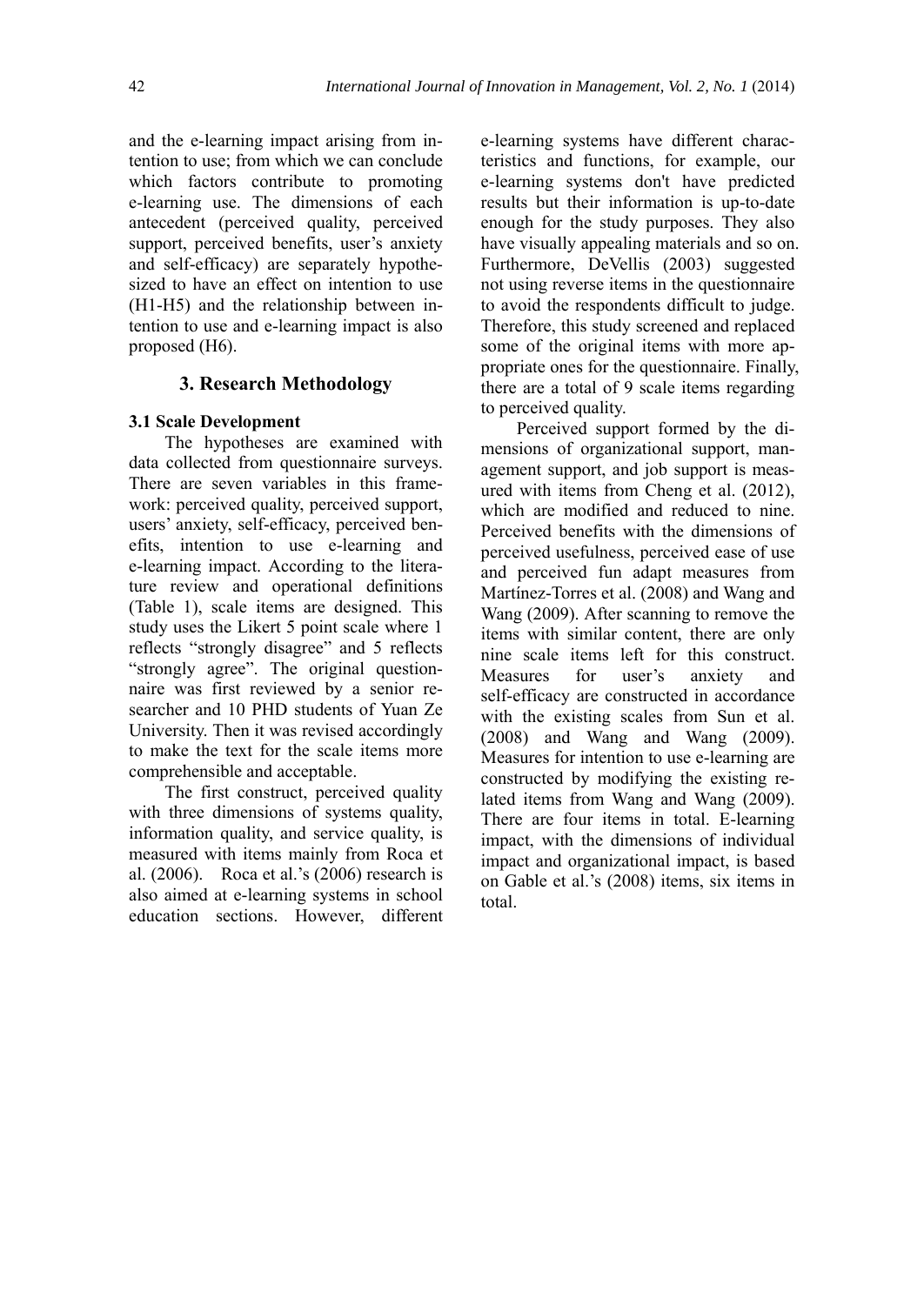and the e-learning impact arising from intention to use; from which we can conclude which factors contribute to promoting e-learning use. The dimensions of each antecedent (perceived quality, perceived support, perceived benefits, user's anxiety and self-efficacy) are separately hypothesized to have an effect on intention to use (H1-H5) and the relationship between intention to use and e-learning impact is also proposed (H6).

## 3. Research Methodology

### 3.1 Scale Development

The hypotheses are examined with data collected from questionnaire surveys. There are seven variables in this framework: perceived quality, perceived support, users' anxiety, self-efficacy, perceived benefits, intention to use e-learning and e-learning impact. According to the literature review and operational definitions (Table 1), scale items are designed. This study uses the Likert 5 point scale where 1 reflects "strongly disagree" and 5 reflects "strongly agree". The original questionnaire was first reviewed by a senior researcher and 10 PHD students of Yuan Ze University. Then it was revised accordingly to make the text for the scale items more comprehensible and acceptable.

The first construct, perceived quality with three dimensions of systems quality, information quality, and service quality, is measured with items mainly from Roca et al. (2006). Roca et al.'s (2006) research is also aimed at e-learning systems in school education sections. However, different e-learning systems have different characteristics and functions, for example, our e-learning systems don't have predicted results but their information is up-to-date enough for the study purposes. They also have visually appealing materials and so on. Furthermore, DeVellis (2003) suggested not using reverse items in the questionnaire to avoid the respondents difficult to judge. Therefore, this study screened and replaced some of the original items with more appropriate ones for the questionnaire. Finally, there are a total of 9 scale items regarding to perceived quality.

Perceived support formed by the dimensions of organizational support, management support, and job support is measured with items from Cheng et al. (2012), which are modified and reduced to nine. Perceived benefits with the dimensions of perceived usefulness, perceived ease of use and perceived fun adapt measures from Martínez-Torres et al. (2008) and Wang and Wang (2009). After scanning to remove the items with similar content, there are only nine scale items left for this construct. Measures for user's anxiety and self-efficacy are constructed in accordance with the existing scales from Sun et al. (2008) and Wang and Wang (2009). Measures for intention to use e-learning are constructed by modifying the existing related items from Wang and Wang (2009). There are four items in total. E-learning impact, with the dimensions of individual impact and organizational impact, is based on Gable et al.'s (2008) items, six items in total.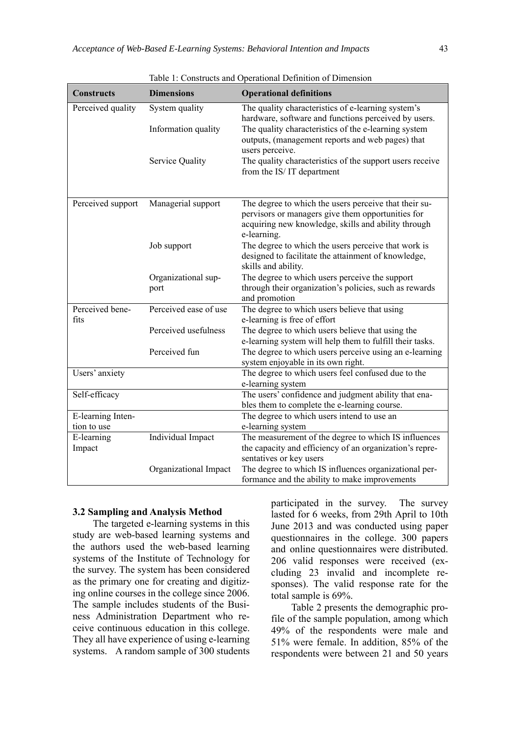Table 1: Constructs and Operational Definition of Dimension

| Constructs | Dimensions | Operational definitions |
|---|---|---|
| Perceived quality | System quality | The quality characteristics of e-learning system's hardware, software and functions perceived by users. |
| | Information quality | The quality characteristics of the e-learning system outputs, (management reports and web pages) that users perceive. |
| | Service Quality | The quality characteristics of the support users receive from the IS/ IT department |
| Perceived support | Managerial support | The degree to which the users perceive that their supervisors or managers give them opportunities for acquiring new knowledge, skills and ability through e-learning. |
| | Job support | The degree to which the users perceive that work is designed to facilitate the attainment of knowledge, skills and ability. |
| | Organizational support | The degree to which users perceive the support through their organization's policies, such as rewards and promotion |
| Perceived benefits | Perceived ease of use | The degree to which users believe that using e-learning is free of effort |
| | Perceived usefulness | The degree to which users believe that using the e-learning system will help them to fulfill their tasks. |
| | Perceived fun | The degree to which users perceive using an e-learning system enjoyable in its own right. |
| Users' anxiety | | The degree to which users feel confused due to the e-learning system |
| Self-efficacy | | The users' confidence and judgment ability that enables them to complete the e-learning course. |
| E-learning Intention to use | | The degree to which users intend to use an e-learning system |
| E-learning Impact | Individual Impact | The measurement of the degree to which IS influences the capacity and efficiency of an organization's representatives or key users |
| | Organizational Impact | The degree to which IS influences organizational performance and the ability to make improvements |

### 3.2 Sampling and Analysis Method

The targeted e-learning systems in this study are web-based learning systems and the authors used the web-based learning systems of the Institute of Technology for the survey. The system has been considered as the primary one for creating and digitizing online courses in the college since 2006. The sample includes students of the Business Administration Department who receive continuous education in this college. They all have experience of using e-learning systems. A random sample of 300 students participated in the survey. The survey lasted for 6 weeks, from 29th April to 10th June 2013 and was conducted using paper questionnaires in the college. 300 papers and online questionnaires were distributed. 206 valid responses were received (excluding 23 invalid and incomplete responses). The valid response rate for the total sample is 69%.

Table 2 presents the demographic profile of the sample population, among which 49% of the respondents were male and 51% were female. In addition, 85% of the respondents were between 21 and 50 years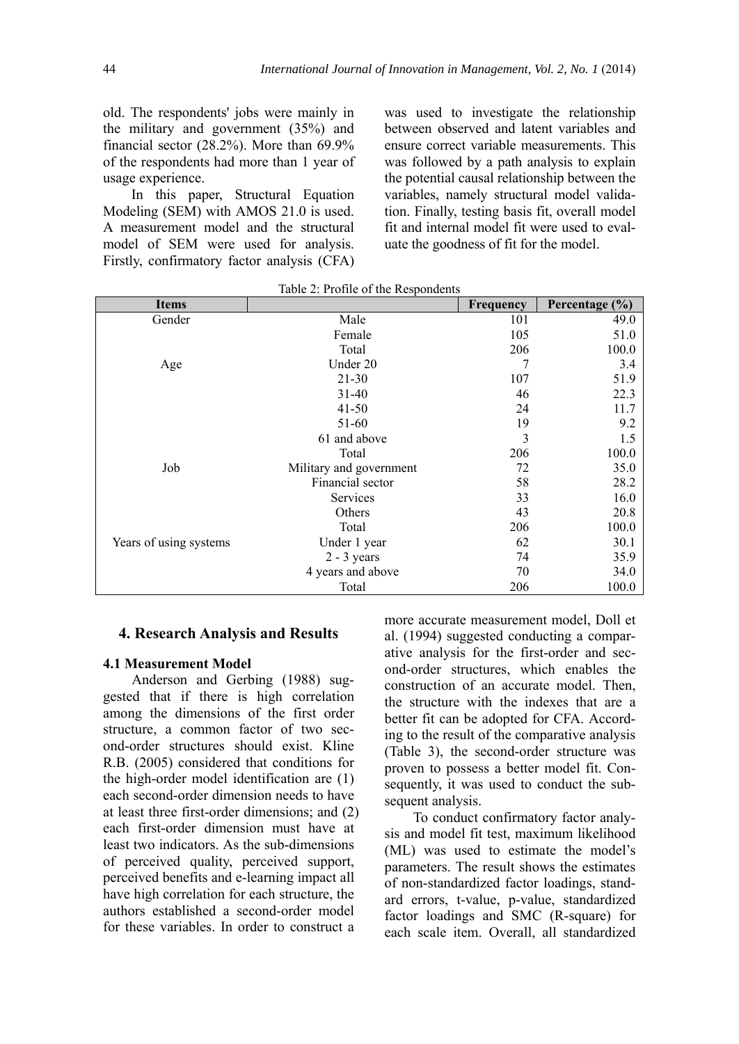old. The respondents' jobs were mainly in the military and government (35%) and financial sector (28.2%). More than 69.9% of the respondents had more than 1 year of usage experience.

In this paper, Structural Equation Modeling (SEM) with AMOS 21.0 is used. A measurement model and the structural model of SEM were used for analysis. Firstly, confirmatory factor analysis (CFA) was used to investigate the relationship between observed and latent variables and ensure correct variable measurements. This was followed by a path analysis to explain the potential causal relationship between the variables, namely structural model validation. Finally, testing basis fit, overall model fit and internal model fit were used to evaluate the goodness of fit for the model.

Table 2: Profile of the Respondents

| Items | | Frequency | Percentage (%) |
|---|---|---|---|
| Gender | Male | 101 | 49.0 |
| | Female | 105 | 51.0 |
| | Total | 206 | 100.0 |
| Age | Under 20 | 7 | 3.4 |
| | 21-30 | 107 | 51.9 |
| | 31-40 | 46 | 22.3 |
| | 41-50 | 24 | 11.7 |
| | 51-60 | 19 | 9.2 |
| | 61 and above | 3 | 1.5 |
| | Total | 206 | 100.0 |
| Job | Military and government | 72 | 35.0 |
| | Financial sector | 58 | 28.2 |
| | Services | 33 | 16.0 |
| | Others | 43 | 20.8 |
| | Total | 206 | 100.0 |
| Years of using systems | Under 1 year | 62 | 30.1 |
| | 2 - 3 years | 74 | 35.9 |
| | 4 years and above | 70 | 34.0 |
| | Total | 206 | 100.0 |

## 4. Research Analysis and Results

### 4.1 Measurement Model

Anderson and Gerbing (1988) suggested that if there is high correlation among the dimensions of the first order structure, a common factor of two second-order structures should exist. Kline R.B. (2005) considered that conditions for the high-order model identification are (1) each second-order dimension needs to have at least three first-order dimensions; and (2) each first-order dimension must have at least two indicators. As the sub-dimensions of perceived quality, perceived support, perceived benefits and e-learning impact all have high correlation for each structure, the authors established a second-order model for these variables. In order to construct a more accurate measurement model, Doll et al. (1994) suggested conducting a comparative analysis for the first-order and second-order structures, which enables the construction of an accurate model. Then, the structure with the indexes that are a better fit can be adopted for CFA. According to the result of the comparative analysis (Table 3), the second-order structure was proven to possess a better model fit. Consequently, it was used to conduct the subsequent analysis.

To conduct confirmatory factor analysis and model fit test, maximum likelihood (ML) was used to estimate the model's parameters. The result shows the estimates of non-standardized factor loadings, standard errors, t-value, p-value, standardized factor loadings and SMC (R-square) for each scale item. Overall, all standardized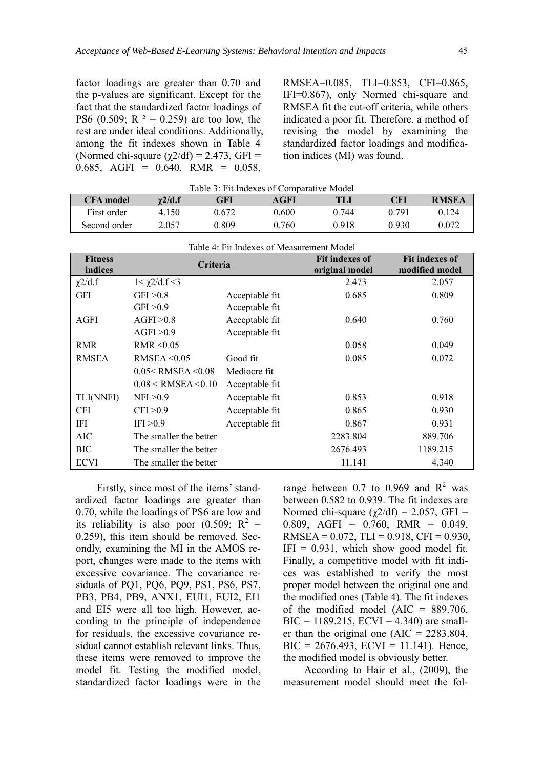factor loadings are greater than 0.70 and the p-values are significant. Except for the fact that the standardized factor loadings of PS6 (0.509; $R^2 = 0.259$) are too low, the rest are under ideal conditions. Additionally, among the fit indexes shown in Table 4 (Normed chi-square ($\chi 2/df$) = 2.473, GFI = 0.685, AGFI = 0.640, RMR = 0.058, RMSEA=0.085, TLI=0.853, CFI=0.865, IFI=0.867), only Normed chi-square and RMSEA fit the cut-off criteria, while others indicated a poor fit. Therefore, a method of revising the model by examining the standardized factor loadings and modification indices (MI) was found.

Table 3: Fit Indexes of Comparative Model

| CFA model | $\chi 2/d.f$ | GFI | AGFI | TLI | CFI | RMSEA |
|---|---|---|---|---|---|---|
| First order | 4.150 | 0.672 | 0.600 | 0.744 | 0.791 | 0.124 |
| Second order | 2.057 | 0.809 | 0.760 | 0.918 | 0.930 | 0.072 |

Table 4: Fit Indexes of Measurement Model

| Fitness indices | Criteria | | Fit indexes of original model | Fit indexes of modified model |
|---|---|---|---|---|
| $\chi 2/d.f$ | $1< \chi 2/d.f <3$ | | 2.473 | 2.057 |
| GFI | GFI >0.8 | Acceptable fit | 0.685 | 0.809 |
| | GFI >0.9 | Acceptable fit | | |
| AGFI | AGFI >0.8 | Acceptable fit | 0.640 | 0.760 |
| | AGFI >0.9 | Acceptable fit | | |
| RMR | RMR <0.05 | | 0.058 | 0.049 |
| RMSEA | RMSEA <0.05 | Good fit | 0.085 | 0.072 |
| | 0.05< RMSEA <0.08 | Mediocre fit | | |
| | 0.08 < RMSEA <0.10 | Acceptable fit | | |
| TLI(NNFI) | NFI >0.9 | Acceptable fit | 0.853 | 0.918 |
| CFI | CFI >0.9 | Acceptable fit | 0.865 | 0.930 |
| IFI | IFI >0.9 | Acceptable fit | 0.867 | 0.931 |
| AIC | The smaller the better | | 2283.804 | 889.706 |
| BIC | The smaller the better | | 2676.493 | 1189.215 |
| ECVI | The smaller the better | | 11.141 | 4.340 |

Firstly, since most of the items' standardized factor loadings are greater than 0.70, while the loadings of PS6 are low and its reliability is also poor (0.509; $R^2 = 0.259$), this item should be removed. Secondly, examining the MI in the AMOS report, changes were made to the items with excessive covariance. The covariance residuals of PQ1, PQ6, PQ9, PS1, PS6, PS7, PB3, PB4, PB9, ANX1, EUI1, EUI2, EI1 and EI5 were all too high. However, according to the principle of independence for residuals, the excessive covariance residual cannot establish relevant links. Thus, these items were removed to improve the model fit. Testing the modified model, standardized factor loadings were in the range between 0.7 to 0.969 and $R^2$ was between 0.582 to 0.939. The fit indexes are Normed chi-square ($\chi 2/df$) = 2.057, GFI = 0.809, AGFI = 0.760, RMR = 0.049, RMSEA = 0.072, TLI = 0.918, CFI = 0.930, IFI = 0.931, which show good model fit. Finally, a competitive model with fit indices was established to verify the most proper model between the original one and the modified ones (Table 4). The fit indexes of the modified model (AIC = 889.706, BIC = 1189.215, ECVI = 4.340) are smaller than the original one (AIC = 2283.804, BIC = 2676.493, ECVI = 11.141). Hence, the modified model is obviously better.

According to Hair et al., (2009), the measurement model should meet the fol-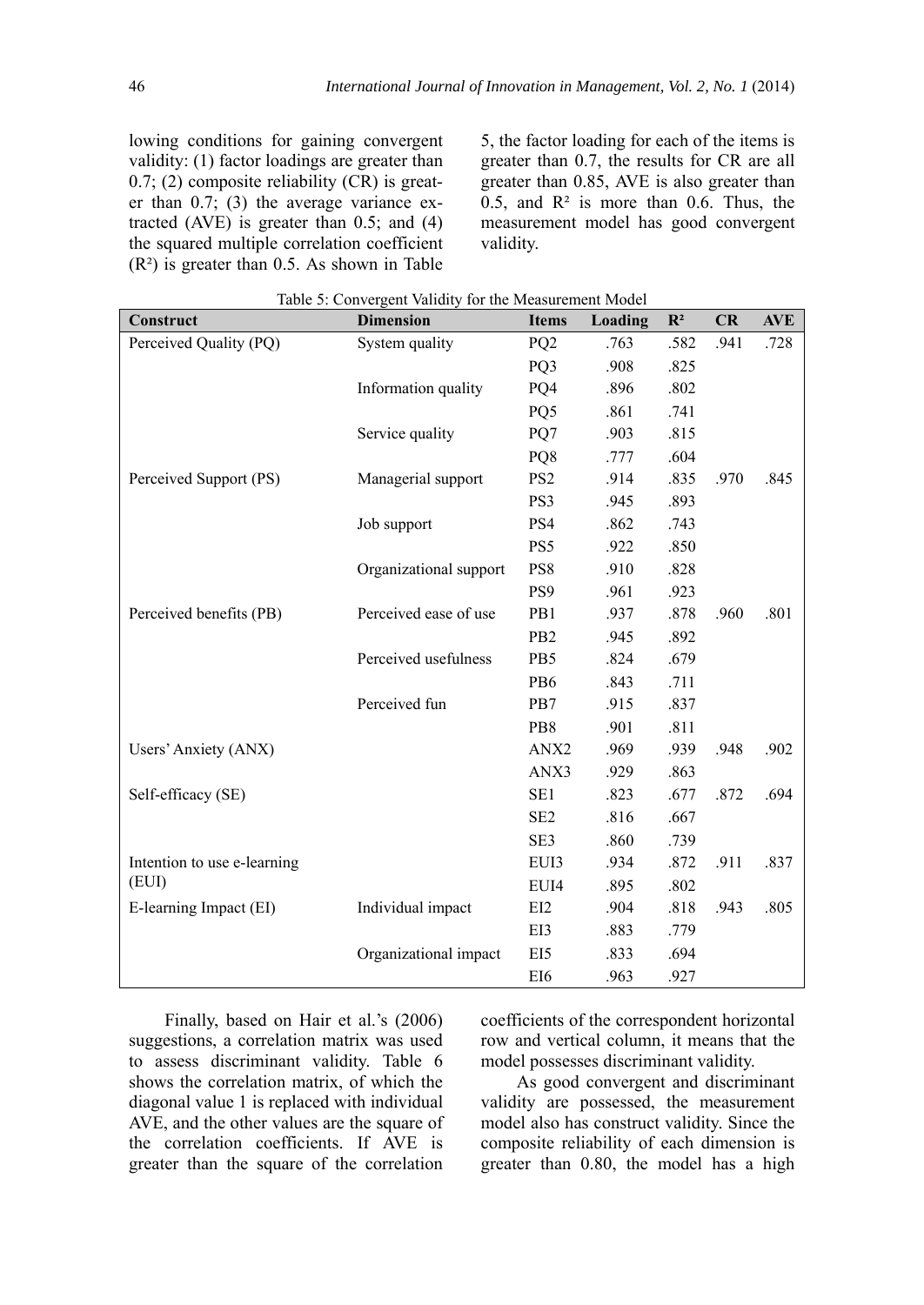lowing conditions for gaining convergent validity: (1) factor loadings are greater than 0.7; (2) composite reliability (CR) is greater than 0.7; (3) the average variance extracted (AVE) is greater than 0.5; and (4) the squared multiple correlation coefficient ($R^2$) is greater than 0.5. As shown in Table 5, the factor loading for each of the items is greater than 0.7, the results for CR are all greater than 0.85, AVE is also greater than 0.5, and $R^2$ is more than 0.6. Thus, the measurement model has good convergent validity.

Table 5: Convergent Validity for the Measurement Model

| Construct | Dimension | Items | Loading | $R^2$ | CR | AVE |
|---|---|---|---|---|---|---|
| Perceived Quality (PQ) | System quality | PQ2 | .763 | .582 | .941 | .728 |
| | | PQ3 | .908 | .825 | | |
| | Information quality | PQ4 | .896 | .802 | | |
| | | PQ5 | .861 | .741 | | |
| | Service quality | PQ7 | .903 | .815 | | |
| | | PQ8 | .777 | .604 | | |
| Perceived Support (PS) | Managerial support | PS2 | .914 | .835 | .970 | .845 |
| | | PS3 | .945 | .893 | | |
| | Job support | PS4 | .862 | .743 | | |
| | | PS5 | .922 | .850 | | |
| | Organizational support | PS8 | .910 | .828 | | |
| | | PS9 | .961 | .923 | | |
| Perceived benefits (PB) | Perceived ease of use | PB1 | .937 | .878 | .960 | .801 |
| | | PB2 | .945 | .892 | | |
| | Perceived usefulness | PB5 | .824 | .679 | | |
| | | PB6 | .843 | .711 | | |
| | Perceived fun | PB7 | .915 | .837 | | |
| | | PB8 | .901 | .811 | | |
| Users' Anxiety (ANX) | | ANX2 | .969 | .939 | .948 | .902 |
| | | ANX3 | .929 | .863 | | |
| Self-efficacy (SE) | | SE1 | .823 | .677 | .872 | .694 |
| | | SE2 | .816 | .667 | | |
| | | SE3 | .860 | .739 | | |
| Intention to use e-learning (EUI) | | EUI3 | .934 | .872 | .911 | .837 |
| | | EUI4 | .895 | .802 | | |
| E-learning Impact (EI) | Individual impact | EI2 | .904 | .818 | .943 | .805 |
| | | EI3 | .883 | .779 | | |
| | Organizational impact | EI5 | .833 | .694 | | |
| | | EI6 | .963 | .927 | | |

Finally, based on Hair et al.'s (2006) suggestions, a correlation matrix was used to assess discriminant validity. Table 6 shows the correlation matrix, of which the diagonal value 1 is replaced with individual AVE, and the other values are the square of the correlation coefficients. If AVE is greater than the square of the correlation coefficients of the correspondent horizontal row and vertical column, it means that the model possesses discriminant validity.

As good convergent and discriminant validity are possessed, the measurement model also has construct validity. Since the composite reliability of each dimension is greater than 0.80, the model has a high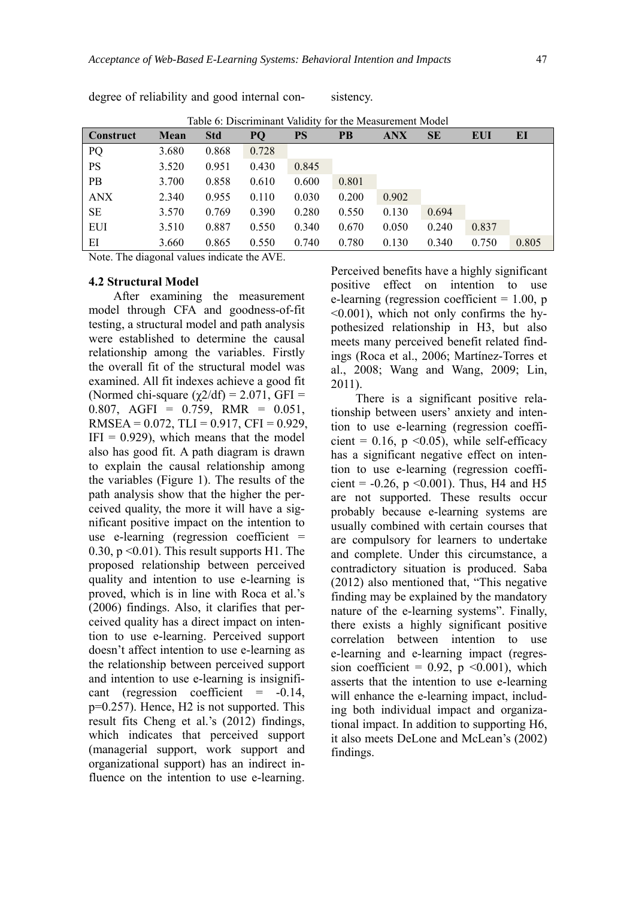degree of reliability and good internal consistency.

Table 6: Discriminant Validity for the Measurement Model

| Construct | Mean | Std | PQ | PS | PB | ANX | SE | EUI | EI |
|---|---|---|---|---|---|---|---|---|---|
| PQ | 3.680 | 0.868 | 0.728 | | | | | | |
| PS | 3.520 | 0.951 | 0.430 | 0.845 | | | | | |
| PB | 3.700 | 0.858 | 0.610 | 0.600 | 0.801 | | | | |
| ANX | 2.340 | 0.955 | 0.110 | 0.030 | 0.200 | 0.902 | | | |
| SE | 3.570 | 0.769 | 0.390 | 0.280 | 0.550 | 0.130 | 0.694 | | |
| EUI | 3.510 | 0.887 | 0.550 | 0.340 | 0.670 | 0.050 | 0.240 | 0.837 | |
| EI | 3.660 | 0.865 | 0.550 | 0.740 | 0.780 | 0.130 | 0.340 | 0.750 | 0.805 |

Note. The diagonal values indicate the AVE.

### 4.2 Structural Model

After examining the measurement model through CFA and goodness-of-fit testing, a structural model and path analysis were established to determine the causal relationship among the variables. Firstly the overall fit of the structural model was examined. All fit indexes achieve a good fit (Normed chi-square ($\chi 2/df$) = 2.071, GFI = 0.807, AGFI = 0.759, RMR = 0.051, RMSEA = 0.072, TLI = 0.917, CFI = 0.929, IFI = 0.929), which means that the model also has good fit. A path diagram is drawn to explain the causal relationship among the variables (Figure 1). The results of the path analysis show that the higher the perceived quality, the more it will have a significant positive impact on the intention to use e-learning (regression coefficient = 0.30, $p < 0.01$). This result supports H1. The proposed relationship between perceived quality and intention to use e-learning is proved, which is in line with Roca et al.'s (2006) findings. Also, it clarifies that perceived quality has a direct impact on intention to use e-learning. Perceived support doesn't affect intention to use e-learning as the relationship between perceived support and intention to use e-learning is insignificant (regression coefficient = -0.14, $p$=0.257). Hence, H2 is not supported. This result fits Cheng et al.'s (2012) findings, which indicates that perceived support (managerial support, work support and organizational support) has an indirect influence on the intention to use e-learning. Perceived benefits have a highly significant positive effect on intention to use e-learning (regression coefficient = 1.00, $p < 0.001$), which not only confirms the hypothesized relationship in H3, but also meets many perceived benefit related findings (Roca et al., 2006; Martínez-Torres et al., 2008; Wang and Wang, 2009; Lin, 2011).

There is a significant positive relationship between users' anxiety and intention to use e-learning (regression coefficient = 0.16, $p < 0.05$), while self-efficacy has a significant negative effect on intention to use e-learning (regression coefficient = -0.26, $p < 0.001$). Thus, H4 and H5 are not supported. These results occur probably because e-learning systems are usually combined with certain courses that are compulsory for learners to undertake and complete. Under this circumstance, a contradictory situation is produced. Saba (2012) also mentioned that, "This negative finding may be explained by the mandatory nature of the e-learning systems". Finally, there exists a highly significant positive correlation between intention to use e-learning and e-learning impact (regression coefficient = 0.92, $p < 0.001$), which asserts that the intention to use e-learning will enhance the e-learning impact, including both individual impact and organizational impact. In addition to supporting H6, it also meets DeLone and McLean's (2002) findings.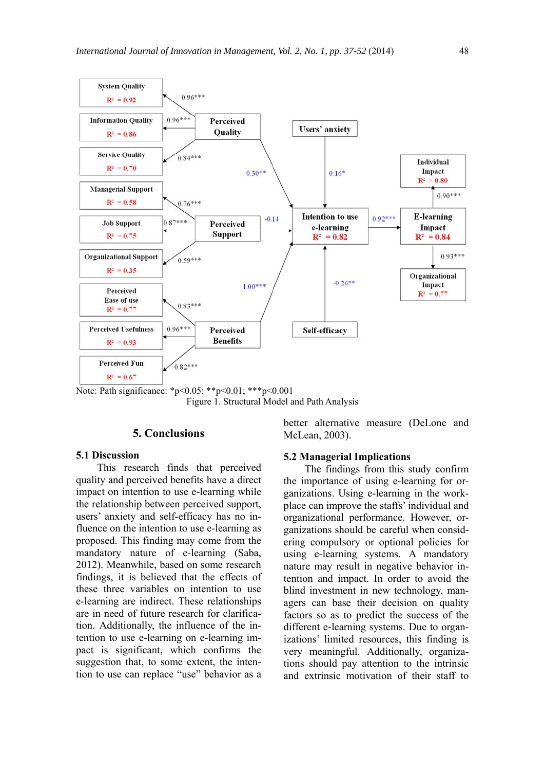Note: Path significance: *p<0.05; **p<0.01; ***p<0.001

Figure 1. Structural Model and Path Analysis

## 5. Conclusions

### 5.1 Discussion

This research finds that perceived quality and perceived benefits have a direct impact on intention to use e-learning while the relationship between perceived support, users' anxiety and self-efficacy has no influence on the intention to use e-learning as proposed. This finding may come from the mandatory nature of e-learning (Saba, 2012). Meanwhile, based on some research findings, it is believed that the effects of these three variables on intention to use e-learning are indirect. These relationships are in need of future research for clarification. Additionally, the influence of the intention to use e-learning on e-learning impact is significant, which confirms the suggestion that, to some extent, the intention to use can replace "use" behavior as a better alternative measure (DeLone and McLean, 2003).

### 5.2 Managerial Implications

The findings from this study confirm the importance of using e-learning for organizations. Using e-learning in the workplace can improve the staffs' individual and organizational performance. However, organizations should be careful when considering compulsory or optional policies for using e-learning systems. A mandatory nature may result in negative behavior intention and impact. In order to avoid the blind investment in new technology, managers can base their decision on quality factors so as to predict the success of the different e-learning systems. Due to organizations' limited resources, this finding is very meaningful. Additionally, organizations should pay attention to the intrinsic and extrinsic motivation of their staff to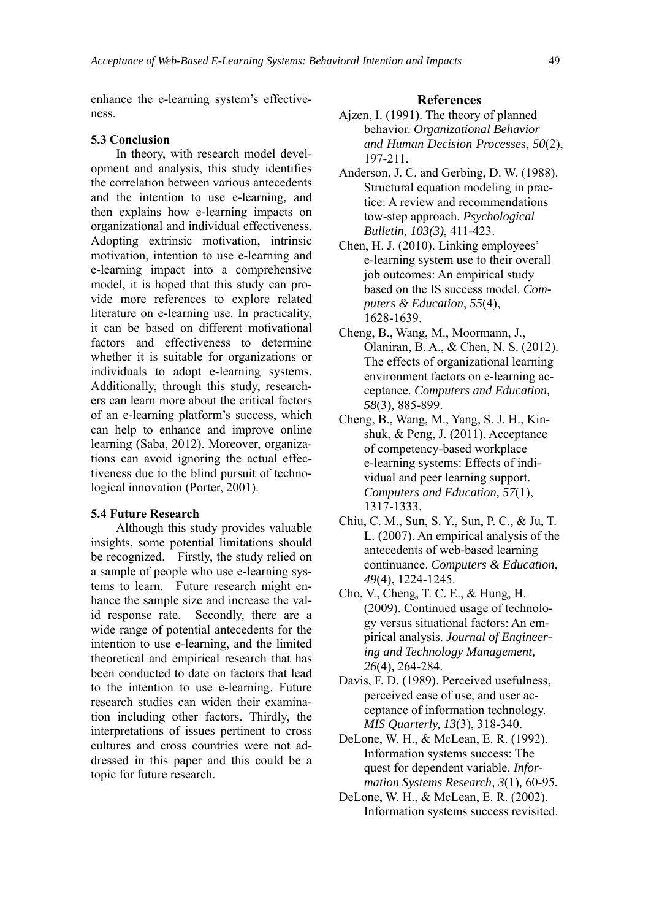enhance the e-learning system's effectiveness.

### 5.3 Conclusion

In theory, with research model development and analysis, this study identifies the correlation between various antecedents and the intention to use e-learning, and then explains how e-learning impacts on organizational and individual effectiveness. Adopting extrinsic motivation, intrinsic motivation, intention to use e-learning and e-learning impact into a comprehensive model, it is hoped that this study can provide more references to explore related literature on e-learning use. In practicality, it can be based on different motivational factors and effectiveness to determine whether it is suitable for organizations or individuals to adopt e-learning systems. Additionally, through this study, researchers can learn more about the critical factors of an e-learning platform's success, which can help to enhance and improve online learning (Saba, 2012). Moreover, organizations can avoid ignoring the actual effectiveness due to the blind pursuit of technological innovation (Porter, 2001).

### 5.4 Future Research

Although this study provides valuable insights, some potential limitations should be recognized. Firstly, the study relied on a sample of people who use e-learning systems to learn. Future research might enhance the sample size and increase the valid response rate. Secondly, there are a wide range of potential antecedents for the intention to use e-learning, and the limited theoretical and empirical research that has been conducted to date on factors that lead to the intention to use e-learning. Future research studies can widen their examination including other factors. Thirdly, the interpretations of issues pertinent to cross cultures and cross countries were not addressed in this paper and this could be a topic for future research.

## References

Ajzen, I. (1991). The theory of planned behavior. *Organizational Behavior and Human Decision Processes*, *50*(2), 197-211.

Anderson, J. C. and Gerbing, D. W. (1988). Structural equation modeling in practice: A review and recommendations tow-step approach. *Psychological Bulletin, 103(3)*, 411-423.

Chen, H. J. (2010). Linking employees' e-learning system use to their overall job outcomes: An empirical study based on the IS success model. *Computers & Education*, *55*(4), 1628-1639.

Cheng, B., Wang, M., Moormann, J., Olaniran, B. A., & Chen, N. S. (2012). The effects of organizational learning environment factors on e-learning acceptance. *Computers and Education, 58*(3), 885-899.

Cheng, B., Wang, M., Yang, S. J. H., Kinshuk, & Peng, J. (2011). Acceptance of competency-based workplace e-learning systems: Effects of individual and peer learning support. *Computers and Education, 57*(1), 1317-1333.

Chiu, C. M., Sun, S. Y., Sun, P. C., & Ju, T. L. (2007). An empirical analysis of the antecedents of web-based learning continuance. *Computers & Education*, *49*(4), 1224-1245.

Cho, V., Cheng, T. C. E., & Hung, H. (2009). Continued usage of technology versus situational factors: An empirical analysis. *Journal of Engineering and Technology Management, 26*(4), 264-284.

Davis, F. D. (1989). Perceived usefulness, perceived ease of use, and user acceptance of information technology. *MIS Quarterly, 13*(3), 318-340.

DeLone, W. H., & McLean, E. R. (1992). Information systems success: The quest for dependent variable. *Information Systems Research, 3*(1), 60-95.

DeLone, W. H., & McLean, E. R. (2002). Information systems success revisited.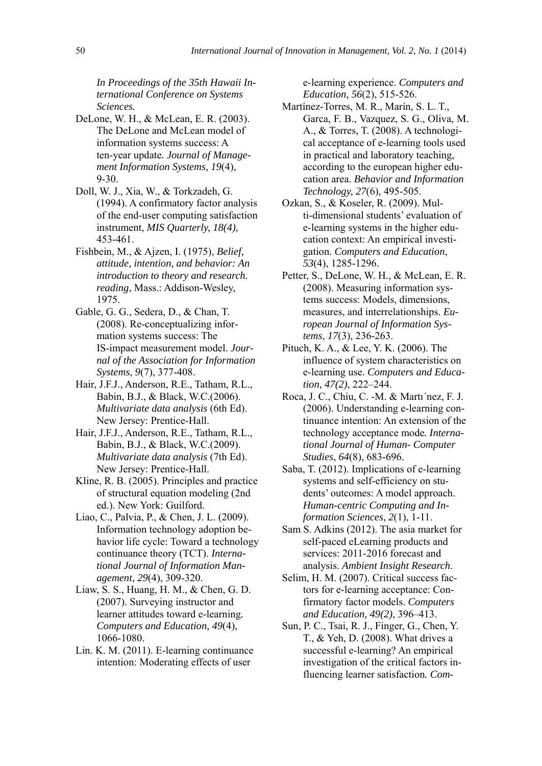*In Proceedings of the 35th Hawaii International Conference on Systems Sciences.*

DeLone, W. H., & McLean, E. R. (2003). The DeLone and McLean model of information systems success: A ten-year update. *Journal of Management Information Systems, 19*(4), 9-30.

Doll, W. J., Xia, W., & Torkzadeh, G. (1994). A confirmatory factor analysis of the end-user computing satisfaction instrument, *MIS Quarterly, 18(4)*, 453-461.

Fishbein, M., & Ajzen, I. (1975), *Belief, attitude, intention, and behavior: An introduction to theory and research. reading*, Mass.: Addison-Wesley, 1975.

Gable, G. G., Sedera, D., & Chan, T. (2008). Re-conceptualizing information systems success: The IS-impact measurement model. *Journal of the Association for Information Systems*, *9*(7), 377-408.

Hair, J.F.J., Anderson, R.E., Tatham, R.L., Babin, B.J., & Black, W.C.(2006). *Multivariate data analysis* (6th Ed). New Jersey: Prentice-Hall.

Hair, J.F.J., Anderson, R.E., Tatham, R.L., Babin, B.J., & Black, W.C.(2009). *Multivariate data analysis* (7th Ed). New Jersey: Prentice-Hall.

Kline, R. B. (2005). Principles and practice of structural equation modeling (2nd ed.). New York: Guilford.

Liao, C., Palvia, P., & Chen, J. L. (2009). Information technology adoption behavior life cycle: Toward a technology continuance theory (TCT). *International Journal of Information Management*, *29*(4), 309-320.

Liaw, S. S., Huang, H. M., & Chen, G. D. (2007). Surveying instructor and learner attitudes toward e-learning. *Computers and Education, 49*(4), 1066-1080.

Lin. K. M. (2011). E-learning continuance intention: Moderating effects of user e-learning experience. *Computers and Education, 56*(2), 515-526.

Martínez-Torres, M. R., Marín, S. L. T., Garca, F. B., Vazquez, S. G., Oliva, M. A., & Torres, T. (2008). A technological acceptance of e-learning tools used in practical and laboratory teaching, according to the european higher education area. *Behavior and Information Technology, 27*(6), 495-505.

Ozkan, S., & Koseler, R. (2009). Multi-dimensional students' evaluation of e-learning systems in the higher education context: An empirical investigation. *Computers and Education*, *53*(4), 1285-1296.

Petter, S., DeLone, W. H., & McLean, E. R. (2008). Measuring information systems success: Models, dimensions, measures, and interrelationships. *European Journal of Information Systems*, *17*(3), 236-263.

Pituch, K. A., & Lee, Y. K. (2006). The influence of system characteristics on e-learning use. *Computers and Education, 47(2)*, 222–244.

Roca, J. C., Chiu, C. -M. & Martı´nez, F. J. (2006). Understanding e-learning continuance intention: An extension of the technology acceptance mode*. International Journal of Human- Computer Studies*, *64*(8), 683-696.

Saba, T. (2012). Implications of e-learning systems and self-efficiency on students' outcomes: A model approach. *Human-centric Computing and Information Sciences*, *2*(1), 1-11.

Sam S. Adkins (2012). The asia market for self-paced eLearning products and services: 2011-2016 forecast and analysis. *Ambient Insight Research*.

Selim, H. M. (2007). Critical success factors for e-learning acceptance: Confirmatory factor models. *Computers and Education, 49(2)*, 396–413.

Sun, P. C., Tsai, R. J., Finger, G., Chen, Y. T., & Yeh, D. (2008). What drives a successful e-learning? An empirical investigation of the critical factors influencing learner satisfaction*. Com-*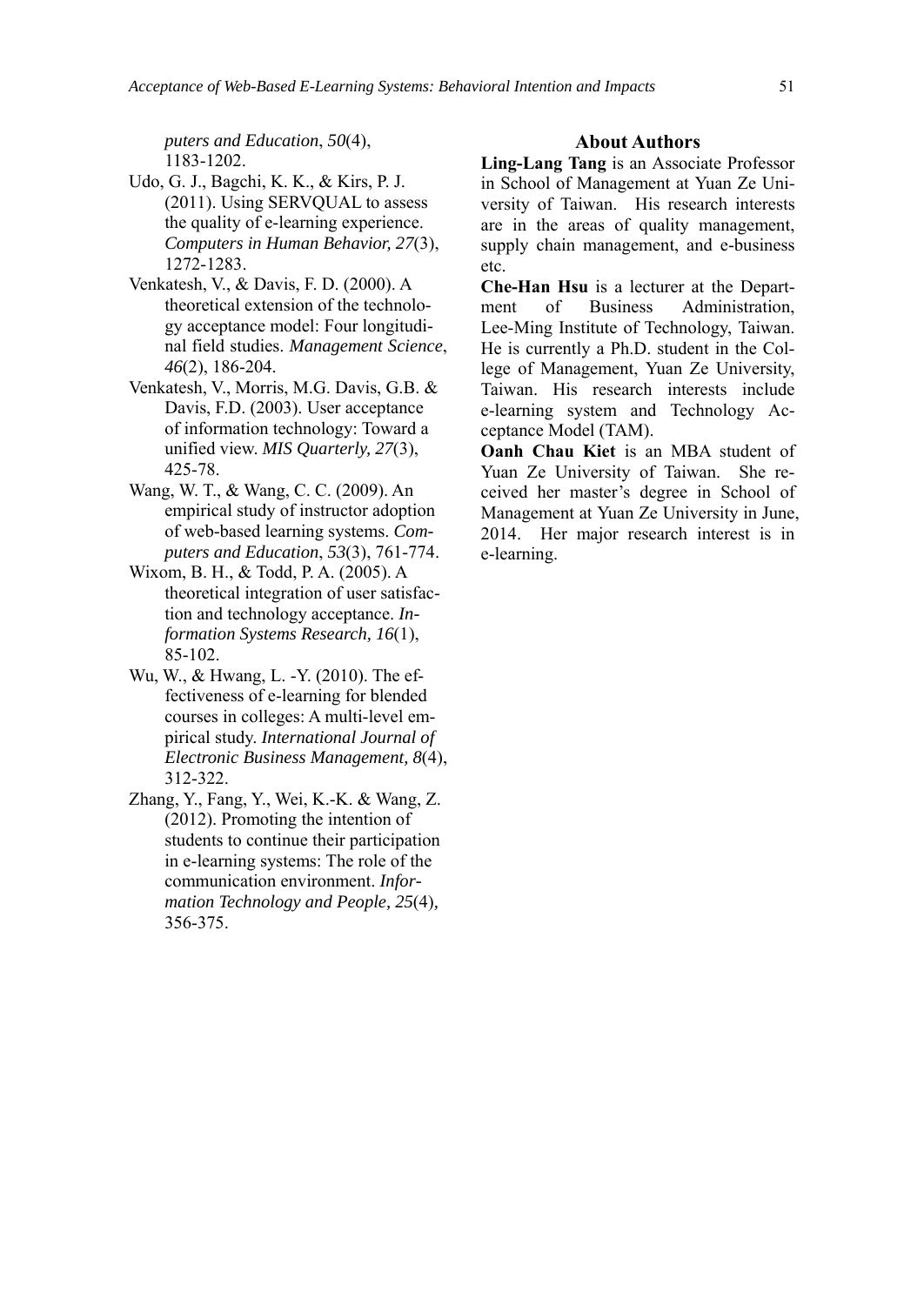*puters and Education*, *50*(4), 1183-1202.

Udo, G. J., Bagchi, K. K., & Kirs, P. J. (2011). Using SERVQUAL to assess the quality of e-learning experience. *Computers in Human Behavior, 27*(3), 1272-1283.

Venkatesh, V., & Davis, F. D. (2000). A theoretical extension of the technology acceptance model: Four longitudinal field studies. *Management Science*, *46*(2), 186-204.

Venkatesh, V., Morris, M.G. Davis, G.B. & Davis, F.D. (2003). User acceptance of information technology: Toward a unified view. *MIS Quarterly, 27*(3), 425-78.

Wang, W. T., & Wang, C. C. (2009). An empirical study of instructor adoption of web-based learning systems. *Computers and Education*, *53*(3), 761-774.

Wixom, B. H., & Todd, P. A. (2005). A theoretical integration of user satisfaction and technology acceptance. *Information Systems Research, 16*(1), 85-102.

Wu, W., & Hwang, L. -Y. (2010). The effectiveness of e-learning for blended courses in colleges: A multi-level empirical study. *International Journal of Electronic Business Management, 8*(4), 312-322.

Zhang, Y., Fang, Y., Wei, K.-K. & Wang, Z. (2012). Promoting the intention of students to continue their participation in e-learning systems: The role of the communication environment. *Information Technology and People, 25*(4), 356-375.

## About Authors

**Ling-Lang Tang** is an Associate Professor in School of Management at Yuan Ze University of Taiwan. His research interests are in the areas of quality management, supply chain management, and e-business etc.

**Che-Han Hsu** is a lecturer at the Department of Business Administration, Lee-Ming Institute of Technology, Taiwan. He is currently a Ph.D. student in the College of Management, Yuan Ze University, Taiwan. His research interests include e-learning system and Technology Acceptance Model (TAM).

**Oanh Chau Kiet** is an MBA student of Yuan Ze University of Taiwan. She received her master's degree in School of Management at Yuan Ze University in June, 2014. Her major research interest is in e-learning.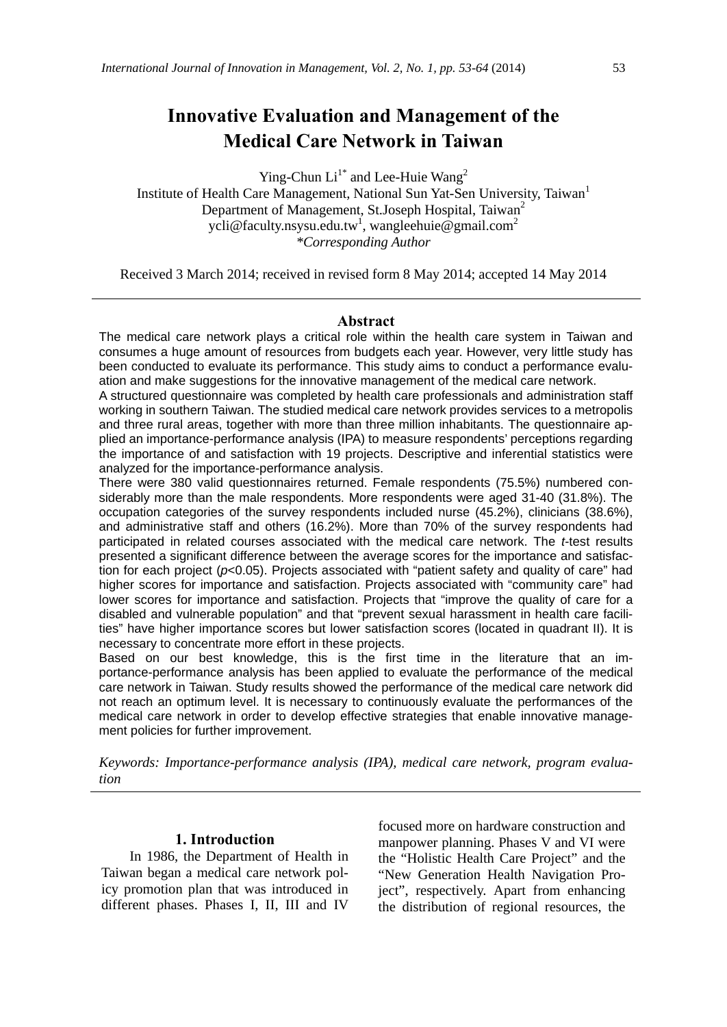# Innovative Evaluation and Management of the Medical Care Network in Taiwan

Ying-Chun Li[1*] and Lee-Huie Wang[2]
Institute of Health Care Management, National Sun Yat-Sen University, Taiwan[1]
Department of Management, St.Joseph Hospital, Taiwan[2]
ycli@faculty.nsysu.edu.tw[1], wangleehuie@gmail.com[2]
*\*Corresponding Author*

Received 3 March 2014; received in revised form 8 May 2014; accepted 14 May 2014

## Abstract

The medical care network plays a critical role within the health care system in Taiwan and consumes a huge amount of resources from budgets each year. However, very little study has been conducted to evaluate its performance. This study aims to conduct a performance evaluation and make suggestions for the innovative management of the medical care network.

A structured questionnaire was completed by health care professionals and administration staff working in southern Taiwan. The studied medical care network provides services to a metropolis and three rural areas, together with more than three million inhabitants. The questionnaire applied an importance-performance analysis (IPA) to measure respondents' perceptions regarding the importance of and satisfaction with 19 projects. Descriptive and inferential statistics were analyzed for the importance-performance analysis.

There were 380 valid questionnaires returned. Female respondents (75.5%) numbered considerably more than the male respondents. More respondents were aged 31-40 (31.8%). The occupation categories of the survey respondents included nurse (45.2%), clinicians (38.6%), and administrative staff and others (16.2%). More than 70% of the survey respondents had participated in related courses associated with the medical care network. The *t*-test results presented a significant difference between the average scores for the importance and satisfaction for each project ($p<0.05$). Projects associated with "patient safety and quality of care" had higher scores for importance and satisfaction. Projects associated with "community care" had lower scores for importance and satisfaction. Projects that "improve the quality of care for a disabled and vulnerable population" and that "prevent sexual harassment in health care facilities" have higher importance scores but lower satisfaction scores (located in quadrant II). It is necessary to concentrate more effort in these projects.

Based on our best knowledge, this is the first time in the literature that an importance-performance analysis has been applied to evaluate the performance of the medical care network in Taiwan. Study results showed the performance of the medical care network did not reach an optimum level. It is necessary to continuously evaluate the performances of the medical care network in order to develop effective strategies that enable innovative management policies for further improvement.

*Keywords: Importance-performance analysis (IPA), medical care network, program evaluation*

## 1. Introduction

In 1986, the Department of Health in Taiwan began a medical care network policy promotion plan that was introduced in different phases. Phases I, II, III and IV focused more on hardware construction and manpower planning. Phases V and VI were the "Holistic Health Care Project" and the "New Generation Health Navigation Project", respectively. Apart from enhancing the distribution of regional resources, the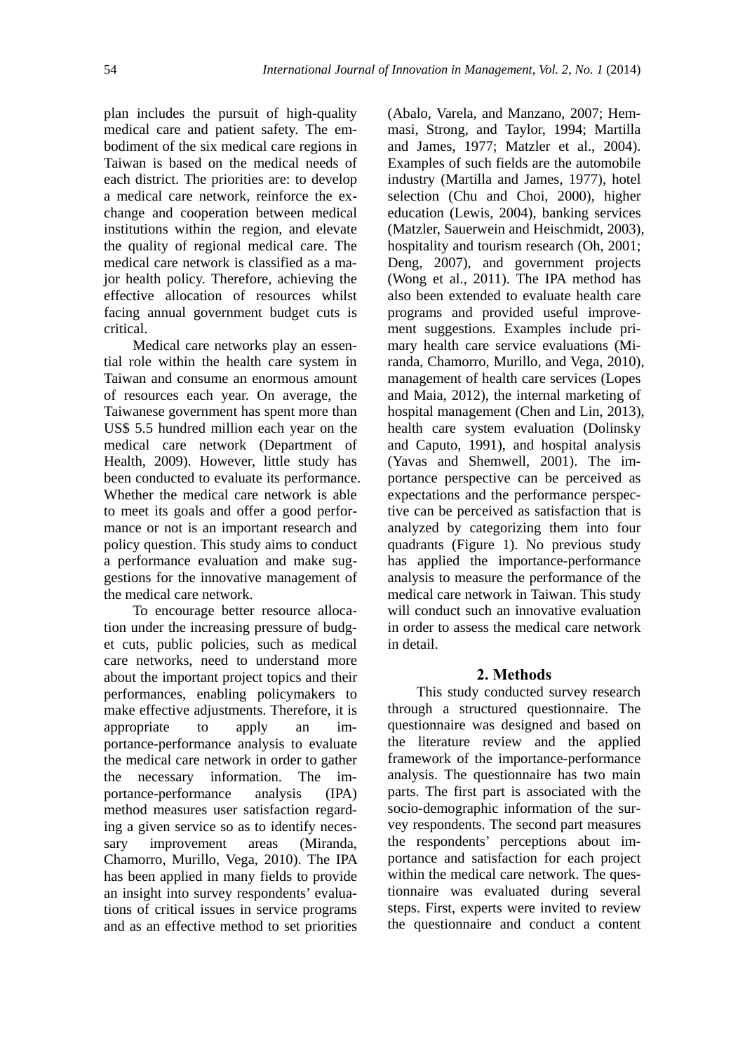plan includes the pursuit of high-quality medical care and patient safety. The embodiment of the six medical care regions in Taiwan is based on the medical needs of each district. The priorities are: to develop a medical care network, reinforce the exchange and cooperation between medical institutions within the region, and elevate the quality of regional medical care. The medical care network is classified as a major health policy. Therefore, achieving the effective allocation of resources whilst facing annual government budget cuts is critical.

Medical care networks play an essential role within the health care system in Taiwan and consume an enormous amount of resources each year. On average, the Taiwanese government has spent more than US$ 5.5 hundred million each year on the medical care network (Department of Health, 2009). However, little study has been conducted to evaluate its performance. Whether the medical care network is able to meet its goals and offer a good performance or not is an important research and policy question. This study aims to conduct a performance evaluation and make suggestions for the innovative management of the medical care network.

To encourage better resource allocation under the increasing pressure of budget cuts, public policies, such as medical care networks, need to understand more about the important project topics and their performances, enabling policymakers to make effective adjustments. Therefore, it is appropriate to apply an importance-performance analysis to evaluate the medical care network in order to gather the necessary information. The importance-performance analysis (IPA) method measures user satisfaction regarding a given service so as to identify necessary improvement areas (Miranda, Chamorro, Murillo, Vega, 2010). The IPA has been applied in many fields to provide an insight into survey respondents' evaluations of critical issues in service programs and as an effective method to set priorities (Abalo, Varela, and Manzano, 2007; Hemmasi, Strong, and Taylor, 1994; Martilla and James, 1977; Matzler et al., 2004). Examples of such fields are the automobile industry (Martilla and James, 1977), hotel selection (Chu and Choi, 2000), higher education (Lewis, 2004), banking services (Matzler, Sauerwein and Heischmidt, 2003), hospitality and tourism research (Oh, 2001; Deng, 2007), and government projects (Wong et al., 2011). The IPA method has also been extended to evaluate health care programs and provided useful improvement suggestions. Examples include primary health care service evaluations (Miranda, Chamorro, Murillo, and Vega, 2010), management of health care services (Lopes and Maia, 2012), the internal marketing of hospital management (Chen and Lin, 2013), health care system evaluation (Dolinsky and Caputo, 1991), and hospital analysis (Yavas and Shemwell, 2001). The importance perspective can be perceived as expectations and the performance perspective can be perceived as satisfaction that is analyzed by categorizing them into four quadrants (Figure 1). No previous study has applied the importance-performance analysis to measure the performance of the medical care network in Taiwan. This study will conduct such an innovative evaluation in order to assess the medical care network in detail.

## 2. Methods

This study conducted survey research through a structured questionnaire. The questionnaire was designed and based on the literature review and the applied framework of the importance-performance analysis. The questionnaire has two main parts. The first part is associated with the socio-demographic information of the survey respondents. The second part measures the respondents' perceptions about importance and satisfaction for each project within the medical care network. The questionnaire was evaluated during several steps. First, experts were invited to review the questionnaire and conduct a content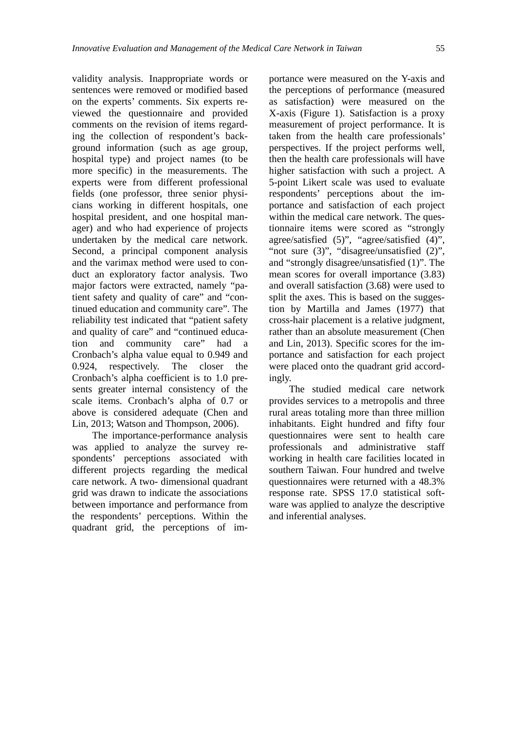validity analysis. Inappropriate words or sentences were removed or modified based on the experts' comments. Six experts reviewed the questionnaire and provided comments on the revision of items regarding the collection of respondent's background information (such as age group, hospital type) and project names (to be more specific) in the measurements. The experts were from different professional fields (one professor, three senior physicians working in different hospitals, one hospital president, and one hospital manager) and who had experience of projects undertaken by the medical care network. Second, a principal component analysis and the varimax method were used to conduct an exploratory factor analysis. Two major factors were extracted, namely "patient safety and quality of care" and "continued education and community care". The reliability test indicated that "patient safety and quality of care" and "continued education and community care" had a Cronbach's alpha value equal to 0.949 and 0.924, respectively. The closer the Cronbach's alpha coefficient is to 1.0 presents greater internal consistency of the scale items. Cronbach's alpha of 0.7 or above is considered adequate (Chen and Lin, 2013; Watson and Thompson, 2006).

The importance-performance analysis was applied to analyze the survey respondents' perceptions associated with different projects regarding the medical care network. A two- dimensional quadrant grid was drawn to indicate the associations between importance and performance from the respondents' perceptions. Within the quadrant grid, the perceptions of importance were measured on the Y-axis and the perceptions of performance (measured as satisfaction) were measured on the X-axis (Figure 1). Satisfaction is a proxy measurement of project performance. It is taken from the health care professionals' perspectives. If the project performs well, then the health care professionals will have higher satisfaction with such a project. A 5-point Likert scale was used to evaluate respondents' perceptions about the importance and satisfaction of each project within the medical care network. The questionnaire items were scored as "strongly agree/satisfied (5)", "agree/satisfied (4)", "not sure (3)", "disagree/unsatisfied (2)", and "strongly disagree/unsatisfied (1)". The mean scores for overall importance (3.83) and overall satisfaction (3.68) were used to split the axes. This is based on the suggestion by Martilla and James (1977) that cross-hair placement is a relative judgment, rather than an absolute measurement (Chen and Lin, 2013). Specific scores for the importance and satisfaction for each project were placed onto the quadrant grid accordingly.

The studied medical care network provides services to a metropolis and three rural areas totaling more than three million inhabitants. Eight hundred and fifty four questionnaires were sent to health care professionals and administrative staff working in health care facilities located in southern Taiwan. Four hundred and twelve questionnaires were returned with a 48.3% response rate. SPSS 17.0 statistical software was applied to analyze the descriptive and inferential analyses.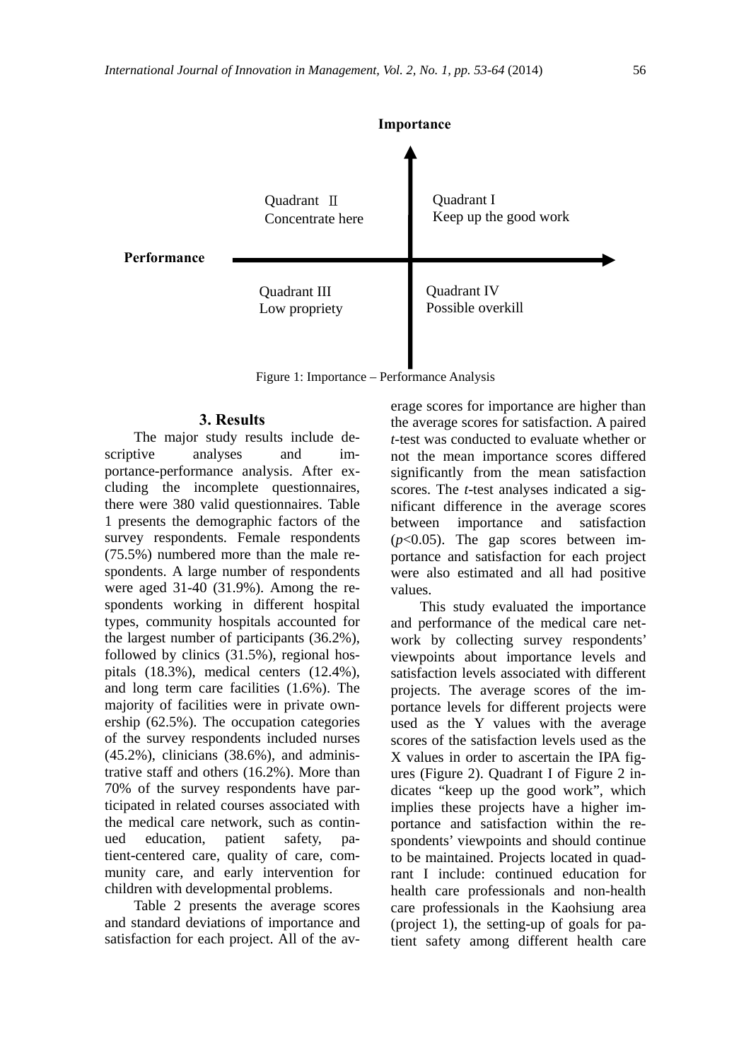**Importance**

| | |
|---|---|
| Quadrant Ⅱ<br>Concentrate here | Quadrant I<br>Keep up the good work |
| Quadrant III<br>Low propriety | Quadrant IV<br>Possible overkill |

**Performance**

Figure 1: Importance – Performance Analysis

## 3. Results

The major study results include descriptive analyses and importance-performance analysis. After excluding the incomplete questionnaires, there were 380 valid questionnaires. Table 1 presents the demographic factors of the survey respondents. Female respondents (75.5%) numbered more than the male respondents. A large number of respondents were aged 31-40 (31.9%). Among the respondents working in different hospital types, community hospitals accounted for the largest number of participants (36.2%), followed by clinics (31.5%), regional hospitals (18.3%), medical centers (12.4%), and long term care facilities (1.6%). The majority of facilities were in private ownership (62.5%). The occupation categories of the survey respondents included nurses (45.2%), clinicians (38.6%), and administrative staff and others (16.2%). More than 70% of the survey respondents have participated in related courses associated with the medical care network, such as continued education, patient safety, patient-centered care, quality of care, community care, and early intervention for children with developmental problems.

Table 2 presents the average scores and standard deviations of importance and satisfaction for each project. All of the average scores for importance are higher than the average scores for satisfaction. A paired *t*-test was conducted to evaluate whether or not the mean importance scores differed significantly from the mean satisfaction scores. The *t*-test analyses indicated a significant difference in the average scores between importance and satisfaction ($p<0.05$). The gap scores between importance and satisfaction for each project were also estimated and all had positive values.

This study evaluated the importance and performance of the medical care network by collecting survey respondents' viewpoints about importance levels and satisfaction levels associated with different projects. The average scores of the importance levels for different projects were used as the Y values with the average scores of the satisfaction levels used as the X values in order to ascertain the IPA figures (Figure 2). Quadrant I of Figure 2 indicates "keep up the good work", which implies these projects have a higher importance and satisfaction within the respondents' viewpoints and should continue to be maintained. Projects located in quadrant I include: continued education for health care professionals and non-health care professionals in the Kaohsiung area (project 1), the setting-up of goals for patient safety among different health care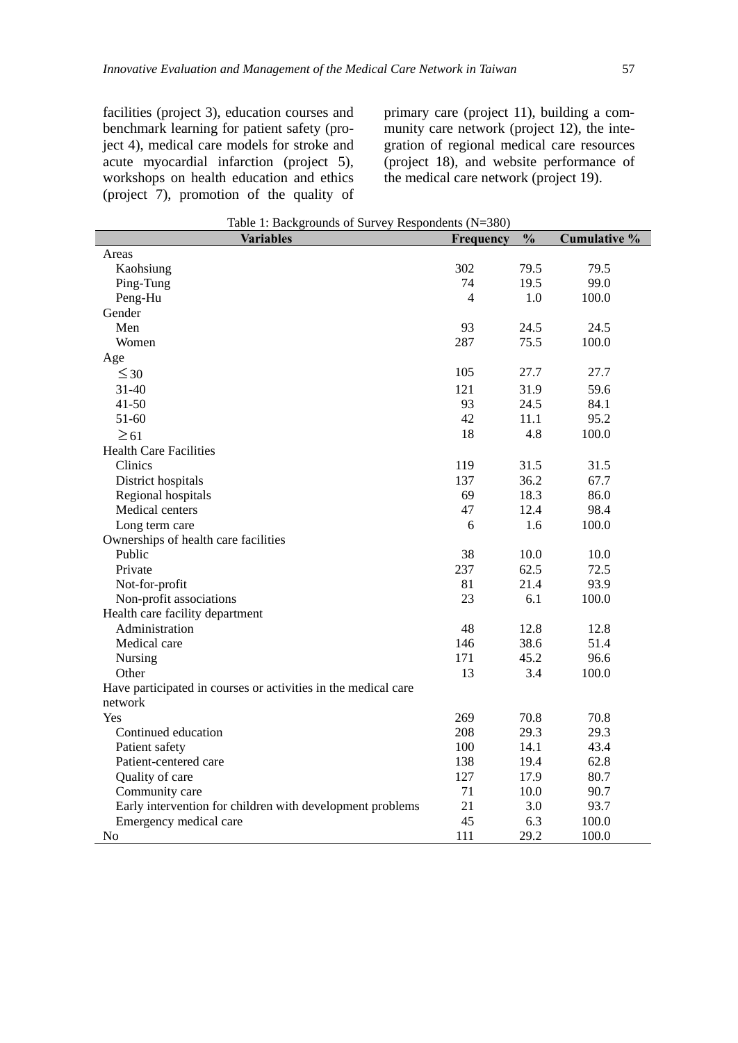facilities (project 3), education courses and benchmark learning for patient safety (project 4), medical care models for stroke and acute myocardial infarction (project 5), workshops on health education and ethics (project 7), promotion of the quality of primary care (project 11), building a community care network (project 12), the integration of regional medical care resources (project 18), and website performance of the medical care network (project 19).

Table 1: Backgrounds of Survey Respondents (N=380)

| Variables | Frequency | % | Cumulative % |
|---|---|---|---|
| Areas | | | |
| Kaohsiung | 302 | 79.5 | 79.5 |
| Ping-Tung | 74 | 19.5 | 99.0 |
| Peng-Hu | 4 | 1.0 | 100.0 |
| Gender | | | |
| Men | 93 | 24.5 | 24.5 |
| Women | 287 | 75.5 | 100.0 |
| Age | | | |
| ≤30 | 105 | 27.7 | 27.7 |
| 31-40 | 121 | 31.9 | 59.6 |
| 41-50 | 93 | 24.5 | 84.1 |
| 51-60 | 42 | 11.1 | 95.2 |
| ≥61 | 18 | 4.8 | 100.0 |
| Health Care Facilities | | | |
| Clinics | 119 | 31.5 | 31.5 |
| District hospitals | 137 | 36.2 | 67.7 |
| Regional hospitals | 69 | 18.3 | 86.0 |
| Medical centers | 47 | 12.4 | 98.4 |
| Long term care | 6 | 1.6 | 100.0 |
| Ownerships of health care facilities | | | |
| Public | 38 | 10.0 | 10.0 |
| Private | 237 | 62.5 | 72.5 |
| Not-for-profit | 81 | 21.4 | 93.9 |
| Non-profit associations | 23 | 6.1 | 100.0 |
| Health care facility department | | | |
| Administration | 48 | 12.8 | 12.8 |
| Medical care | 146 | 38.6 | 51.4 |
| Nursing | 171 | 45.2 | 96.6 |
| Other | 13 | 3.4 | 100.0 |
| Have participated in courses or activities in the medical care network | | | |
| Yes | 269 | 70.8 | 70.8 |
| Continued education | 208 | 29.3 | 29.3 |
| Patient safety | 100 | 14.1 | 43.4 |
| Patient-centered care | 138 | 19.4 | 62.8 |
| Quality of care | 127 | 17.9 | 80.7 |
| Community care | 71 | 10.0 | 90.7 |
| Early intervention for children with development problems | 21 | 3.0 | 93.7 |
| Emergency medical care | 45 | 6.3 | 100.0 |
| No | 111 | 29.2 | 100.0 |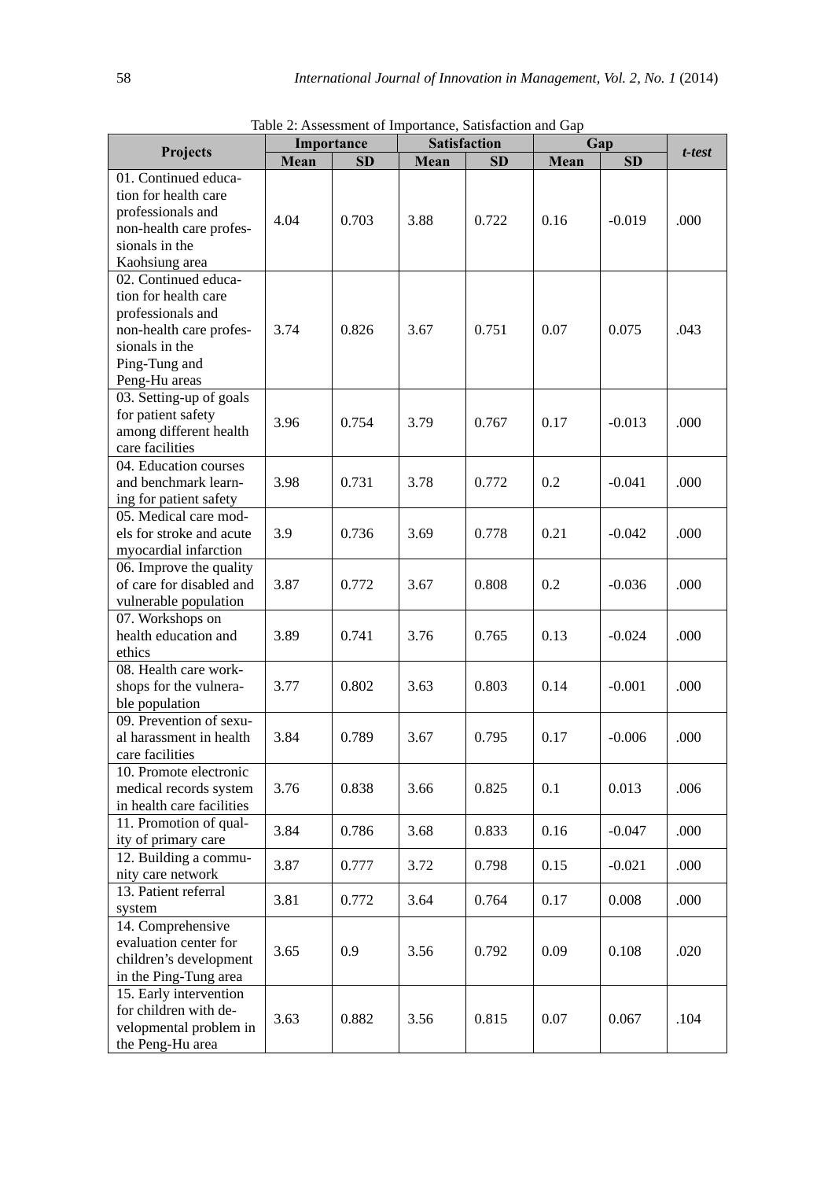Table 2: Assessment of Importance, Satisfaction and Gap

| Projects | Importance | | Satisfaction | | Gap | | *t-test* |
|---|---|---|---|---|---|---|---|
| | Mean | SD | Mean | SD | Mean | SD | |
| 01. Continued education for health care professionals and non-health care professionals in the Kaohsiung area | 4.04 | 0.703 | 3.88 | 0.722 | 0.16 | -0.019 | .000 |
| 02. Continued education for health care professionals and non-health care professionals in the Ping-Tung and Peng-Hu areas | 3.74 | 0.826 | 3.67 | 0.751 | 0.07 | 0.075 | .043 |
| 03. Setting-up of goals for patient safety among different health care facilities | 3.96 | 0.754 | 3.79 | 0.767 | 0.17 | -0.013 | .000 |
| 04. Education courses and benchmark learning for patient safety | 3.98 | 0.731 | 3.78 | 0.772 | 0.2 | -0.041 | .000 |
| 05. Medical care models for stroke and acute myocardial infarction | 3.9 | 0.736 | 3.69 | 0.778 | 0.21 | -0.042 | .000 |
| 06. Improve the quality of care for disabled and vulnerable population | 3.87 | 0.772 | 3.67 | 0.808 | 0.2 | -0.036 | .000 |
| 07. Workshops on health education and ethics | 3.89 | 0.741 | 3.76 | 0.765 | 0.13 | -0.024 | .000 |
| 08. Health care workshops for the vulnerable population | 3.77 | 0.802 | 3.63 | 0.803 | 0.14 | -0.001 | .000 |
| 09. Prevention of sexual harassment in health care facilities | 3.84 | 0.789 | 3.67 | 0.795 | 0.17 | -0.006 | .000 |
| 10. Promote electronic medical records system in health care facilities | 3.76 | 0.838 | 3.66 | 0.825 | 0.1 | 0.013 | .006 |
| 11. Promotion of quality of primary care | 3.84 | 0.786 | 3.68 | 0.833 | 0.16 | -0.047 | .000 |
| 12. Building a community care network | 3.87 | 0.777 | 3.72 | 0.798 | 0.15 | -0.021 | .000 |
| 13. Patient referral system | 3.81 | 0.772 | 3.64 | 0.764 | 0.17 | 0.008 | .000 |
| 14. Comprehensive evaluation center for children's development in the Ping-Tung area | 3.65 | 0.9 | 3.56 | 0.792 | 0.09 | 0.108 | .020 |
| 15. Early intervention for children with developmental problem in the Peng-Hu area | 3.63 | 0.882 | 3.56 | 0.815 | 0.07 | 0.067 | .104 |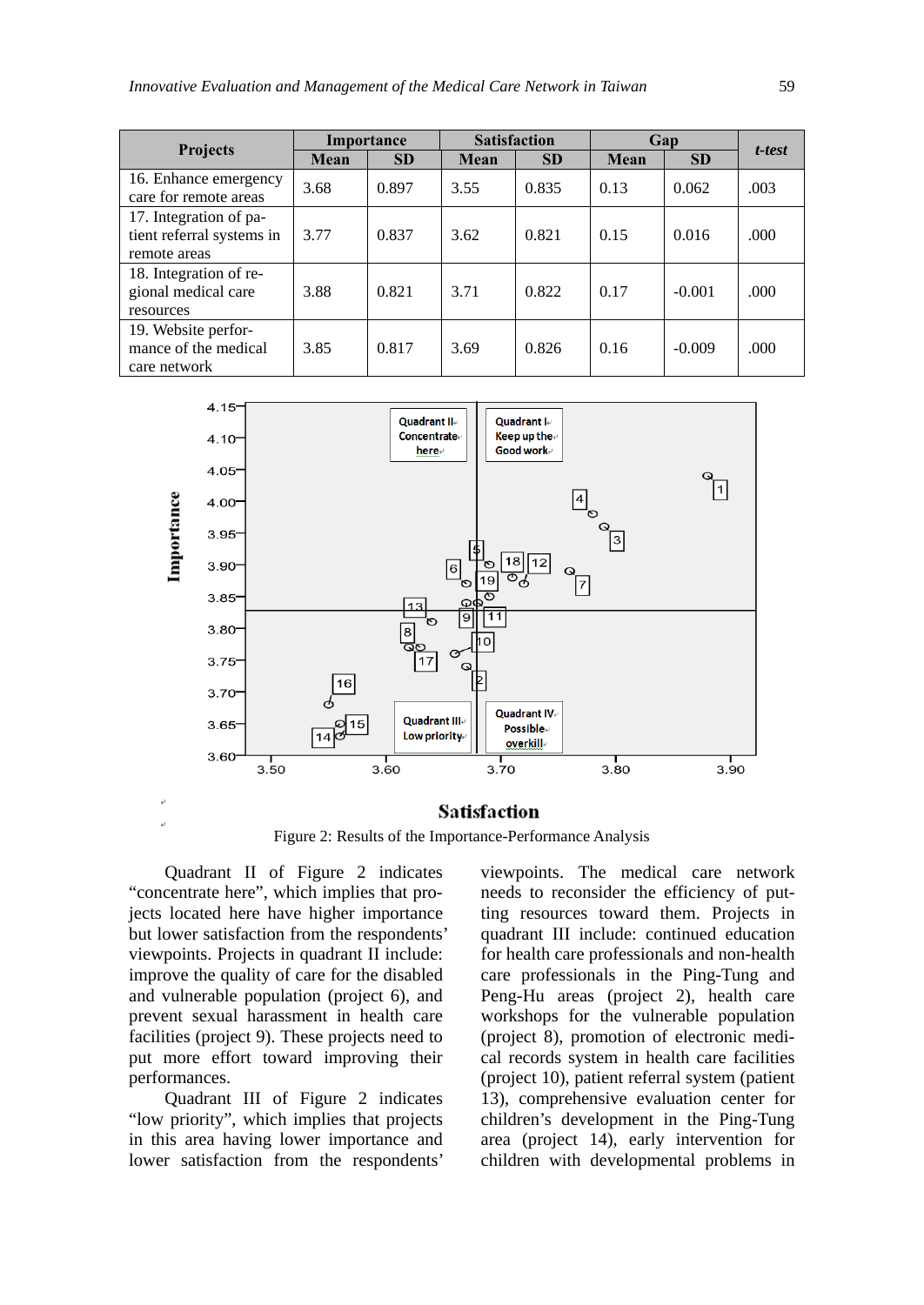| Projects | Importance | | Satisfaction | | Gap | | *t-test* |
|---|---|---|---|---|---|---|---|
| | Mean | SD | Mean | SD | Mean | SD | |
| 16. Enhance emergency care for remote areas | 3.68 | 0.897 | 3.55 | 0.835 | 0.13 | 0.062 | .003 |
| 17. Integration of patient referral systems in remote areas | 3.77 | 0.837 | 3.62 | 0.821 | 0.15 | 0.016 | .000 |
| 18. Integration of regional medical care resources | 3.88 | 0.821 | 3.71 | 0.822 | 0.17 | -0.001 | .000 |
| 19. Website performance of the medical care network | 3.85 | 0.817 | 3.69 | 0.826 | 0.16 | -0.009 | .000 |

Figure 2: Results of the Importance-Performance Analysis

Quadrant II of Figure 2 indicates "concentrate here", which implies that projects located here have higher importance but lower satisfaction from the respondents' viewpoints. Projects in quadrant II include: improve the quality of care for the disabled and vulnerable population (project 6), and prevent sexual harassment in health care facilities (project 9). These projects need to put more effort toward improving their performances.

Quadrant III of Figure 2 indicates "low priority", which implies that projects in this area having lower importance and lower satisfaction from the respondents' viewpoints. The medical care network needs to reconsider the efficiency of putting resources toward them. Projects in quadrant III include: continued education for health care professionals and non-health care professionals in the Ping-Tung and Peng-Hu areas (project 2), health care workshops for the vulnerable population (project 8), promotion of electronic medical records system in health care facilities (project 10), patient referral system (patient 13), comprehensive evaluation center for children's development in the Ping-Tung area (project 14), early intervention for children with developmental problems in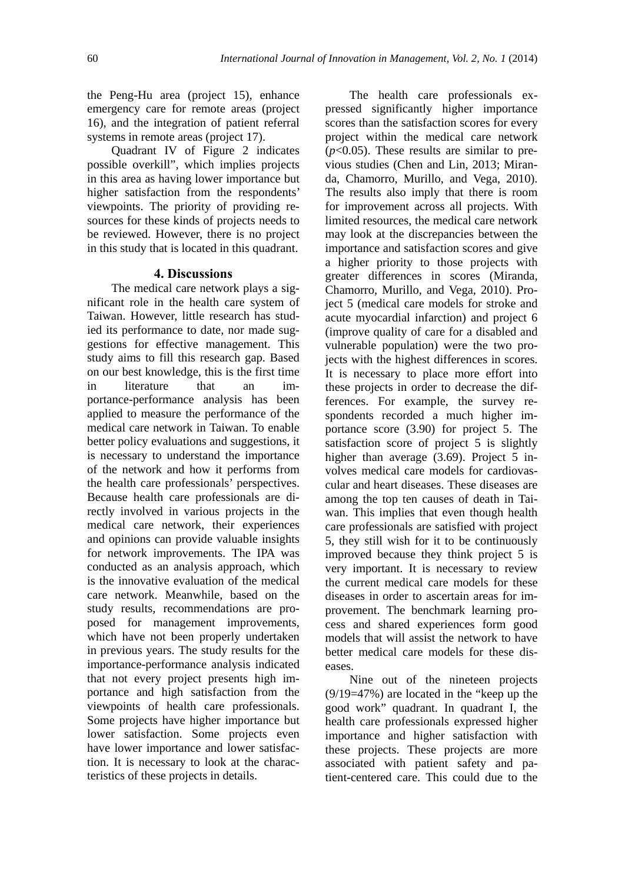the Peng-Hu area (project 15), enhance emergency care for remote areas (project 16), and the integration of patient referral systems in remote areas (project 17).

Quadrant IV of Figure 2 indicates possible overkill", which implies projects in this area as having lower importance but higher satisfaction from the respondents' viewpoints. The priority of providing resources for these kinds of projects needs to be reviewed. However, there is no project in this study that is located in this quadrant.

## 4. Discussions

The medical care network plays a significant role in the health care system of Taiwan. However, little research has studied its performance to date, nor made suggestions for effective management. This study aims to fill this research gap. Based on our best knowledge, this is the first time in literature that an importance-performance analysis has been applied to measure the performance of the medical care network in Taiwan. To enable better policy evaluations and suggestions, it is necessary to understand the importance of the network and how it performs from the health care professionals' perspectives. Because health care professionals are directly involved in various projects in the medical care network, their experiences and opinions can provide valuable insights for network improvements. The IPA was conducted as an analysis approach, which is the innovative evaluation of the medical care network. Meanwhile, based on the study results, recommendations are proposed for management improvements, which have not been properly undertaken in previous years. The study results for the importance-performance analysis indicated that not every project presents high importance and high satisfaction from the viewpoints of health care professionals. Some projects have higher importance but lower satisfaction. Some projects even have lower importance and lower satisfaction. It is necessary to look at the characteristics of these projects in details.

The health care professionals expressed significantly higher importance scores than the satisfaction scores for every project within the medical care network ($p<0.05$). These results are similar to previous studies (Chen and Lin, 2013; Miranda, Chamorro, Murillo, and Vega, 2010). The results also imply that there is room for improvement across all projects. With limited resources, the medical care network may look at the discrepancies between the importance and satisfaction scores and give a higher priority to those projects with greater differences in scores (Miranda, Chamorro, Murillo, and Vega, 2010). Project 5 (medical care models for stroke and acute myocardial infarction) and project 6 (improve quality of care for a disabled and vulnerable population) were the two projects with the highest differences in scores. It is necessary to place more effort into these projects in order to decrease the differences. For example, the survey respondents recorded a much higher importance score (3.90) for project 5. The satisfaction score of project 5 is slightly higher than average (3.69). Project 5 involves medical care models for cardiovascular and heart diseases. These diseases are among the top ten causes of death in Taiwan. This implies that even though health care professionals are satisfied with project 5, they still wish for it to be continuously improved because they think project 5 is very important. It is necessary to review the current medical care models for these diseases in order to ascertain areas for improvement. The benchmark learning process and shared experiences form good models that will assist the network to have better medical care models for these diseases.

Nine out of the nineteen projects (9/19=47%) are located in the "keep up the good work" quadrant. In quadrant I, the health care professionals expressed higher importance and higher satisfaction with these projects. These projects are more associated with patient safety and patient-centered care. This could due to the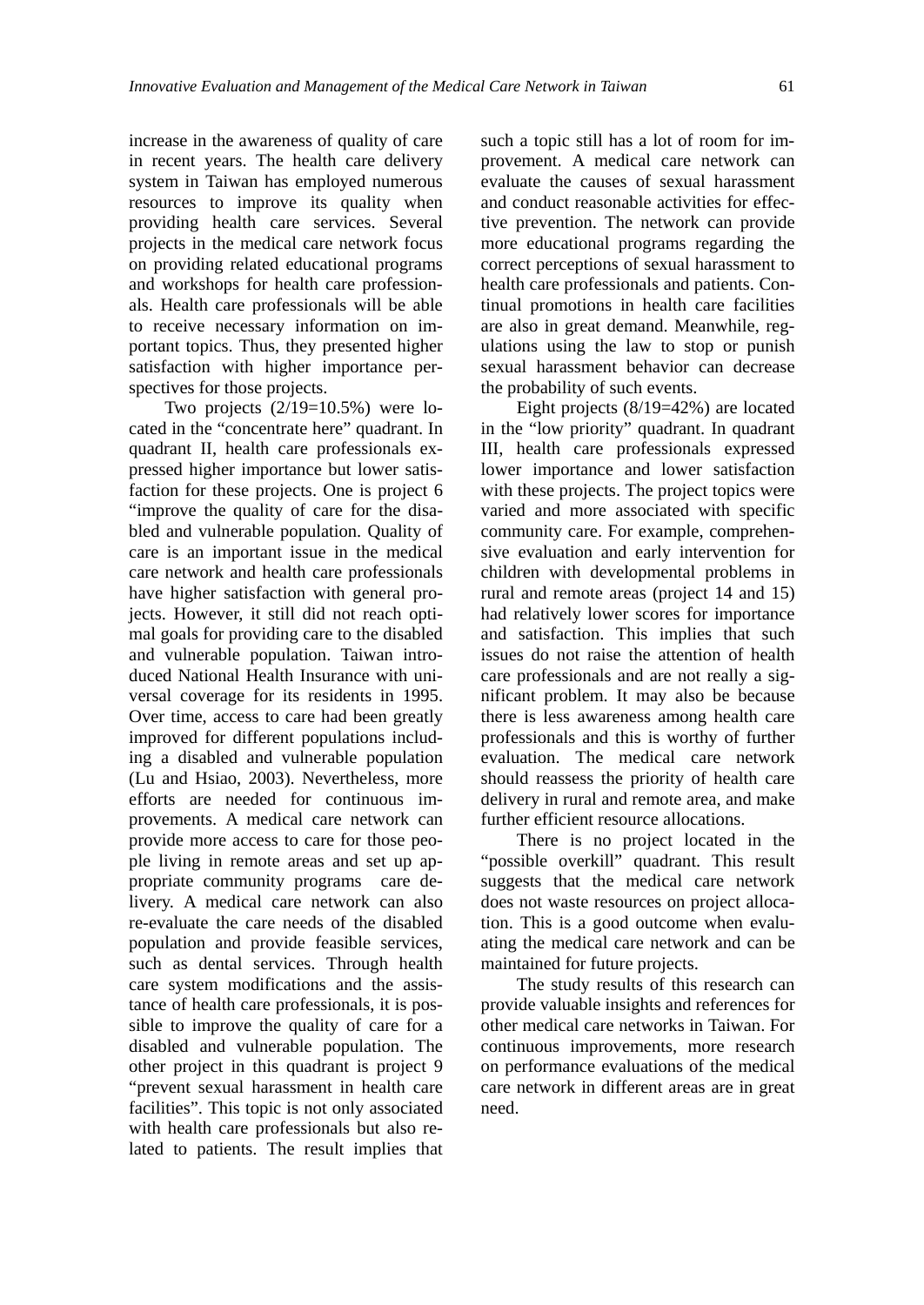increase in the awareness of quality of care in recent years. The health care delivery system in Taiwan has employed numerous resources to improve its quality when providing health care services. Several projects in the medical care network focus on providing related educational programs and workshops for health care professionals. Health care professionals will be able to receive necessary information on important topics. Thus, they presented higher satisfaction with higher importance perspectives for those projects.

Two projects (2/19=10.5%) were located in the "concentrate here" quadrant. In quadrant II, health care professionals expressed higher importance but lower satisfaction for these projects. One is project 6 "improve the quality of care for the disabled and vulnerable population. Quality of care is an important issue in the medical care network and health care professionals have higher satisfaction with general projects. However, it still did not reach optimal goals for providing care to the disabled and vulnerable population. Taiwan introduced National Health Insurance with universal coverage for its residents in 1995. Over time, access to care had been greatly improved for different populations including a disabled and vulnerable population (Lu and Hsiao, 2003). Nevertheless, more efforts are needed for continuous improvements. A medical care network can provide more access to care for those people living in remote areas and set up appropriate community programs care delivery. A medical care network can also re-evaluate the care needs of the disabled population and provide feasible services, such as dental services. Through health care system modifications and the assistance of health care professionals, it is possible to improve the quality of care for a disabled and vulnerable population. The other project in this quadrant is project 9 "prevent sexual harassment in health care facilities". This topic is not only associated with health care professionals but also related to patients. The result implies that such a topic still has a lot of room for improvement. A medical care network can evaluate the causes of sexual harassment and conduct reasonable activities for effective prevention. The network can provide more educational programs regarding the correct perceptions of sexual harassment to health care professionals and patients. Continual promotions in health care facilities are also in great demand. Meanwhile, regulations using the law to stop or punish sexual harassment behavior can decrease the probability of such events.

Eight projects (8/19=42%) are located in the "low priority" quadrant. In quadrant III, health care professionals expressed lower importance and lower satisfaction with these projects. The project topics were varied and more associated with specific community care. For example, comprehensive evaluation and early intervention for children with developmental problems in rural and remote areas (project 14 and 15) had relatively lower scores for importance and satisfaction. This implies that such issues do not raise the attention of health care professionals and are not really a significant problem. It may also be because there is less awareness among health care professionals and this is worthy of further evaluation. The medical care network should reassess the priority of health care delivery in rural and remote area, and make further efficient resource allocations.

There is no project located in the "possible overkill" quadrant. This result suggests that the medical care network does not waste resources on project allocation. This is a good outcome when evaluating the medical care network and can be maintained for future projects.

The study results of this research can provide valuable insights and references for other medical care networks in Taiwan. For continuous improvements, more research on performance evaluations of the medical care network in different areas are in great need.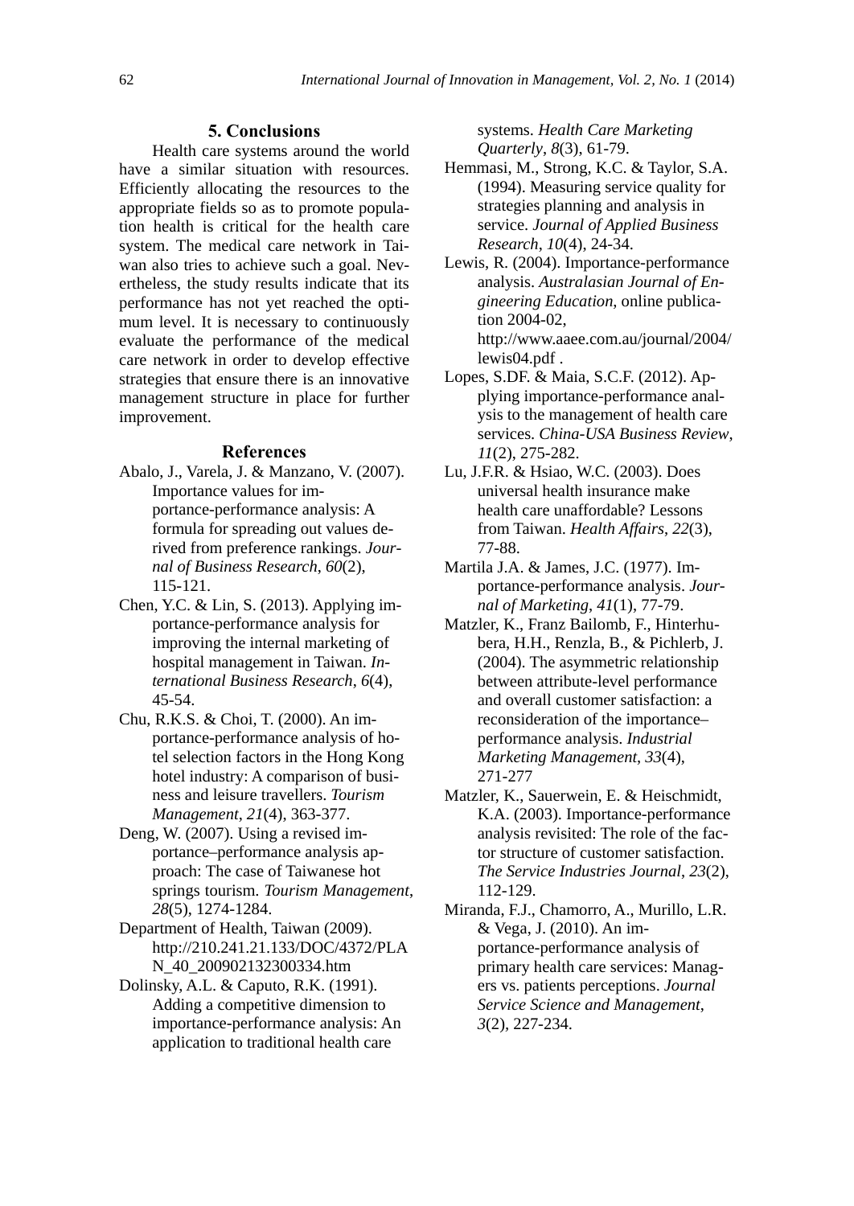## 5. Conclusions

Health care systems around the world have a similar situation with resources. Efficiently allocating the resources to the appropriate fields so as to promote population health is critical for the health care system. The medical care network in Taiwan also tries to achieve such a goal. Nevertheless, the study results indicate that its performance has not yet reached the optimum level. It is necessary to continuously evaluate the performance of the medical care network in order to develop effective strategies that ensure there is an innovative management structure in place for further improvement.

## References

Abalo, J., Varela, J. & Manzano, V. (2007). Importance values for importance-performance analysis: A formula for spreading out values derived from preference rankings. *Journal of Business Research*, *60*(2), 115-121.

Chen, Y.C. & Lin, S. (2013). Applying importance-performance analysis for improving the internal marketing of hospital management in Taiwan. *International Business Research*, *6*(4), 45-54.

Chu, R.K.S. & Choi, T. (2000). An importance-performance analysis of hotel selection factors in the Hong Kong hotel industry: A comparison of business and leisure travellers. *Tourism Management*, *21*(4), 363-377.

Deng, W. (2007). Using a revised importance–performance analysis approach: The case of Taiwanese hot springs tourism. *Tourism Management*, *28*(5), 1274-1284.

Department of Health, Taiwan (2009). http://210.241.21.133/DOC/4372/PLAN_40_200902132300334.htm

Dolinsky, A.L. & Caputo, R.K. (1991). Adding a competitive dimension to importance-performance analysis: An application to traditional health care systems. *Health Care Marketing Quarterly*, *8*(3), 61-79.

Hemmasi, M., Strong, K.C. & Taylor, S.A. (1994). Measuring service quality for strategies planning and analysis in service. *Journal of Applied Business Research*, *10*(4), 24-34.

Lewis, R. (2004). Importance-performance analysis. *Australasian Journal of Engineering Education*, online publication 2004-02, http://www.aaee.com.au/journal/2004/lewis04.pdf .

Lopes, S.DF. & Maia, S.C.F. (2012). Applying importance-performance analysis to the management of health care services. *China-USA Business Review*, *11*(2), 275-282.

Lu, J.F.R. & Hsiao, W.C. (2003). Does universal health insurance make health care unaffordable? Lessons from Taiwan. *Health Affairs*, *22*(3), 77-88.

Martila J.A. & James, J.C. (1977). Importance-performance analysis. *Journal of Marketing*, *41*(1), 77-79.

Matzler, K., Franz Bailomb, F., Hinterhubera, H.H., Renzla, B., & Pichlerb, J. (2004). The asymmetric relationship between attribute-level performance and overall customer satisfaction: a reconsideration of the importance–performance analysis. *Industrial Marketing Management*, *33*(4), 271-277

Matzler, K., Sauerwein, E. & Heischmidt, K.A. (2003). Importance-performance analysis revisited: The role of the factor structure of customer satisfaction. *The Service Industries Journal*, *23*(2), 112-129.

Miranda, F.J., Chamorro, A., Murillo, L.R. & Vega, J. (2010). An importance-performance analysis of primary health care services: Managers vs. patients perceptions. *Journal Service Science and Management*, *3*(2), 227-234.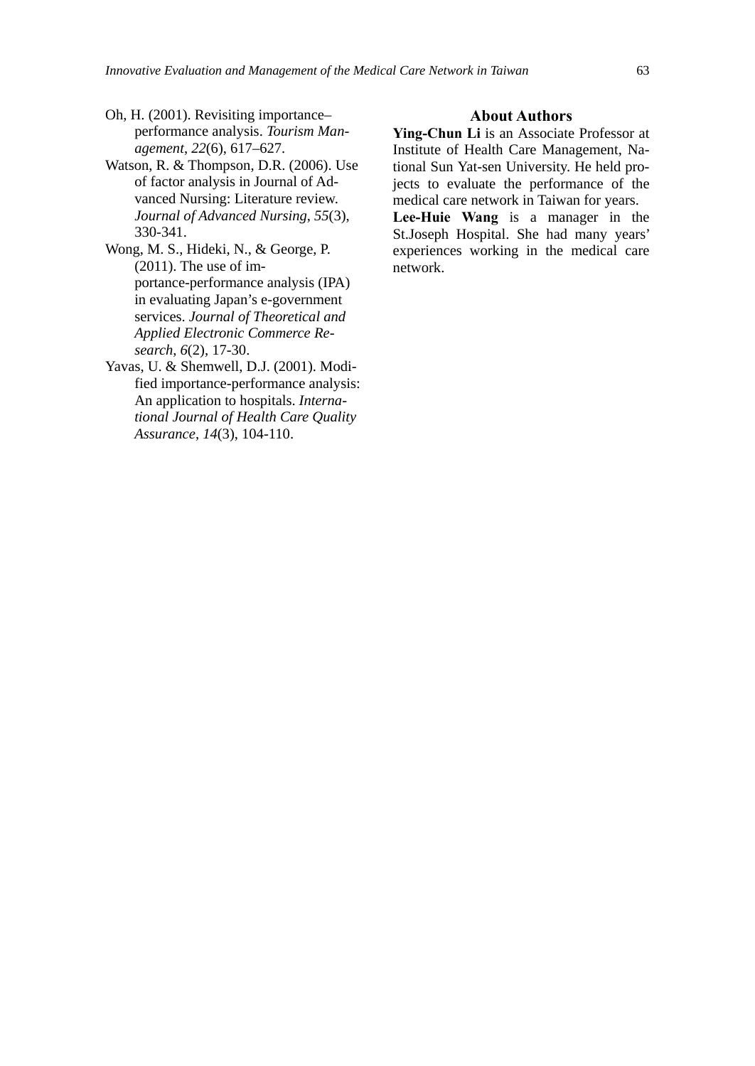Oh, H. (2001). Revisiting importance–performance analysis. *Tourism Management*, *22*(6), 617–627.

Watson, R. & Thompson, D.R. (2006). Use of factor analysis in Journal of Advanced Nursing: Literature review. *Journal of Advanced Nursing*, *55*(3), 330-341.

Wong, M. S., Hideki, N., & George, P. (2011). The use of importance-performance analysis (IPA) in evaluating Japan's e-government services. *Journal of Theoretical and Applied Electronic Commerce Research*, *6*(2), 17-30.

Yavas, U. & Shemwell, D.J. (2001). Modified importance-performance analysis: An application to hospitals. *International Journal of Health Care Quality Assurance*, *14*(3), 104-110.

## About Authors

**Ying-Chun Li** is an Associate Professor at Institute of Health Care Management, National Sun Yat-sen University. He held projects to evaluate the performance of the medical care network in Taiwan for years.

**Lee-Huie Wang** is a manager in the St.Joseph Hospital. She had many years' experiences working in the medical care network.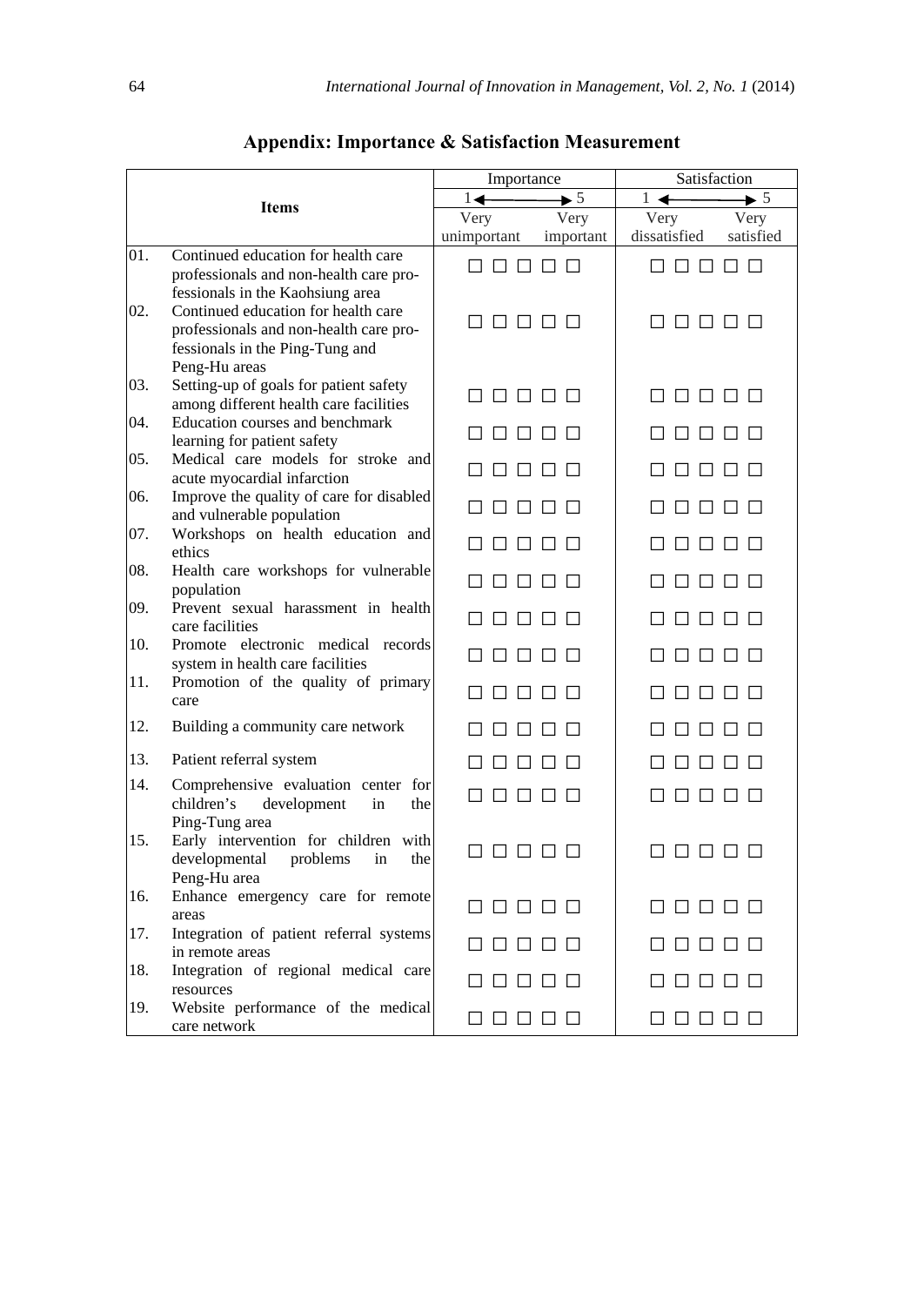## Appendix: Importance & Satisfaction Measurement

| Items | | Importance 1 ⟷ 5 Very unimportant — Very important | Satisfaction 1 ⟷ 5 Very dissatisfied — Very satisfied |
|---|---|---|---|
| 01. | Continued education for health care professionals and non-health care professionals in the Kaohsiung area | □ □ □ □ □ | □ □ □ □ □ |
| 02. | Continued education for health care professionals and non-health care professionals in the Ping-Tung and Peng-Hu areas | □ □ □ □ □ | □ □ □ □ □ |
| 03. | Setting-up of goals for patient safety among different health care facilities | □ □ □ □ □ | □ □ □ □ □ |
| 04. | Education courses and benchmark learning for patient safety | □ □ □ □ □ | □ □ □ □ □ |
| 05. | Medical care models for stroke and acute myocardial infarction | □ □ □ □ □ | □ □ □ □ □ |
| 06. | Improve the quality of care for disabled and vulnerable population | □ □ □ □ □ | □ □ □ □ □ |
| 07. | Workshops on health education and ethics | □ □ □ □ □ | □ □ □ □ □ |
| 08. | Health care workshops for vulnerable population | □ □ □ □ □ | □ □ □ □ □ |
| 09. | Prevent sexual harassment in health care facilities | □ □ □ □ □ | □ □ □ □ □ |
| 10. | Promote electronic medical records system in health care facilities | □ □ □ □ □ | □ □ □ □ □ |
| 11. | Promotion of the quality of primary care | □ □ □ □ □ | □ □ □ □ □ |
| 12. | Building a community care network | □ □ □ □ □ | □ □ □ □ □ |
| 13. | Patient referral system | □ □ □ □ □ | □ □ □ □ □ |
| 14. | Comprehensive evaluation center for children's development in the Ping-Tung area | □ □ □ □ □ | □ □ □ □ □ |
| 15. | Early intervention for children with developmental problems in the Peng-Hu area | □ □ □ □ □ | □ □ □ □ □ |
| 16. | Enhance emergency care for remote areas | □ □ □ □ □ | □ □ □ □ □ |
| 17. | Integration of patient referral systems in remote areas | □ □ □ □ □ | □ □ □ □ □ |
| 18. | Integration of regional medical care resources | □ □ □ □ □ | □ □ □ □ □ |
| 19. | Website performance of the medical care network | □ □ □ □ □ | □ □ □ □ □ |